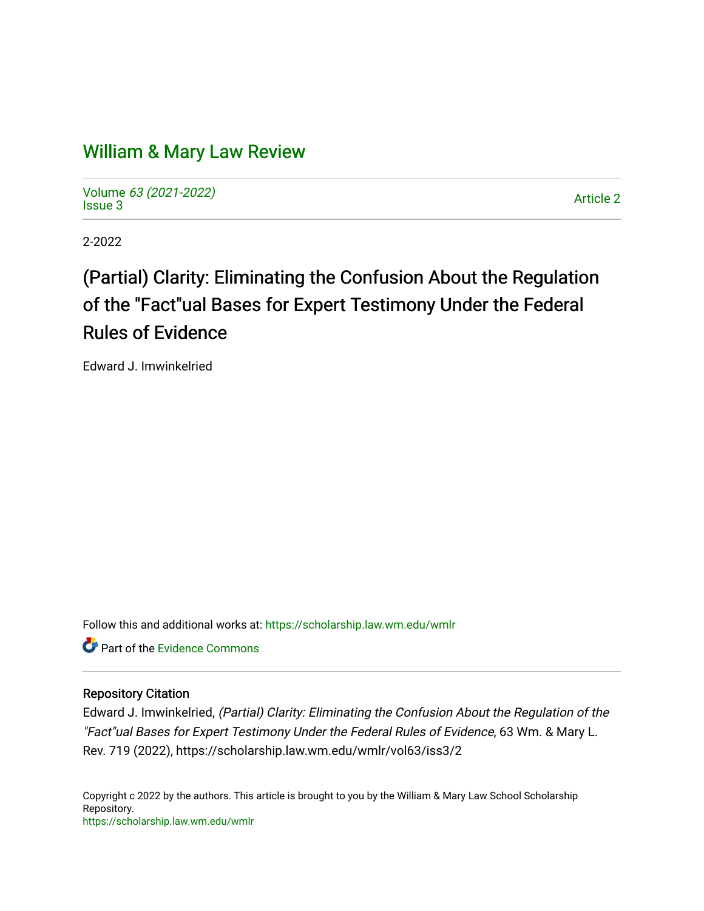# William & Mary Law Review

Volume *63 (2021-2022)*
Issue 3

Article 2

2-2022

## (Partial) Clarity: Eliminating the Confusion About the Regulation of the "Fact"ual Bases for Expert Testimony Under the Federal Rules of Evidence

Edward J. Imwinkelried

Follow this and additional works at: https://scholarship.law.wm.edu/wmlr

Part of the Evidence Commons

### Repository Citation

Edward J. Imwinkelried, *(Partial) Clarity: Eliminating the Confusion About the Regulation of the "Fact"ual Bases for Expert Testimony Under the Federal Rules of Evidence*, 63 Wm. & Mary L. Rev. 719 (2022), https://scholarship.law.wm.edu/wmlr/vol63/iss3/2

Copyright c 2022 by the authors. This article is brought to you by the William & Mary Law School Scholarship Repository.
https://scholarship.law.wm.edu/wmlr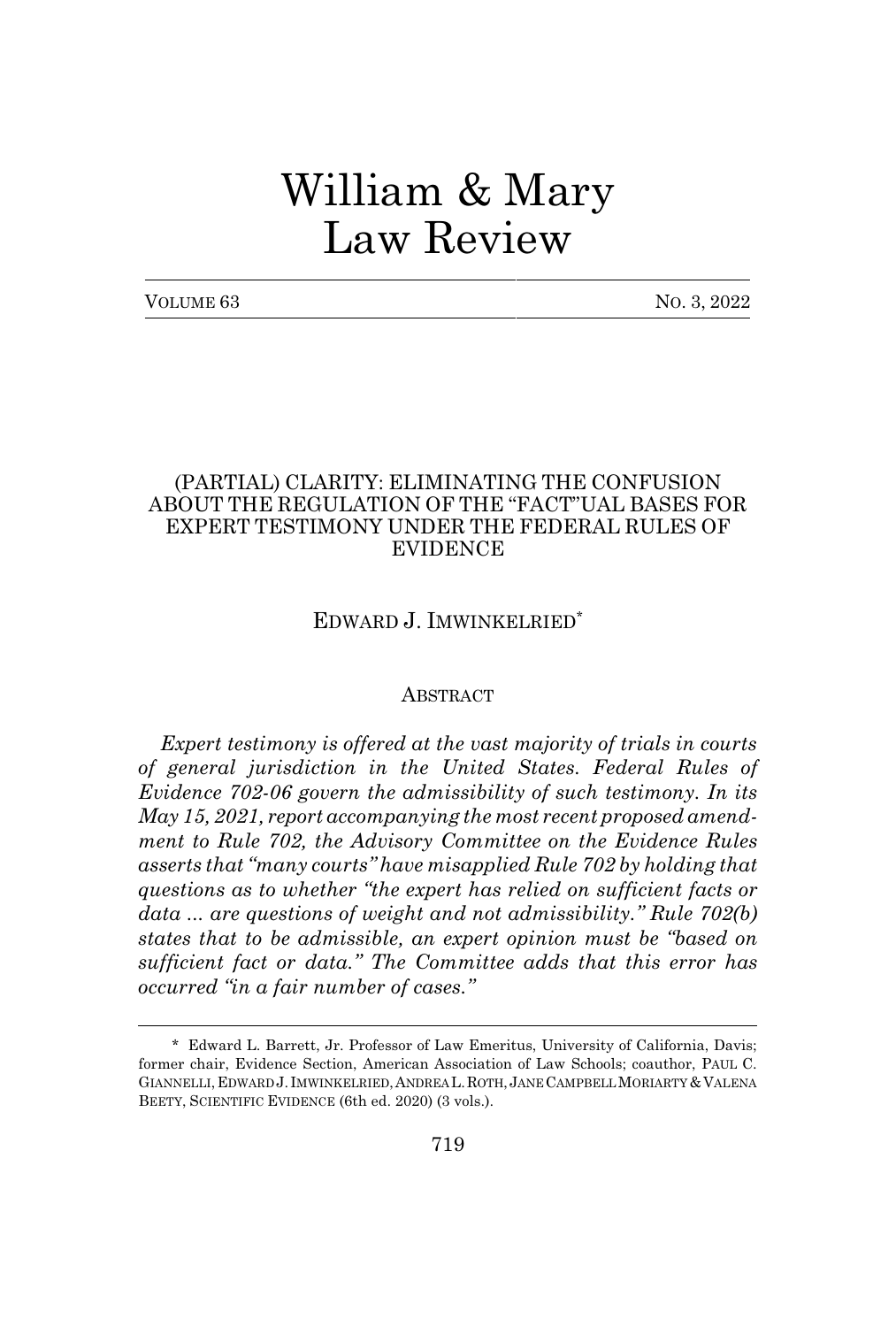# William & Mary Law Review

VOLUME 63 NO. 3, 2022

## (PARTIAL) CLARITY: ELIMINATING THE CONFUSION ABOUT THE REGULATION OF THE "FACT"UAL BASES FOR EXPERT TESTIMONY UNDER THE FEDERAL RULES OF EVIDENCE

EDWARD J. IMWINKELRIED*

### ABSTRACT

*Expert testimony is offered at the vast majority of trials in courts of general jurisdiction in the United States. Federal Rules of Evidence 702-06 govern the admissibility of such testimony. In its May 15, 2021, report accompanying the most recent proposed amendment to Rule 702, the Advisory Committee on the Evidence Rules asserts that "many courts" have misapplied Rule 702 by holding that questions as to whether "the expert has relied on sufficient facts or data ... are questions of weight and not admissibility." Rule 702(b) states that to be admissible, an expert opinion must be "based on sufficient fact or data." The Committee adds that this error has occurred "in a fair number of cases."*

---

\* Edward L. Barrett, Jr. Professor of Law Emeritus, University of California, Davis; former chair, Evidence Section, American Association of Law Schools; coauthor, PAUL C. GIANNELLI, EDWARD J. IMWINKELRIED, ANDREA L. ROTH, JANE CAMPBELL MORIARTY & VALENA BEETY, SCIENTIFIC EVIDENCE (6th ed. 2020) (3 vols.).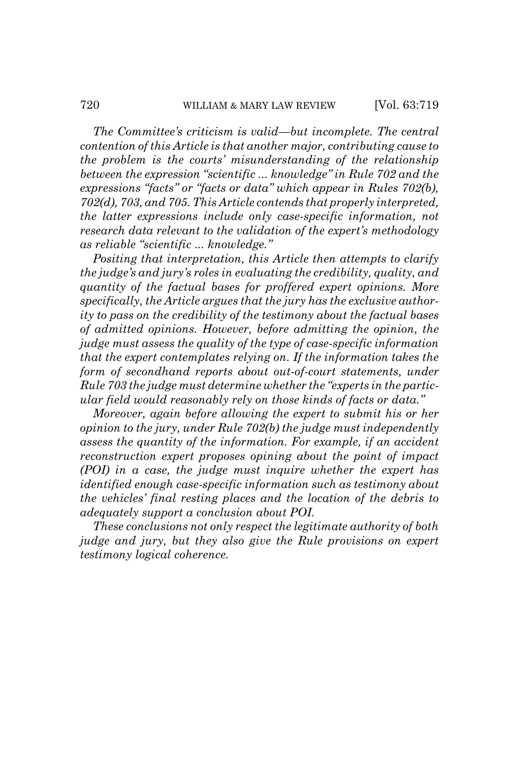*The Committee's criticism is valid—but incomplete. The central contention of this Article is that another major, contributing cause to the problem is the courts' misunderstanding of the relationship between the expression "scientific ... knowledge" in Rule 702 and the expressions "facts" or "facts or data" which appear in Rules 702(b), 702(d), 703, and 705. This Article contends that properly interpreted, the latter expressions include only case-specific information, not research data relevant to the validation of the expert's methodology as reliable "scientific ... knowledge."*

*Positing that interpretation, this Article then attempts to clarify the judge's and jury's roles in evaluating the credibility, quality, and quantity of the factual bases for proffered expert opinions. More specifically, the Article argues that the jury has the exclusive authority to pass on the credibility of the testimony about the factual bases of admitted opinions. However, before admitting the opinion, the judge must assess the quality of the type of case-specific information that the expert contemplates relying on. If the information takes the form of secondhand reports about out-of-court statements, under Rule 703 the judge must determine whether the "experts in the particular field would reasonably rely on those kinds of facts or data."*

*Moreover, again before allowing the expert to submit his or her opinion to the jury, under Rule 702(b) the judge must independently assess the quantity of the information. For example, if an accident reconstruction expert proposes opining about the point of impact (POI) in a case, the judge must inquire whether the expert has identified enough case-specific information such as testimony about the vehicles' final resting places and the location of the debris to adequately support a conclusion about POI.*

*These conclusions not only respect the legitimate authority of both judge and jury, but they also give the Rule provisions on expert testimony logical coherence.*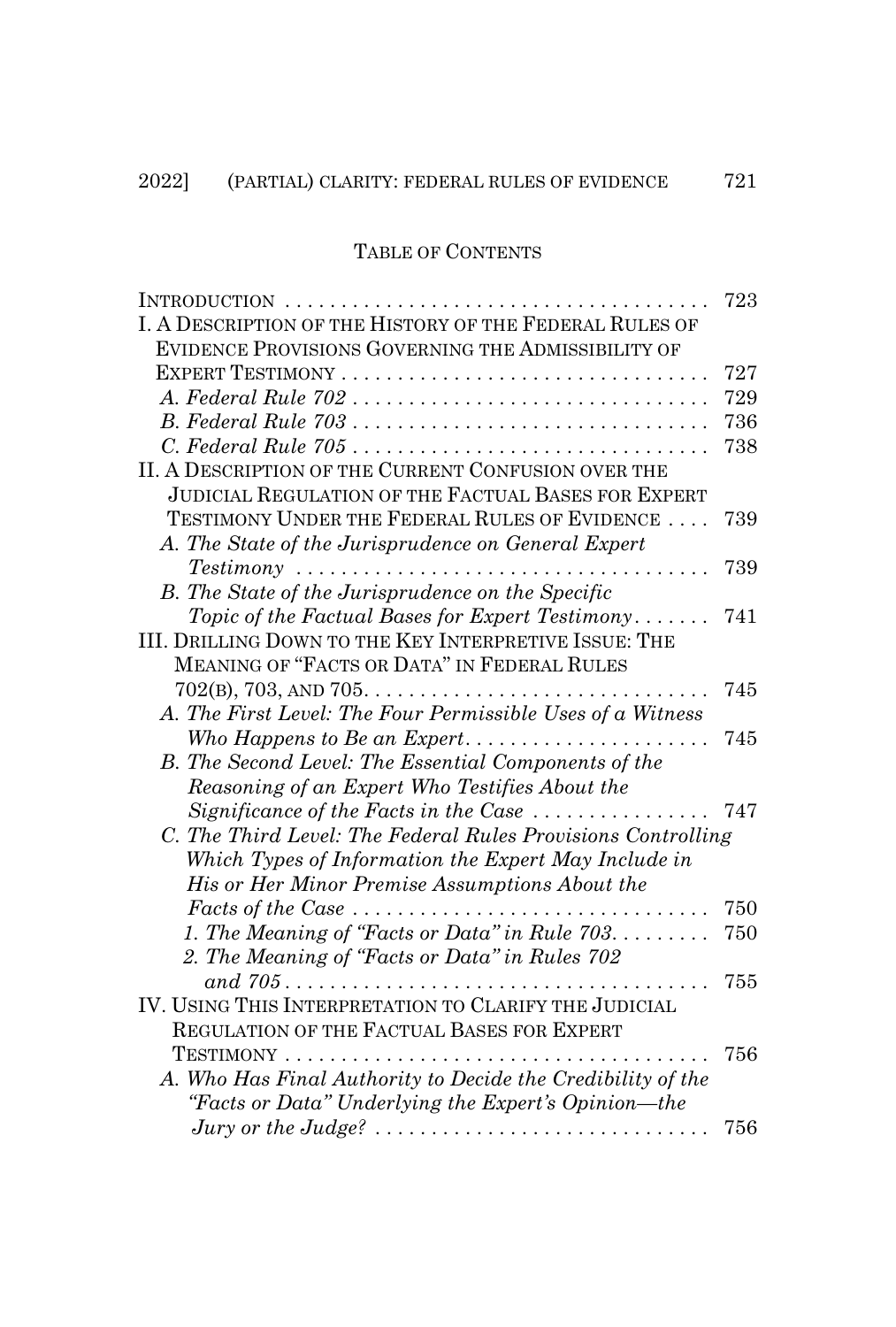TABLE OF CONTENTS

INTRODUCTION . . . . . . . . . . . . . . . . . . . . . . . . . . . . . . . . . . . . . . 723

I. A DESCRIPTION OF THE HISTORY OF THE FEDERAL RULES OF EVIDENCE PROVISIONS GOVERNING THE ADMISSIBILITY OF EXPERT TESTIMONY . . . . . . . . . . . . . . . . . . . . . . . . . . . . . . . . 727

*A. Federal Rule 702* . . . . . . . . . . . . . . . . . . . . . . . . . . . . . . . 729

*B. Federal Rule 703* . . . . . . . . . . . . . . . . . . . . . . . . . . . . . . . 736

*C. Federal Rule 705* . . . . . . . . . . . . . . . . . . . . . . . . . . . . . . . 738

II. A DESCRIPTION OF THE CURRENT CONFUSION OVER THE JUDICIAL REGULATION OF THE FACTUAL BASES FOR EXPERT TESTIMONY UNDER THE FEDERAL RULES OF EVIDENCE . . . . 739

*A. The State of the Jurisprudence on General Expert Testimony* . . . . . . . . . . . . . . . . . . . . . . . . . . . . . . . . . . . . . 739

*B. The State of the Jurisprudence on the Specific Topic of the Factual Bases for Expert Testimony* . . . . . . . 741

III. DRILLING DOWN TO THE KEY INTERPRETIVE ISSUE: THE MEANING OF "FACTS OR DATA" IN FEDERAL RULES 702(B), 703, AND 705. . . . . . . . . . . . . . . . . . . . . . . . . . . . . . 745

*A. The First Level: The Four Permissible Uses of a Witness Who Happens to Be an Expert* . . . . . . . . . . . . . . . . . . . . . . 745

*B. The Second Level: The Essential Components of the Reasoning of an Expert Who Testifies About the Significance of the Facts in the Case* . . . . . . . . . . . . . . . . 747

*C. The Third Level: The Federal Rules Provisions Controlling Which Types of Information the Expert May Include in His or Her Minor Premise Assumptions About the Facts of the Case* . . . . . . . . . . . . . . . . . . . . . . . . . . . . . . . 750

*1. The Meaning of "Facts or Data" in Rule 703*. . . . . . . . . 750

*2. The Meaning of "Facts or Data" in Rules 702 and 705* . . . . . . . . . . . . . . . . . . . . . . . . . . . . . . . . . . . . . . 755

IV. USING THIS INTERPRETATION TO CLARIFY THE JUDICIAL REGULATION OF THE FACTUAL BASES FOR EXPERT TESTIMONY . . . . . . . . . . . . . . . . . . . . . . . . . . . . . . . . . . . . . . 756

*A. Who Has Final Authority to Decide the Credibility of the "Facts or Data" Underlying the Expert's Opinion—the Jury or the Judge?* . . . . . . . . . . . . . . . . . . . . . . . . . . . . . . 756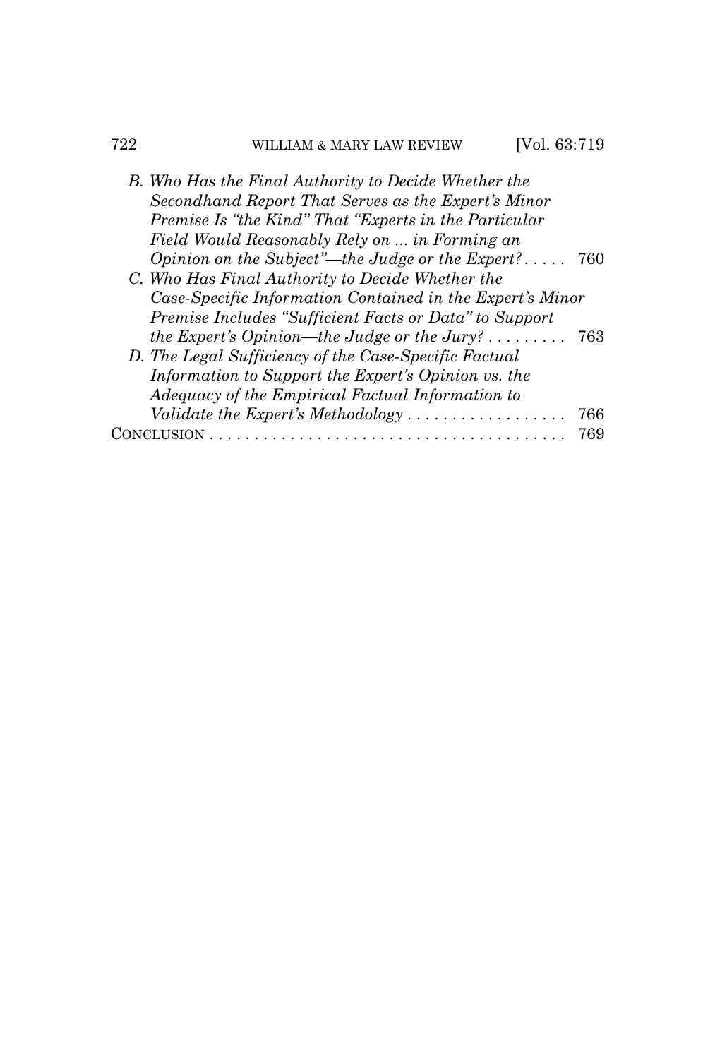*B. Who Has the Final Authority to Decide Whether the Secondhand Report That Serves as the Expert's Minor Premise Is "the Kind" That "Experts in the Particular Field Would Reasonably Rely on ... in Forming an Opinion on the Subject"—the Judge or the Expert?* . . . . . 760

*C. Who Has Final Authority to Decide Whether the Case-Specific Information Contained in the Expert's Minor Premise Includes "Sufficient Facts or Data" to Support the Expert's Opinion—the Judge or the Jury?* . . . . . . . . . 763

*D. The Legal Sufficiency of the Case-Specific Factual Information to Support the Expert's Opinion vs. the Adequacy of the Empirical Factual Information to Validate the Expert's Methodology* . . . . . . . . . . . . . . . . . . 766

CONCLUSION . . . . . . . . . . . . . . . . . . . . . . . . . . . . . . . . . . . . . . . . 769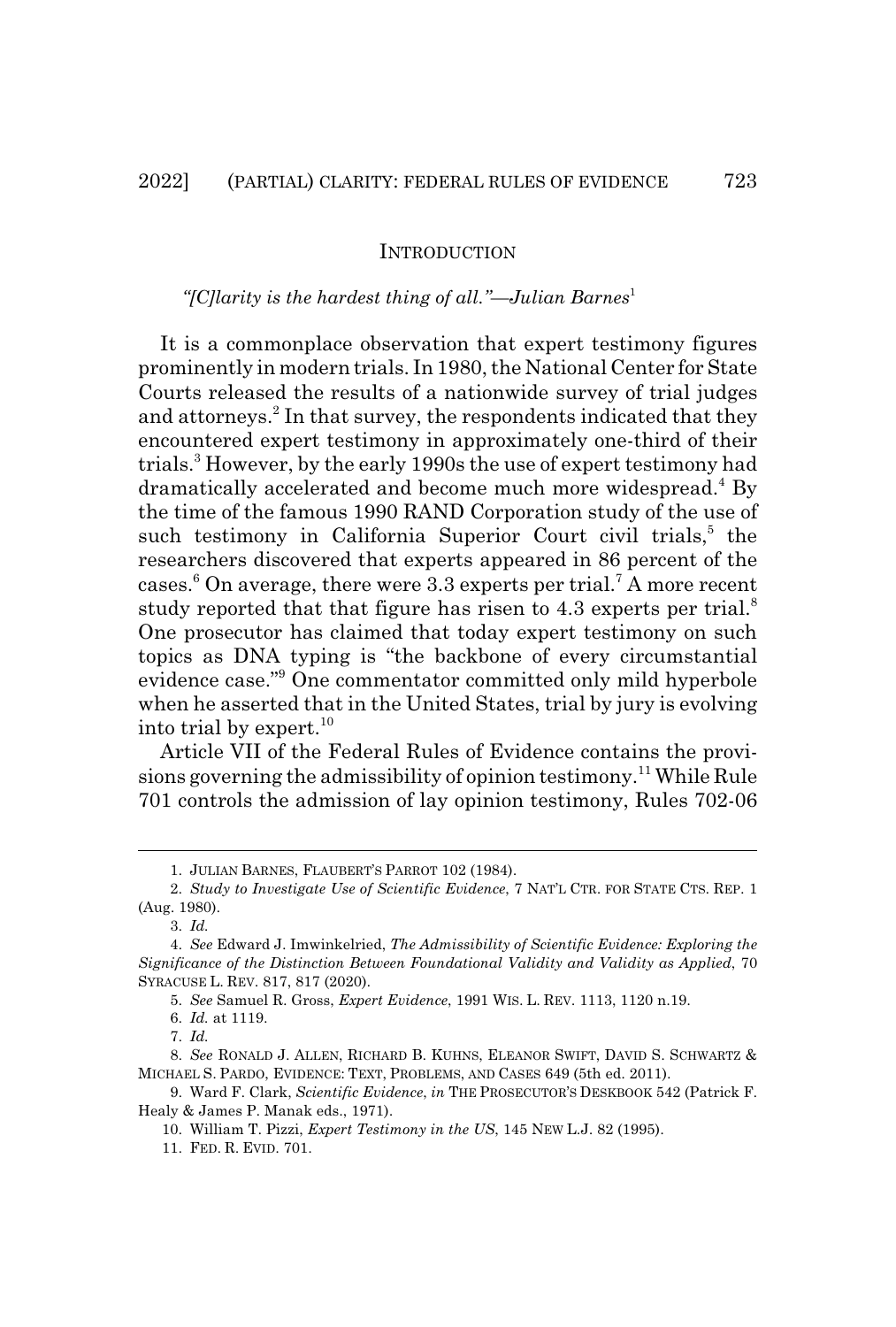## INTRODUCTION

*"[C]larity is the hardest thing of all."—Julian Barnes*[1]

It is a commonplace observation that expert testimony figures prominently in modern trials. In 1980, the National Center for State Courts released the results of a nationwide survey of trial judges and attorneys.[2] In that survey, the respondents indicated that they encountered expert testimony in approximately one-third of their trials.[3] However, by the early 1990s the use of expert testimony had dramatically accelerated and become much more widespread.[4] By the time of the famous 1990 RAND Corporation study of the use of such testimony in California Superior Court civil trials,[5] the researchers discovered that experts appeared in 86 percent of the cases.[6] On average, there were 3.3 experts per trial.[7] A more recent study reported that that figure has risen to 4.3 experts per trial.[8] One prosecutor has claimed that today expert testimony on such topics as DNA typing is "the backbone of every circumstantial evidence case."[9] One commentator committed only mild hyperbole when he asserted that in the United States, trial by jury is evolving into trial by expert.[10]

Article VII of the Federal Rules of Evidence contains the provisions governing the admissibility of opinion testimony.[11] While Rule 701 controls the admission of lay opinion testimony, Rules 702-06

---

1. JULIAN BARNES, FLAUBERT'S PARROT 102 (1984).

2. *Study to Investigate Use of Scientific Evidence*, 7 NAT'L CTR. FOR STATE CTS. REP. 1 (Aug. 1980).

3. *Id.*

4. *See* Edward J. Imwinkelried, *The Admissibility of Scientific Evidence: Exploring the Significance of the Distinction Between Foundational Validity and Validity as Applied*, 70 SYRACUSE L. REV. 817, 817 (2020).

5. *See* Samuel R. Gross, *Expert Evidence*, 1991 WIS. L. REV. 1113, 1120 n.19.

6. *Id.* at 1119.

7. *Id.*

8. *See* RONALD J. ALLEN, RICHARD B. KUHNS, ELEANOR SWIFT, DAVID S. SCHWARTZ & MICHAEL S. PARDO, EVIDENCE: TEXT, PROBLEMS, AND CASES 649 (5th ed. 2011).

9. Ward F. Clark, *Scientific Evidence*, *in* THE PROSECUTOR'S DESKBOOK 542 (Patrick F. Healy & James P. Manak eds., 1971).

10. William T. Pizzi, *Expert Testimony in the US*, 145 NEW L.J. 82 (1995).

11. FED. R. EVID. 701.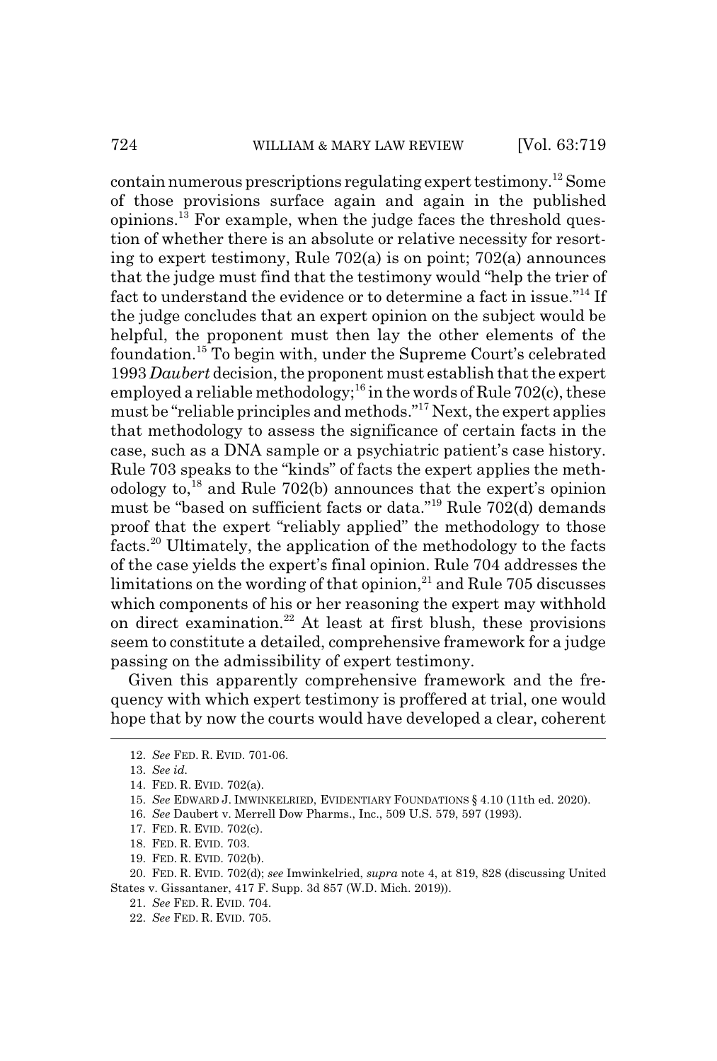contain numerous prescriptions regulating expert testimony.[12] Some of those provisions surface again and again in the published opinions.[13] For example, when the judge faces the threshold question of whether there is an absolute or relative necessity for resorting to expert testimony, Rule 702(a) is on point; 702(a) announces that the judge must find that the testimony would "help the trier of fact to understand the evidence or to determine a fact in issue."[14] If the judge concludes that an expert opinion on the subject would be helpful, the proponent must then lay the other elements of the foundation.[15] To begin with, under the Supreme Court's celebrated 1993 *Daubert* decision, the proponent must establish that the expert employed a reliable methodology;[16] in the words of Rule 702(c), these must be "reliable principles and methods."[17] Next, the expert applies that methodology to assess the significance of certain facts in the case, such as a DNA sample or a psychiatric patient's case history. Rule 703 speaks to the "kinds" of facts the expert applies the methodology to,[18] and Rule 702(b) announces that the expert's opinion must be "based on sufficient facts or data."[19] Rule 702(d) demands proof that the expert "reliably applied" the methodology to those facts.[20] Ultimately, the application of the methodology to the facts of the case yields the expert's final opinion. Rule 704 addresses the limitations on the wording of that opinion,[21] and Rule 705 discusses which components of his or her reasoning the expert may withhold on direct examination.[22] At least at first blush, these provisions seem to constitute a detailed, comprehensive framework for a judge passing on the admissibility of expert testimony.

Given this apparently comprehensive framework and the frequency with which expert testimony is proffered at trial, one would hope that by now the courts would have developed a clear, coherent

---

12. *See* FED. R. EVID. 701-06.

13. *See id.*

14. FED. R. EVID. 702(a).

15. *See* EDWARD J. IMWINKELRIED, EVIDENTIARY FOUNDATIONS § 4.10 (11th ed. 2020).

16. *See* Daubert v. Merrell Dow Pharms., Inc., 509 U.S. 579, 597 (1993).

17. FED. R. EVID. 702(c).

18. FED. R. EVID. 703.

19. FED. R. EVID. 702(b).

20. FED. R. EVID. 702(d); *see* Imwinkelried, *supra* note 4, at 819, 828 (discussing United States v. Gissantaner, 417 F. Supp. 3d 857 (W.D. Mich. 2019)).

21. *See* FED. R. EVID. 704.

22. *See* FED. R. EVID. 705.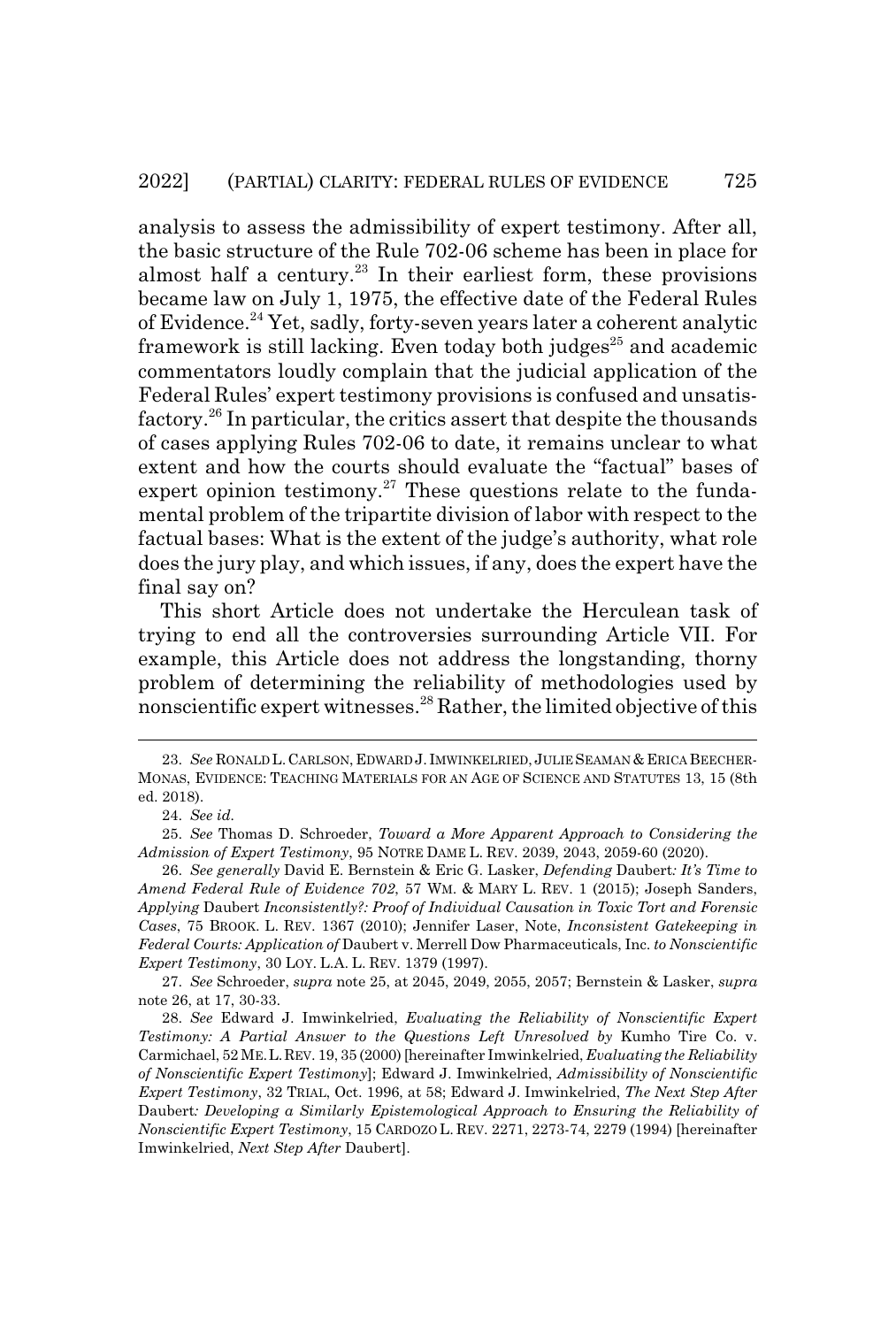analysis to assess the admissibility of expert testimony. After all, the basic structure of the Rule 702-06 scheme has been in place for almost half a century.[23] In their earliest form, these provisions became law on July 1, 1975, the effective date of the Federal Rules of Evidence.[24] Yet, sadly, forty-seven years later a coherent analytic framework is still lacking. Even today both judges[25] and academic commentators loudly complain that the judicial application of the Federal Rules' expert testimony provisions is confused and unsatisfactory.[26] In particular, the critics assert that despite the thousands of cases applying Rules 702-06 to date, it remains unclear to what extent and how the courts should evaluate the "factual" bases of expert opinion testimony.[27] These questions relate to the fundamental problem of the tripartite division of labor with respect to the factual bases: What is the extent of the judge's authority, what role does the jury play, and which issues, if any, does the expert have the final say on?

This short Article does not undertake the Herculean task of trying to end all the controversies surrounding Article VII. For example, this Article does not address the longstanding, thorny problem of determining the reliability of methodologies used by nonscientific expert witnesses.[28] Rather, the limited objective of this

---

23. *See* RONALD L. CARLSON, EDWARD J. IMWINKELRIED, JULIE SEAMAN & ERICA BEECHER-MONAS, EVIDENCE: TEACHING MATERIALS FOR AN AGE OF SCIENCE AND STATUTES 13, 15 (8th ed. 2018).

24. *See id.*

25. *See* Thomas D. Schroeder, *Toward a More Apparent Approach to Considering the Admission of Expert Testimony*, 95 NOTRE DAME L. REV. 2039, 2043, 2059-60 (2020).

26. *See generally* David E. Bernstein & Eric G. Lasker, *Defending* Daubert*: It's Time to Amend Federal Rule of Evidence 702*, 57 WM. & MARY L. REV. 1 (2015); Joseph Sanders, *Applying* Daubert *Inconsistently?: Proof of Individual Causation in Toxic Tort and Forensic Cases*, 75 BROOK. L. REV. 1367 (2010); Jennifer Laser, Note, *Inconsistent Gatekeeping in Federal Courts: Application of* Daubert v. Merrell Dow Pharmaceuticals, Inc. *to Nonscientific Expert Testimony*, 30 LOY. L.A. L. REV. 1379 (1997).

27. *See* Schroeder, *supra* note 25, at 2045, 2049, 2055, 2057; Bernstein & Lasker, *supra* note 26, at 17, 30-33.

28. *See* Edward J. Imwinkelried, *Evaluating the Reliability of Nonscientific Expert Testimony: A Partial Answer to the Questions Left Unresolved by* Kumho Tire Co. v. Carmichael, 52 ME. L. REV. 19, 35 (2000) [hereinafter Imwinkelried, *Evaluating the Reliability of Nonscientific Expert Testimony*]; Edward J. Imwinkelried, *Admissibility of Nonscientific Expert Testimony*, 32 TRIAL, Oct. 1996, at 58; Edward J. Imwinkelried, *The Next Step After* Daubert*: Developing a Similarly Epistemological Approach to Ensuring the Reliability of Nonscientific Expert Testimony*, 15 CARDOZO L. REV. 2271, 2273-74, 2279 (1994) [hereinafter Imwinkelried, *Next Step After* Daubert].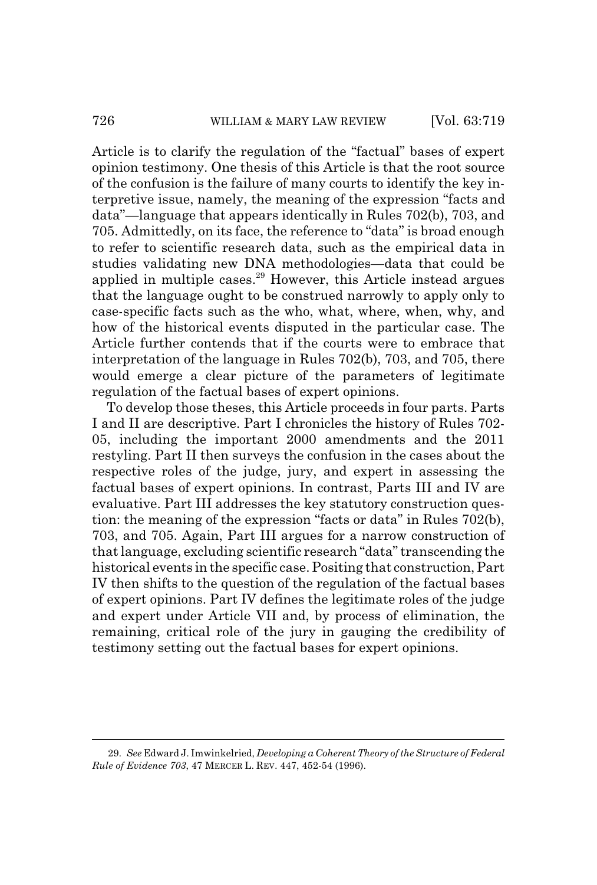Article is to clarify the regulation of the "factual" bases of expert opinion testimony. One thesis of this Article is that the root source of the confusion is the failure of many courts to identify the key interpretive issue, namely, the meaning of the expression "facts and data"—language that appears identically in Rules 702(b), 703, and 705. Admittedly, on its face, the reference to "data" is broad enough to refer to scientific research data, such as the empirical data in studies validating new DNA methodologies—data that could be applied in multiple cases.[29] However, this Article instead argues that the language ought to be construed narrowly to apply only to case-specific facts such as the who, what, where, when, why, and how of the historical events disputed in the particular case. The Article further contends that if the courts were to embrace that interpretation of the language in Rules 702(b), 703, and 705, there would emerge a clear picture of the parameters of legitimate regulation of the factual bases of expert opinions.

To develop those theses, this Article proceeds in four parts. Parts I and II are descriptive. Part I chronicles the history of Rules 702-05, including the important 2000 amendments and the 2011 restyling. Part II then surveys the confusion in the cases about the respective roles of the judge, jury, and expert in assessing the factual bases of expert opinions. In contrast, Parts III and IV are evaluative. Part III addresses the key statutory construction question: the meaning of the expression "facts or data" in Rules 702(b), 703, and 705. Again, Part III argues for a narrow construction of that language, excluding scientific research "data" transcending the historical events in the specific case. Positing that construction, Part IV then shifts to the question of the regulation of the factual bases of expert opinions. Part IV defines the legitimate roles of the judge and expert under Article VII and, by process of elimination, the remaining, critical role of the jury in gauging the credibility of testimony setting out the factual bases for expert opinions.

---

29. *See* Edward J. Imwinkelried, *Developing a Coherent Theory of the Structure of Federal Rule of Evidence 703*, 47 MERCER L. REV. 447, 452-54 (1996).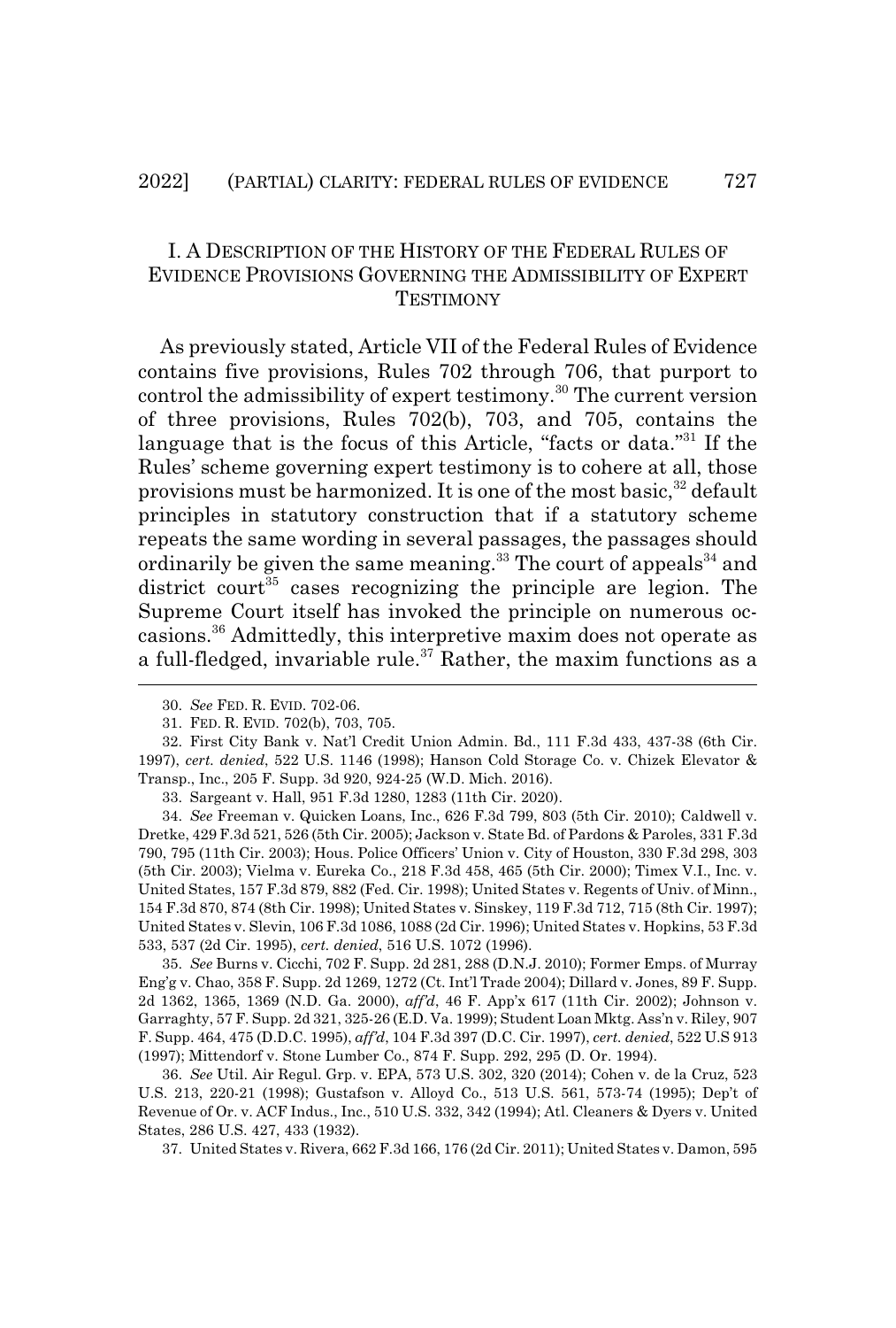## I. A DESCRIPTION OF THE HISTORY OF THE FEDERAL RULES OF EVIDENCE PROVISIONS GOVERNING THE ADMISSIBILITY OF EXPERT TESTIMONY

As previously stated, Article VII of the Federal Rules of Evidence contains five provisions, Rules 702 through 706, that purport to control the admissibility of expert testimony.[30] The current version of three provisions, Rules 702(b), 703, and 705, contains the language that is the focus of this Article, "facts or data."[31] If the Rules' scheme governing expert testimony is to cohere at all, those provisions must be harmonized. It is one of the most basic,[32] default principles in statutory construction that if a statutory scheme repeats the same wording in several passages, the passages should ordinarily be given the same meaning.[33] The court of appeals[34] and district court[35] cases recognizing the principle are legion. The Supreme Court itself has invoked the principle on numerous occasions.[36] Admittedly, this interpretive maxim does not operate as a full-fledged, invariable rule.[37] Rather, the maxim functions as a

---

30. *See* FED. R. EVID. 702-06.

31. FED. R. EVID. 702(b), 703, 705.

32. First City Bank v. Nat'l Credit Union Admin. Bd., 111 F.3d 433, 437-38 (6th Cir. 1997), *cert. denied*, 522 U.S. 1146 (1998); Hanson Cold Storage Co. v. Chizek Elevator & Transp., Inc., 205 F. Supp. 3d 920, 924-25 (W.D. Mich. 2016).

33. Sargeant v. Hall, 951 F.3d 1280, 1283 (11th Cir. 2020).

34. *See* Freeman v. Quicken Loans, Inc., 626 F.3d 799, 803 (5th Cir. 2010); Caldwell v. Dretke, 429 F.3d 521, 526 (5th Cir. 2005); Jackson v. State Bd. of Pardons & Paroles, 331 F.3d 790, 795 (11th Cir. 2003); Hous. Police Officers' Union v. City of Houston, 330 F.3d 298, 303 (5th Cir. 2003); Vielma v. Eureka Co., 218 F.3d 458, 465 (5th Cir. 2000); Timex V.I., Inc. v. United States, 157 F.3d 879, 882 (Fed. Cir. 1998); United States v. Regents of Univ. of Minn., 154 F.3d 870, 874 (8th Cir. 1998); United States v. Sinskey, 119 F.3d 712, 715 (8th Cir. 1997); United States v. Slevin, 106 F.3d 1086, 1088 (2d Cir. 1996); United States v. Hopkins, 53 F.3d 533, 537 (2d Cir. 1995), *cert. denied*, 516 U.S. 1072 (1996).

35. *See* Burns v. Cicchi, 702 F. Supp. 2d 281, 288 (D.N.J. 2010); Former Emps. of Murray Eng'g v. Chao, 358 F. Supp. 2d 1269, 1272 (Ct. Int'l Trade 2004); Dillard v. Jones, 89 F. Supp. 2d 1362, 1365, 1369 (N.D. Ga. 2000), *aff'd*, 46 F. App'x 617 (11th Cir. 2002); Johnson v. Garraghty, 57 F. Supp. 2d 321, 325-26 (E.D. Va. 1999); Student Loan Mktg. Ass'n v. Riley, 907 F. Supp. 464, 475 (D.D.C. 1995), *aff'd*, 104 F.3d 397 (D.C. Cir. 1997), *cert. denied*, 522 U.S 913 (1997); Mittendorf v. Stone Lumber Co., 874 F. Supp. 292, 295 (D. Or. 1994).

36. *See* Util. Air Regul. Grp. v. EPA, 573 U.S. 302, 320 (2014); Cohen v. de la Cruz, 523 U.S. 213, 220-21 (1998); Gustafson v. Alloyd Co., 513 U.S. 561, 573-74 (1995); Dep't of Revenue of Or. v. ACF Indus., Inc., 510 U.S. 332, 342 (1994); Atl. Cleaners & Dyers v. United States, 286 U.S. 427, 433 (1932).

37. United States v. Rivera, 662 F.3d 166, 176 (2d Cir. 2011); United States v. Damon, 595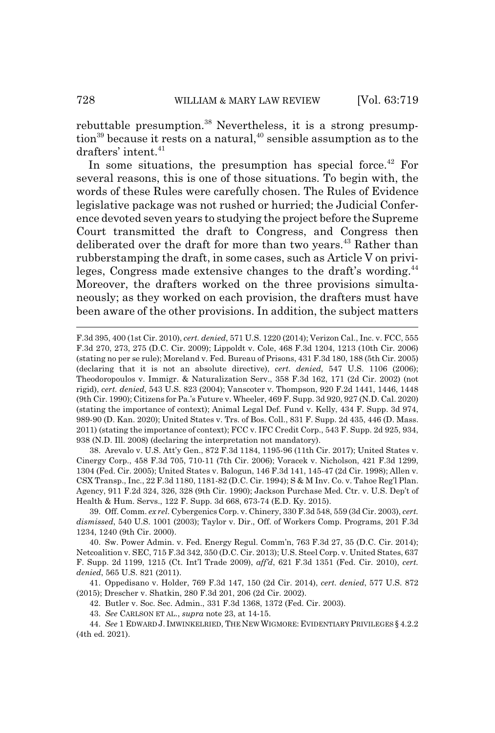rebuttable presumption.[38] Nevertheless, it is a strong presumption[39] because it rests on a natural,[40] sensible assumption as to the drafters' intent.[41]

In some situations, the presumption has special force.[42] For several reasons, this is one of those situations. To begin with, the words of these Rules were carefully chosen. The Rules of Evidence legislative package was not rushed or hurried; the Judicial Conference devoted seven years to studying the project before the Supreme Court transmitted the draft to Congress, and Congress then deliberated over the draft for more than two years.[43] Rather than rubberstamping the draft, in some cases, such as Article V on privileges, Congress made extensive changes to the draft's wording.[44] Moreover, the drafters worked on the three provisions simultaneously; as they worked on each provision, the drafters must have been aware of the other provisions. In addition, the subject matters

---

F.3d 395, 400 (1st Cir. 2010), *cert. denied*, 571 U.S. 1220 (2014); Verizon Cal., Inc. v. FCC, 555 F.3d 270, 273, 275 (D.C. Cir. 2009); Lippoldt v. Cole, 468 F.3d 1204, 1213 (10th Cir. 2006) (stating no per se rule); Moreland v. Fed. Bureau of Prisons, 431 F.3d 180, 188 (5th Cir. 2005) (declaring that it is not an absolute directive), *cert. denied*, 547 U.S. 1106 (2006); Theodoropoulos v. Immigr. & Naturalization Serv., 358 F.3d 162, 171 (2d Cir. 2002) (not rigid), *cert. denied*, 543 U.S. 823 (2004); Vanscoter v. Thompson, 920 F.2d 1441, 1446, 1448 (9th Cir. 1990); Citizens for Pa.'s Future v. Wheeler, 469 F. Supp. 3d 920, 927 (N.D. Cal. 2020) (stating the importance of context); Animal Legal Def. Fund v. Kelly, 434 F. Supp. 3d 974, 989-90 (D. Kan. 2020); United States v. Trs. of Bos. Coll., 831 F. Supp. 2d 435, 446 (D. Mass. 2011) (stating the importance of context); FCC v. IFC Credit Corp., 543 F. Supp. 2d 925, 934, 938 (N.D. Ill. 2008) (declaring the interpretation not mandatory).

38. Arevalo v. U.S. Att'y Gen., 872 F.3d 1184, 1195-96 (11th Cir. 2017); United States v. Cinergy Corp., 458 F.3d 705, 710-11 (7th Cir. 2006); Voracek v. Nicholson, 421 F.3d 1299, 1304 (Fed. Cir. 2005); United States v. Balogun, 146 F.3d 141, 145-47 (2d Cir. 1998); Allen v. CSX Transp., Inc., 22 F.3d 1180, 1181-82 (D.C. Cir. 1994); S & M Inv. Co. v. Tahoe Reg'l Plan. Agency, 911 F.2d 324, 326, 328 (9th Cir. 1990); Jackson Purchase Med. Ctr. v. U.S. Dep't of Health & Hum. Servs., 122 F. Supp. 3d 668, 673-74 (E.D. Ky. 2015).

39. Off. Comm. *ex rel.* Cybergenics Corp. v. Chinery, 330 F.3d 548, 559 (3d Cir. 2003), *cert. dismissed*, 540 U.S. 1001 (2003); Taylor v. Dir., Off. of Workers Comp. Programs, 201 F.3d 1234, 1240 (9th Cir. 2000).

40. Sw. Power Admin. v. Fed. Energy Regul. Comm'n, 763 F.3d 27, 35 (D.C. Cir. 2014); Netcoalition v. SEC, 715 F.3d 342, 350 (D.C. Cir. 2013); U.S. Steel Corp. v. United States, 637 F. Supp. 2d 1199, 1215 (Ct. Int'l Trade 2009), *aff'd*, 621 F.3d 1351 (Fed. Cir. 2010), *cert. denied*, 565 U.S. 821 (2011).

41. Oppedisano v. Holder, 769 F.3d 147, 150 (2d Cir. 2014), *cert. denied*, 577 U.S. 872 (2015); Drescher v. Shatkin, 280 F.3d 201, 206 (2d Cir. 2002).

42. Butler v. Soc. Sec. Admin., 331 F.3d 1368, 1372 (Fed. Cir. 2003).

43. *See* CARLSON ET AL., *supra* note 23, at 14-15.

44. *See* 1 EDWARD J. IMWINKELRIED, THE NEW WIGMORE: EVIDENTIARY PRIVILEGES § 4.2.2 (4th ed. 2021).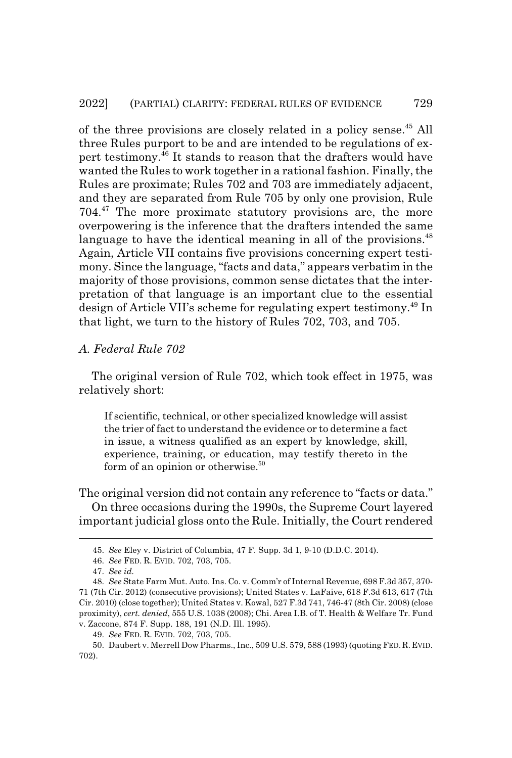of the three provisions are closely related in a policy sense.[45] All three Rules purport to be and are intended to be regulations of expert testimony.[46] It stands to reason that the drafters would have wanted the Rules to work together in a rational fashion. Finally, the Rules are proximate; Rules 702 and 703 are immediately adjacent, and they are separated from Rule 705 by only one provision, Rule 704.[47] The more proximate statutory provisions are, the more overpowering is the inference that the drafters intended the same language to have the identical meaning in all of the provisions.[48] Again, Article VII contains five provisions concerning expert testimony. Since the language, "facts and data," appears verbatim in the majority of those provisions, common sense dictates that the interpretation of that language is an important clue to the essential design of Article VII's scheme for regulating expert testimony.[49] In that light, we turn to the history of Rules 702, 703, and 705.

### *A. Federal Rule 702*

The original version of Rule 702, which took effect in 1975, was relatively short:

> If scientific, technical, or other specialized knowledge will assist the trier of fact to understand the evidence or to determine a fact in issue, a witness qualified as an expert by knowledge, skill, experience, training, or education, may testify thereto in the form of an opinion or otherwise.[50]

The original version did not contain any reference to "facts or data."

On three occasions during the 1990s, the Supreme Court layered important judicial gloss onto the Rule. Initially, the Court rendered

---

45. *See* Eley v. District of Columbia, 47 F. Supp. 3d 1, 9-10 (D.D.C. 2014).

46. *See* FED. R. EVID. 702, 703, 705.

47. *See id.*

48. *See* State Farm Mut. Auto. Ins. Co. v. Comm'r of Internal Revenue, 698 F.3d 357, 370-71 (7th Cir. 2012) (consecutive provisions); United States v. LaFaive, 618 F.3d 613, 617 (7th Cir. 2010) (close together); United States v. Kowal, 527 F.3d 741, 746-47 (8th Cir. 2008) (close proximity), *cert. denied*, 555 U.S. 1038 (2008); Chi. Area I.B. of T. Health & Welfare Tr. Fund v. Zaccone, 874 F. Supp. 188, 191 (N.D. Ill. 1995).

49. *See* FED. R. EVID. 702, 703, 705.

50. Daubert v. Merrell Dow Pharms., Inc., 509 U.S. 579, 588 (1993) (quoting FED. R. EVID. 702).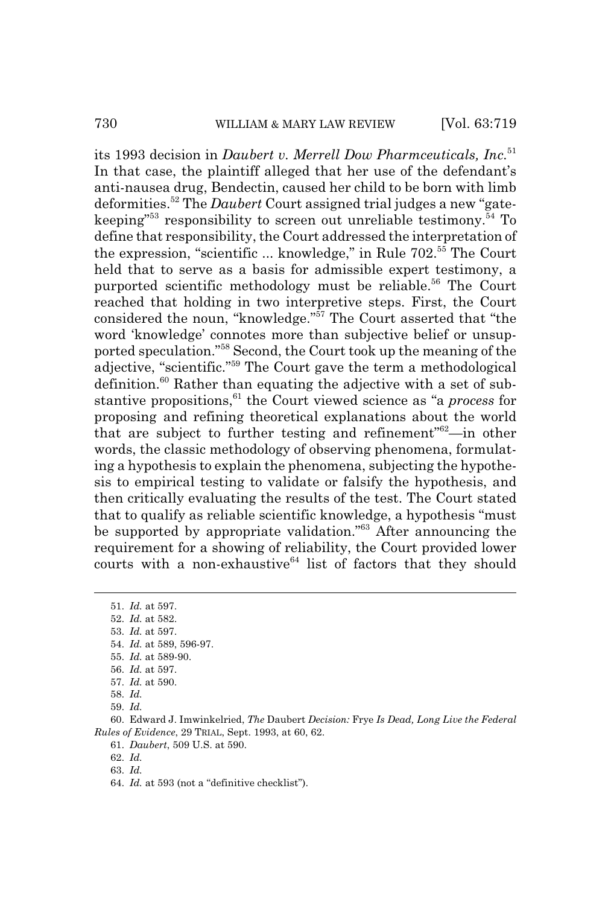its 1993 decision in *Daubert v. Merrell Dow Pharmceuticals, Inc.*[51] In that case, the plaintiff alleged that her use of the defendant's anti-nausea drug, Bendectin, caused her child to be born with limb deformities.[52] The *Daubert* Court assigned trial judges a new "gate-keeping"[53] responsibility to screen out unreliable testimony.[54] To define that responsibility, the Court addressed the interpretation of the expression, "scientific ... knowledge," in Rule 702.[55] The Court held that to serve as a basis for admissible expert testimony, a purported scientific methodology must be reliable.[56] The Court reached that holding in two interpretive steps. First, the Court considered the noun, "knowledge."[57] The Court asserted that "the word 'knowledge' connotes more than subjective belief or unsupported speculation."[58] Second, the Court took up the meaning of the adjective, "scientific."[59] The Court gave the term a methodological definition.[60] Rather than equating the adjective with a set of substantive propositions,[61] the Court viewed science as "a *process* for proposing and refining theoretical explanations about the world that are subject to further testing and refinement"[62]—in other words, the classic methodology of observing phenomena, formulating a hypothesis to explain the phenomena, subjecting the hypothesis to empirical testing to validate or falsify the hypothesis, and then critically evaluating the results of the test. The Court stated that to qualify as reliable scientific knowledge, a hypothesis "must be supported by appropriate validation."[63] After announcing the requirement for a showing of reliability, the Court provided lower courts with a non-exhaustive[64] list of factors that they should

---

51. *Id.* at 597.

52. *Id.* at 582.

53. *Id.* at 597.

54. *Id.* at 589, 596-97.

55. *Id.* at 589-90.

56. *Id.* at 597.

57. *Id.* at 590.

58. *Id.*

59. *Id.*

60. Edward J. Imwinkelried, *The* Daubert *Decision:* Frye *Is Dead, Long Live the Federal Rules of Evidence*, 29 TRIAL, Sept. 1993, at 60, 62.

61. *Daubert*, 509 U.S. at 590.

62. *Id.*

63. *Id.*

64. *Id.* at 593 (not a "definitive checklist").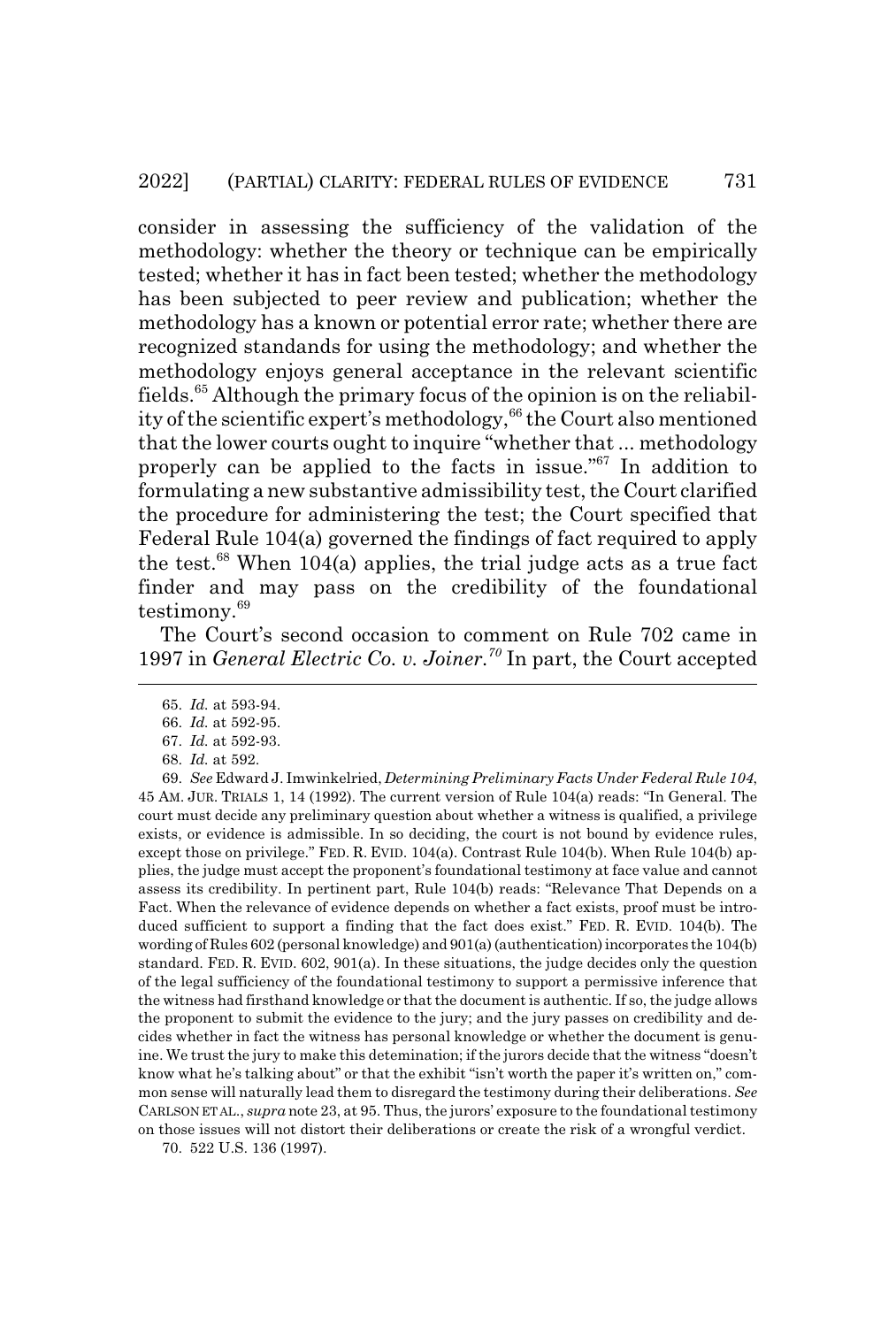consider in assessing the sufficiency of the validation of the methodology: whether the theory or technique can be empirically tested; whether it has in fact been tested; whether the methodology has been subjected to peer review and publication; whether the methodology has a known or potential error rate; whether there are recognized standards for using the methodology; and whether the methodology enjoys general acceptance in the relevant scientific fields.[65] Although the primary focus of the opinion is on the reliability of the scientific expert's methodology,[66] the Court also mentioned that the lower courts ought to inquire "whether that ... methodology properly can be applied to the facts in issue."[67] In addition to formulating a new substantive admissibility test, the Court clarified the procedure for administering the test; the Court specified that Federal Rule 104(a) governed the findings of fact required to apply the test.[68] When 104(a) applies, the trial judge acts as a true fact finder and may pass on the credibility of the foundational testimony.[69]

The Court's second occasion to comment on Rule 702 came in 1997 in *General Electric Co. v. Joiner*.[70] In part, the Court accepted

---

65. *Id.* at 593-94.

66. *Id.* at 592-95.

67. *Id.* at 592-93.

68. *Id.* at 592.

69. *See* Edward J. Imwinkelried, *Determining Preliminary Facts Under Federal Rule 104*, 45 AM. JUR. TRIALS 1, 14 (1992). The current version of Rule 104(a) reads: "In General. The court must decide any preliminary question about whether a witness is qualified, a privilege exists, or evidence is admissible. In so deciding, the court is not bound by evidence rules, except those on privilege." FED. R. EVID. 104(a). Contrast Rule 104(b). When Rule 104(b) applies, the judge must accept the proponent's foundational testimony at face value and cannot assess its credibility. In pertinent part, Rule 104(b) reads: "Relevance That Depends on a Fact. When the relevance of evidence depends on whether a fact exists, proof must be introduced sufficient to support a finding that the fact does exist." FED. R. EVID. 104(b). The wording of Rules 602 (personal knowledge) and 901(a) (authentication) incorporates the 104(b) standard. FED. R. EVID. 602, 901(a). In these situations, the judge decides only the question of the legal sufficiency of the foundational testimony to support a permissive inference that the witness had firsthand knowledge or that the document is authentic. If so, the judge allows the proponent to submit the evidence to the jury; and the jury passes on credibility and decides whether in fact the witness has personal knowledge or whether the document is genuine. We trust the jury to make this detemination; if the jurors decide that the witness "doesn't know what he's talking about" or that the exhibit "isn't worth the paper it's written on," common sense will naturally lead them to disregard the testimony during their deliberations. *See* CARLSON ET AL., *supra* note 23, at 95. Thus, the jurors' exposure to the foundational testimony on those issues will not distort their deliberations or create the risk of a wrongful verdict.

70. 522 U.S. 136 (1997).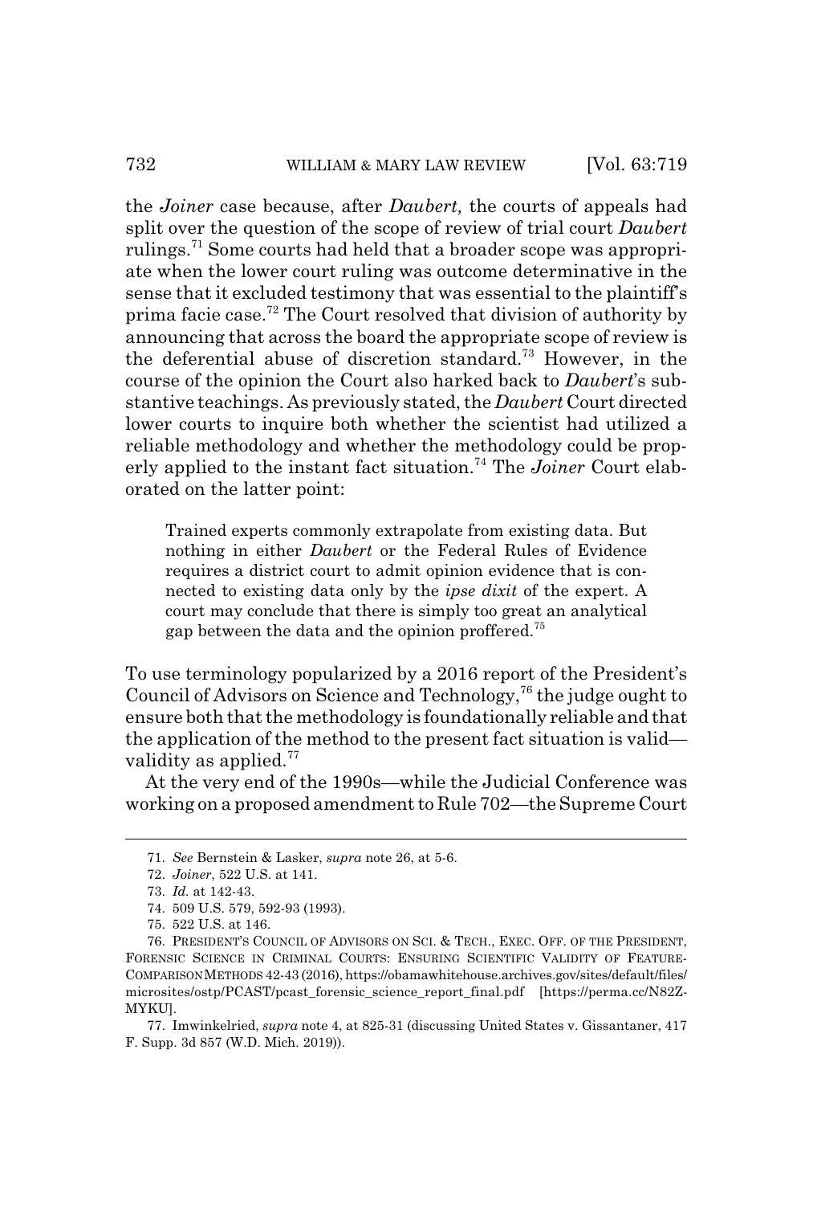the *Joiner* case because, after *Daubert,* the courts of appeals had split over the question of the scope of review of trial court *Daubert* rulings.[71] Some courts had held that a broader scope was appropriate when the lower court ruling was outcome determinative in the sense that it excluded testimony that was essential to the plaintiff's prima facie case.[72] The Court resolved that division of authority by announcing that across the board the appropriate scope of review is the deferential abuse of discretion standard.[73] However, in the course of the opinion the Court also harked back to *Daubert*'s substantive teachings. As previously stated, the *Daubert* Court directed lower courts to inquire both whether the scientist had utilized a reliable methodology and whether the methodology could be properly applied to the instant fact situation.[74] The *Joiner* Court elaborated on the latter point:

> Trained experts commonly extrapolate from existing data. But nothing in either *Daubert* or the Federal Rules of Evidence requires a district court to admit opinion evidence that is connected to existing data only by the *ipse dixit* of the expert. A court may conclude that there is simply too great an analytical gap between the data and the opinion proffered.[75]

To use terminology popularized by a 2016 report of the President's Council of Advisors on Science and Technology,[76] the judge ought to ensure both that the methodology is foundationally reliable and that the application of the method to the present fact situation is valid—validity as applied.[77]

At the very end of the 1990s—while the Judicial Conference was working on a proposed amendment to Rule 702—the Supreme Court

---

71. *See* Bernstein & Lasker, *supra* note 26, at 5-6.

72. *Joiner*, 522 U.S. at 141.

73. *Id.* at 142-43.

74. 509 U.S. 579, 592-93 (1993).

75. 522 U.S. at 146.

76. PRESIDENT'S COUNCIL OF ADVISORS ON SCI. & TECH., EXEC. OFF. OF THE PRESIDENT, FORENSIC SCIENCE IN CRIMINAL COURTS: ENSURING SCIENTIFIC VALIDITY OF FEATURE-COMPARISON METHODS 42-43 (2016), https://obamawhitehouse.archives.gov/sites/default/files/microsites/ostp/PCAST/pcast_forensic_science_report_final.pdf [https://perma.cc/N82Z-MYKU].

77. Imwinkelried, *supra* note 4, at 825-31 (discussing United States v. Gissantaner, 417 F. Supp. 3d 857 (W.D. Mich. 2019)).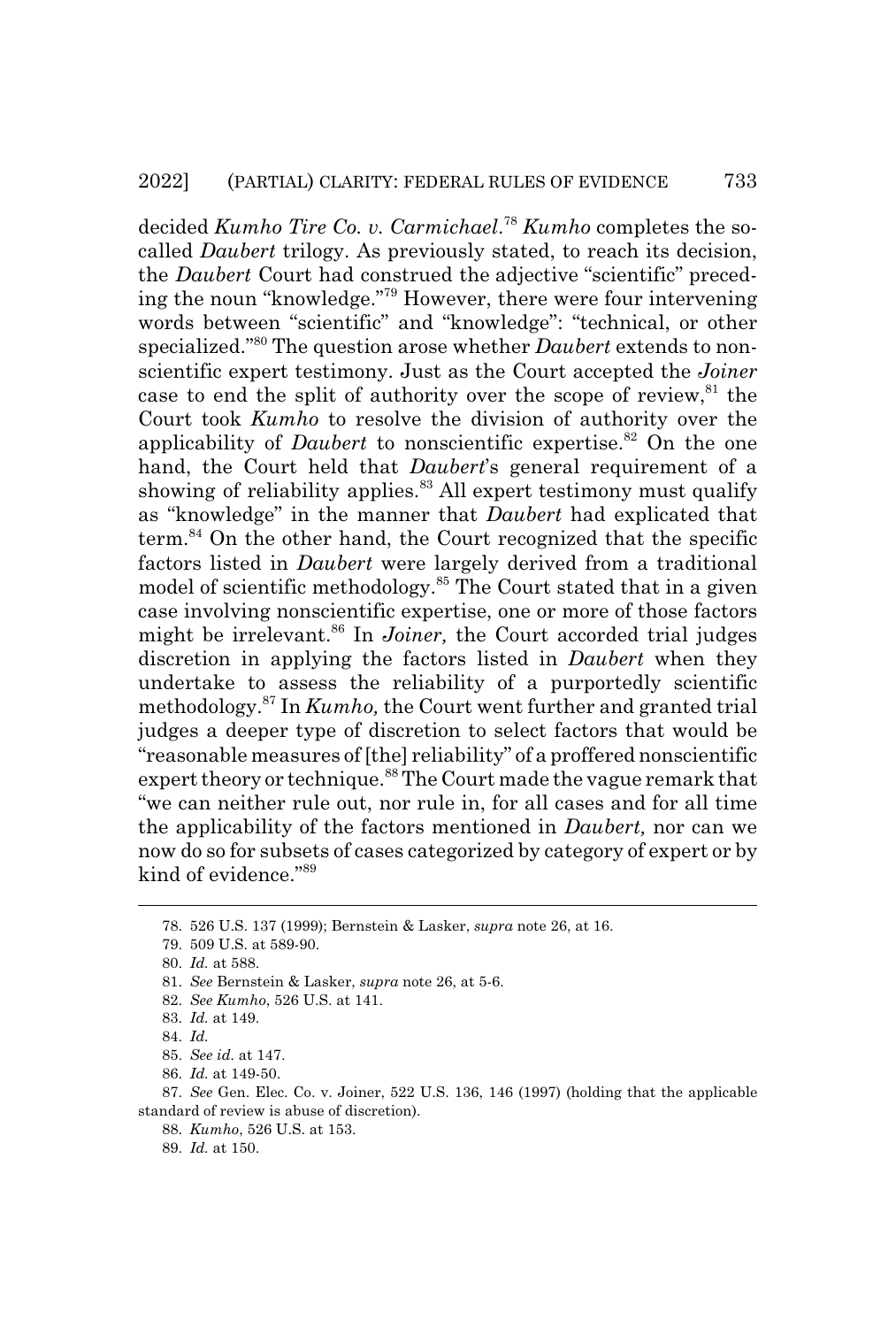decided *Kumho Tire Co. v. Carmichael*.[78] *Kumho* completes the so-called *Daubert* trilogy. As previously stated, to reach its decision, the *Daubert* Court had construed the adjective "scientific" preceding the noun "knowledge."[79] However, there were four intervening words between "scientific" and "knowledge": "technical, or other specialized."[80] The question arose whether *Daubert* extends to non-scientific expert testimony. Just as the Court accepted the *Joiner* case to end the split of authority over the scope of review,[81] the Court took *Kumho* to resolve the division of authority over the applicability of *Daubert* to nonscientific expertise.[82] On the one hand, the Court held that *Daubert*'s general requirement of a showing of reliability applies.[83] All expert testimony must qualify as "knowledge" in the manner that *Daubert* had explicated that term.[84] On the other hand, the Court recognized that the specific factors listed in *Daubert* were largely derived from a traditional model of scientific methodology.[85] The Court stated that in a given case involving nonscientific expertise, one or more of those factors might be irrelevant.[86] In *Joiner,* the Court accorded trial judges discretion in applying the factors listed in *Daubert* when they undertake to assess the reliability of a purportedly scientific methodology.[87] In *Kumho,* the Court went further and granted trial judges a deeper type of discretion to select factors that would be "reasonable measures of [the] reliability" of a proffered nonscientific expert theory or technique.[88] The Court made the vague remark that "we can neither rule out, nor rule in, for all cases and for all time the applicability of the factors mentioned in *Daubert,* nor can we now do so for subsets of cases categorized by category of expert or by kind of evidence."[89]

---

78. 526 U.S. 137 (1999); Bernstein & Lasker, *supra* note 26, at 16.

79. 509 U.S. at 589-90.

80. *Id.* at 588.

81. *See* Bernstein & Lasker, *supra* note 26, at 5-6.

82. *See Kumho*, 526 U.S. at 141.

83. *Id.* at 149.

84. *Id.*

85. *See id.* at 147.

86. *Id.* at 149-50.

87. *See* Gen. Elec. Co. v. Joiner, 522 U.S. 136, 146 (1997) (holding that the applicable standard of review is abuse of discretion).

88. *Kumho*, 526 U.S. at 153.

89. *Id.* at 150.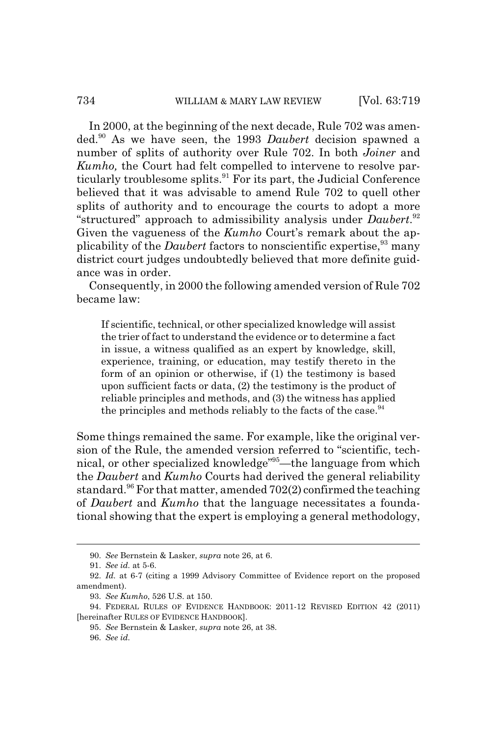In 2000, at the beginning of the next decade, Rule 702 was amended.[90] As we have seen, the 1993 *Daubert* decision spawned a number of splits of authority over Rule 702. In both *Joiner* and *Kumho,* the Court had felt compelled to intervene to resolve particularly troublesome splits.[91] For its part, the Judicial Conference believed that it was advisable to amend Rule 702 to quell other splits of authority and to encourage the courts to adopt a more "structured" approach to admissibility analysis under *Daubert*.[92] Given the vagueness of the *Kumho* Court's remark about the applicability of the *Daubert* factors to nonscientific expertise,[93] many district court judges undoubtedly believed that more definite guidance was in order.

Consequently, in 2000 the following amended version of Rule 702 became law:

> If scientific, technical, or other specialized knowledge will assist the trier of fact to understand the evidence or to determine a fact in issue, a witness qualified as an expert by knowledge, skill, experience, training, or education, may testify thereto in the form of an opinion or otherwise, if (1) the testimony is based upon sufficient facts or data, (2) the testimony is the product of reliable principles and methods, and (3) the witness has applied the principles and methods reliably to the facts of the case.[94]

Some things remained the same. For example, like the original version of the Rule, the amended version referred to "scientific, technical, or other specialized knowledge"[95]—the language from which the *Daubert* and *Kumho* Courts had derived the general reliability standard.[96] For that matter, amended 702(2) confirmed the teaching of *Daubert* and *Kumho* that the language necessitates a foundational showing that the expert is employing a general methodology,

---

90. *See* Bernstein & Lasker, *supra* note 26, at 6.

91. *See id.* at 5-6.

92. *Id.* at 6-7 (citing a 1999 Advisory Committee of Evidence report on the proposed amendment).

93. *See Kumho*, 526 U.S. at 150.

94. FEDERAL RULES OF EVIDENCE HANDBOOK: 2011-12 REVISED EDITION 42 (2011) [hereinafter RULES OF EVIDENCE HANDBOOK].

95. *See* Bernstein & Lasker, *supra* note 26, at 38.

96. *See id.*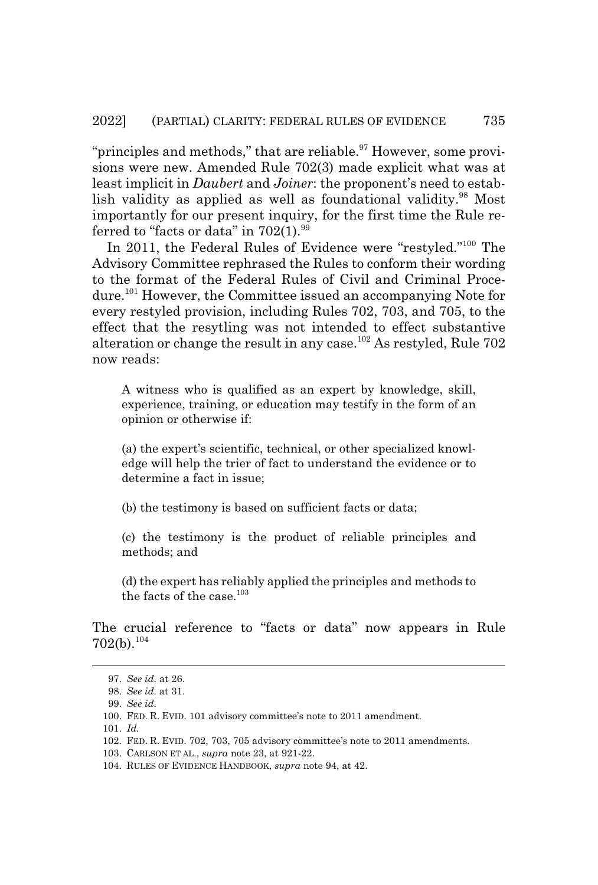"principles and methods," that are reliable.[97] However, some provisions were new. Amended Rule 702(3) made explicit what was at least implicit in *Daubert* and *Joiner*: the proponent's need to establish validity as applied as well as foundational validity.[98] Most importantly for our present inquiry, for the first time the Rule referred to "facts or data" in 702(1).[99]

In 2011, the Federal Rules of Evidence were "restyled."[100] The Advisory Committee rephrased the Rules to conform their wording to the format of the Federal Rules of Civil and Criminal Procedure.[101] However, the Committee issued an accompanying Note for every restyled provision, including Rules 702, 703, and 705, to the effect that the resytling was not intended to effect substantive alteration or change the result in any case.[102] As restyled, Rule 702 now reads:

> A witness who is qualified as an expert by knowledge, skill, experience, training, or education may testify in the form of an opinion or otherwise if:
>
> (a) the expert's scientific, technical, or other specialized knowledge will help the trier of fact to understand the evidence or to determine a fact in issue;
>
> (b) the testimony is based on sufficient facts or data;
>
> (c) the testimony is the product of reliable principles and methods; and
>
> (d) the expert has reliably applied the principles and methods to the facts of the case.[103]

The crucial reference to "facts or data" now appears in Rule 702(b).[104]

---

97. *See id.* at 26.

98. *See id.* at 31.

99. *See id.*

100. FED. R. EVID. 101 advisory committee's note to 2011 amendment.

101. *Id.*

102. FED. R. EVID. 702, 703, 705 advisory committee's note to 2011 amendments.

103. CARLSON ET AL., *supra* note 23, at 921-22.

104. RULES OF EVIDENCE HANDBOOK, *supra* note 94, at 42.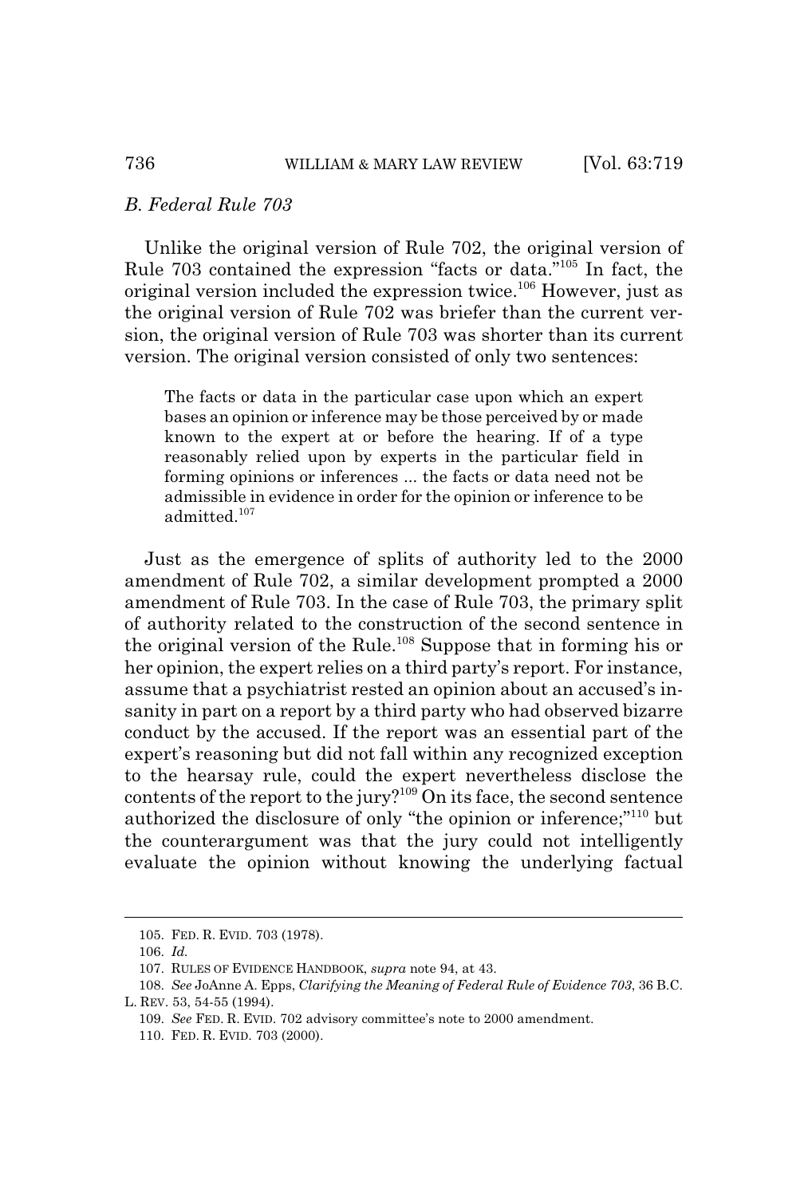*B. Federal Rule 703*

Unlike the original version of Rule 702, the original version of Rule 703 contained the expression "facts or data."[105] In fact, the original version included the expression twice.[106] However, just as the original version of Rule 702 was briefer than the current version, the original version of Rule 703 was shorter than its current version. The original version consisted of only two sentences:

> The facts or data in the particular case upon which an expert bases an opinion or inference may be those perceived by or made known to the expert at or before the hearing. If of a type reasonably relied upon by experts in the particular field in forming opinions or inferences ... the facts or data need not be admissible in evidence in order for the opinion or inference to be admitted.[107]

Just as the emergence of splits of authority led to the 2000 amendment of Rule 702, a similar development prompted a 2000 amendment of Rule 703. In the case of Rule 703, the primary split of authority related to the construction of the second sentence in the original version of the Rule.[108] Suppose that in forming his or her opinion, the expert relies on a third party's report. For instance, assume that a psychiatrist rested an opinion about an accused's insanity in part on a report by a third party who had observed bizarre conduct by the accused. If the report was an essential part of the expert's reasoning but did not fall within any recognized exception to the hearsay rule, could the expert nevertheless disclose the contents of the report to the jury?[109] On its face, the second sentence authorized the disclosure of only "the opinion or inference;"[110] but the counterargument was that the jury could not intelligently evaluate the opinion without knowing the underlying factual

---

105. FED. R. EVID. 703 (1978).

106. *Id.*

107. RULES OF EVIDENCE HANDBOOK, *supra* note 94, at 43.

108. *See* JoAnne A. Epps, *Clarifying the Meaning of Federal Rule of Evidence 703*, 36 B.C. L. REV. 53, 54-55 (1994).

109. *See* FED. R. EVID. 702 advisory committee's note to 2000 amendment.

110. FED. R. EVID. 703 (2000).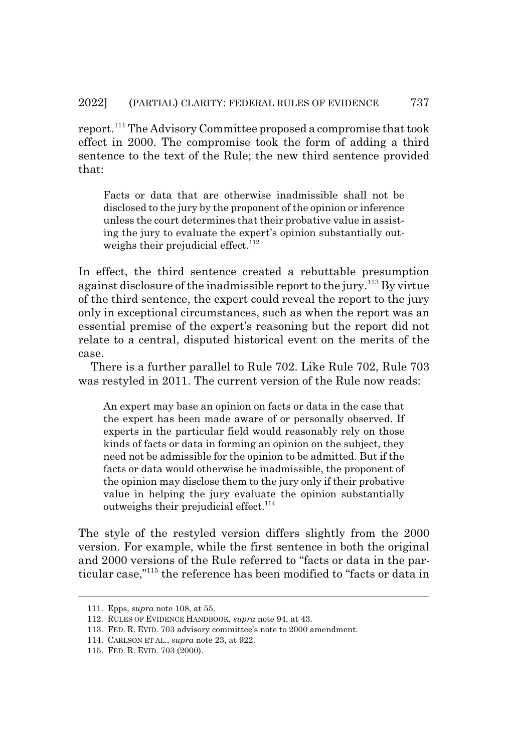report.[111] The Advisory Committee proposed a compromise that took effect in 2000. The compromise took the form of adding a third sentence to the text of the Rule; the new third sentence provided that:

> Facts or data that are otherwise inadmissible shall not be disclosed to the jury by the proponent of the opinion or inference unless the court determines that their probative value in assisting the jury to evaluate the expert's opinion substantially outweighs their prejudicial effect.[112]

In effect, the third sentence created a rebuttable presumption against disclosure of the inadmissible report to the jury.[113] By virtue of the third sentence, the expert could reveal the report to the jury only in exceptional circumstances, such as when the report was an essential premise of the expert's reasoning but the report did not relate to a central, disputed historical event on the merits of the case.

There is a further parallel to Rule 702. Like Rule 702, Rule 703 was restyled in 2011. The current version of the Rule now reads:

> An expert may base an opinion on facts or data in the case that the expert has been made aware of or personally observed. If experts in the particular field would reasonably rely on those kinds of facts or data in forming an opinion on the subject, they need not be admissible for the opinion to be admitted. But if the facts or data would otherwise be inadmissible, the proponent of the opinion may disclose them to the jury only if their probative value in helping the jury evaluate the opinion substantially outweighs their prejudicial effect.[114]

The style of the restyled version differs slightly from the 2000 version. For example, while the first sentence in both the original and 2000 versions of the Rule referred to "facts or data in the particular case,"[115] the reference has been modified to "facts or data in

---

111. Epps, *supra* note 108, at 55.

112. RULES OF EVIDENCE HANDBOOK, *supra* note 94, at 43.

113. FED. R. EVID. 703 advisory committee's note to 2000 amendment.

114. CARLSON ET AL., *supra* note 23, at 922.

115. FED. R. EVID. 703 (2000).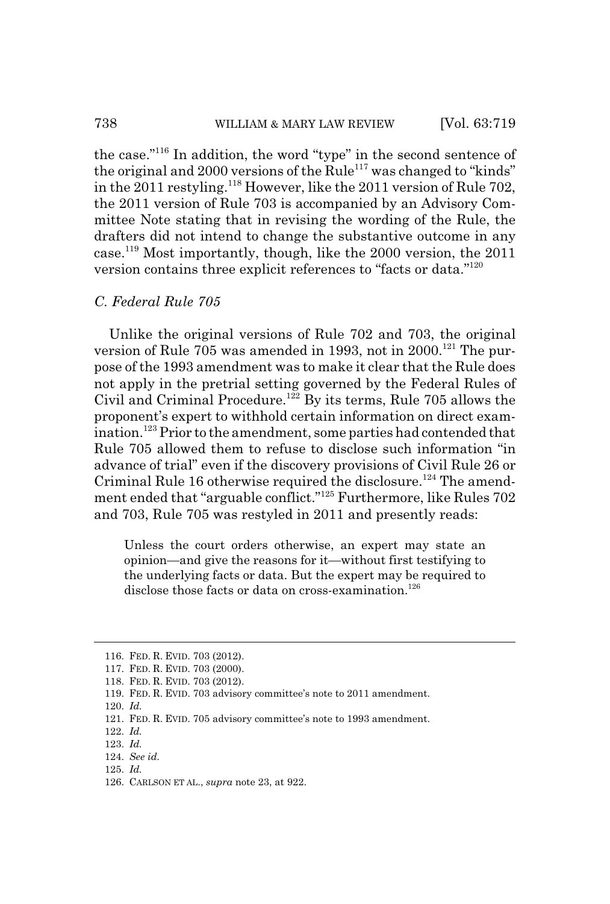the case."[116] In addition, the word "type" in the second sentence of the original and 2000 versions of the Rule[117] was changed to "kinds" in the 2011 restyling.[118] However, like the 2011 version of Rule 702, the 2011 version of Rule 703 is accompanied by an Advisory Committee Note stating that in revising the wording of the Rule, the drafters did not intend to change the substantive outcome in any case.[119] Most importantly, though, like the 2000 version, the 2011 version contains three explicit references to "facts or data."[120]

### *C. Federal Rule 705*

Unlike the original versions of Rule 702 and 703, the original version of Rule 705 was amended in 1993, not in 2000.[121] The purpose of the 1993 amendment was to make it clear that the Rule does not apply in the pretrial setting governed by the Federal Rules of Civil and Criminal Procedure.[122] By its terms, Rule 705 allows the proponent's expert to withhold certain information on direct examination.[123] Prior to the amendment, some parties had contended that Rule 705 allowed them to refuse to disclose such information "in advance of trial" even if the discovery provisions of Civil Rule 26 or Criminal Rule 16 otherwise required the disclosure.[124] The amendment ended that "arguable conflict."[125] Furthermore, like Rules 702 and 703, Rule 705 was restyled in 2011 and presently reads:

> Unless the court orders otherwise, an expert may state an opinion—and give the reasons for it—without first testifying to the underlying facts or data. But the expert may be required to disclose those facts or data on cross-examination.[126]

---

116. FED. R. EVID. 703 (2012).
117. FED. R. EVID. 703 (2000).
118. FED. R. EVID. 703 (2012).
119. FED. R. EVID. 703 advisory committee's note to 2011 amendment.
120. *Id.*
121. FED. R. EVID. 705 advisory committee's note to 1993 amendment.
122. *Id.*
123. *Id.*
124. *See id.*
125. *Id.*
126. CARLSON ET AL., *supra* note 23, at 922.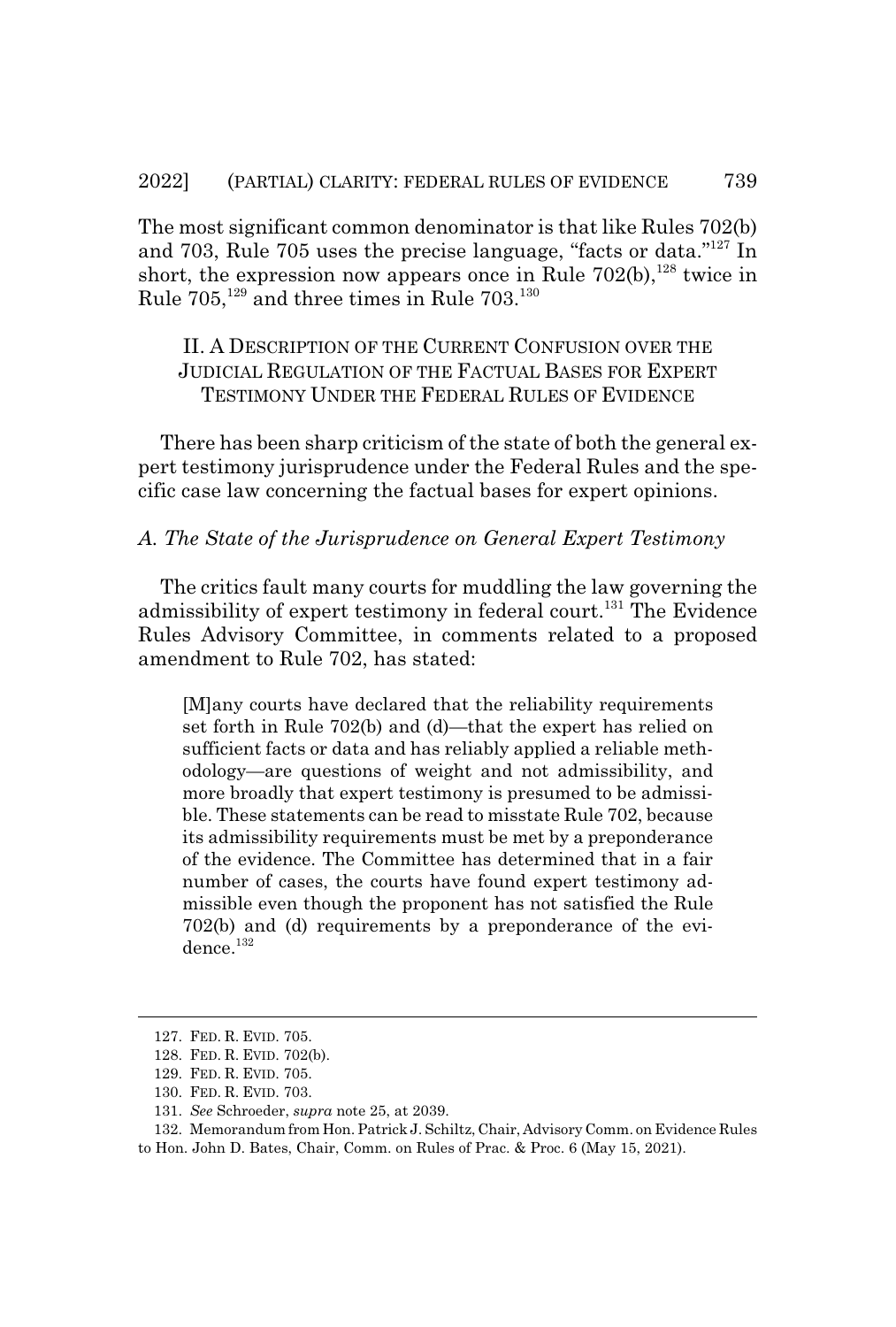The most significant common denominator is that like Rules 702(b) and 703, Rule 705 uses the precise language, "facts or data."[127] In short, the expression now appears once in Rule 702(b),[128] twice in Rule 705,[129] and three times in Rule 703.[130]

## II. A DESCRIPTION OF THE CURRENT CONFUSION OVER THE JUDICIAL REGULATION OF THE FACTUAL BASES FOR EXPERT TESTIMONY UNDER THE FEDERAL RULES OF EVIDENCE

There has been sharp criticism of the state of both the general expert testimony jurisprudence under the Federal Rules and the specific case law concerning the factual bases for expert opinions.

### *A. The State of the Jurisprudence on General Expert Testimony*

The critics fault many courts for muddling the law governing the admissibility of expert testimony in federal court.[131] The Evidence Rules Advisory Committee, in comments related to a proposed amendment to Rule 702, has stated:

> [M]any courts have declared that the reliability requirements set forth in Rule 702(b) and (d)—that the expert has relied on sufficient facts or data and has reliably applied a reliable methodology—are questions of weight and not admissibility, and more broadly that expert testimony is presumed to be admissible. These statements can be read to misstate Rule 702, because its admissibility requirements must be met by a preponderance of the evidence. The Committee has determined that in a fair number of cases, the courts have found expert testimony admissible even though the proponent has not satisfied the Rule 702(b) and (d) requirements by a preponderance of the evidence.[132]

---

127. FED. R. EVID. 705.

128. FED. R. EVID. 702(b).

129. FED. R. EVID. 705.

130. FED. R. EVID. 703.

131. *See* Schroeder, *supra* note 25, at 2039.

132. Memorandum from Hon. Patrick J. Schiltz, Chair, Advisory Comm. on Evidence Rules to Hon. John D. Bates, Chair, Comm. on Rules of Prac. & Proc. 6 (May 15, 2021).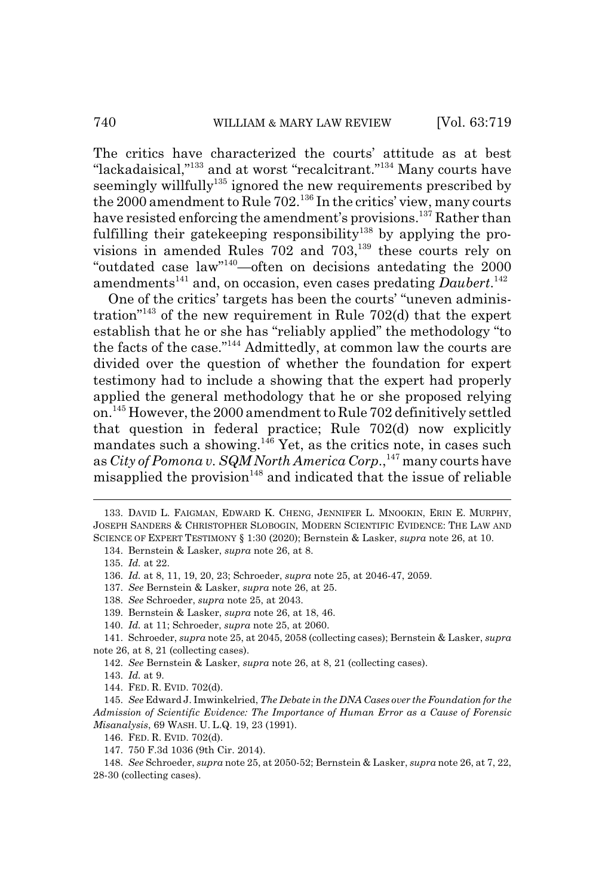The critics have characterized the courts' attitude as at best "lackadaisical,"[133] and at worst "recalcitrant."[134] Many courts have seemingly willfully[135] ignored the new requirements prescribed by the 2000 amendment to Rule 702.[136] In the critics' view, many courts have resisted enforcing the amendment's provisions.[137] Rather than fulfilling their gatekeeping responsibility[138] by applying the provisions in amended Rules 702 and 703,[139] these courts rely on "outdated case law"[140]—often on decisions antedating the 2000 amendments[141] and, on occasion, even cases predating *Daubert*.[142]

One of the critics' targets has been the courts' "uneven administration"[143] of the new requirement in Rule 702(d) that the expert establish that he or she has "reliably applied" the methodology "to the facts of the case."[144] Admittedly, at common law the courts are divided over the question of whether the foundation for expert testimony had to include a showing that the expert had properly applied the general methodology that he or she proposed relying on.[145] However, the 2000 amendment to Rule 702 definitively settled that question in federal practice; Rule 702(d) now explicitly mandates such a showing.[146] Yet, as the critics note, in cases such as *City of Pomona v. SQM North America Corp.*,[147] many courts have misapplied the provision[148] and indicated that the issue of reliable

---

133. DAVID L. FAIGMAN, EDWARD K. CHENG, JENNIFER L. MNOOKIN, ERIN E. MURPHY, JOSEPH SANDERS & CHRISTOPHER SLOBOGIN, MODERN SCIENTIFIC EVIDENCE: THE LAW AND SCIENCE OF EXPERT TESTIMONY § 1:30 (2020); Bernstein & Lasker, *supra* note 26, at 10.

134. Bernstein & Lasker, *supra* note 26, at 8.

135. *Id.* at 22.

136. *Id.* at 8, 11, 19, 20, 23; Schroeder, *supra* note 25, at 2046-47, 2059.

137. *See* Bernstein & Lasker, *supra* note 26, at 25.

138. *See* Schroeder, *supra* note 25, at 2043.

139. Bernstein & Lasker, *supra* note 26, at 18, 46.

140. *Id.* at 11; Schroeder, *supra* note 25, at 2060.

141. Schroeder, *supra* note 25, at 2045, 2058 (collecting cases); Bernstein & Lasker, *supra* note 26, at 8, 21 (collecting cases).

142. *See* Bernstein & Lasker, *supra* note 26, at 8, 21 (collecting cases).

143. *Id.* at 9.

144. FED. R. EVID. 702(d).

145. *See* Edward J. Imwinkelried, *The Debate in the DNA Cases over the Foundation for the Admission of Scientific Evidence: The Importance of Human Error as a Cause of Forensic Misanalysis*, 69 WASH. U. L.Q. 19, 23 (1991).

146. FED. R. EVID. 702(d).

147. 750 F.3d 1036 (9th Cir. 2014).

148. *See* Schroeder, *supra* note 25, at 2050-52; Bernstein & Lasker, *supra* note 26, at 7, 22, 28-30 (collecting cases).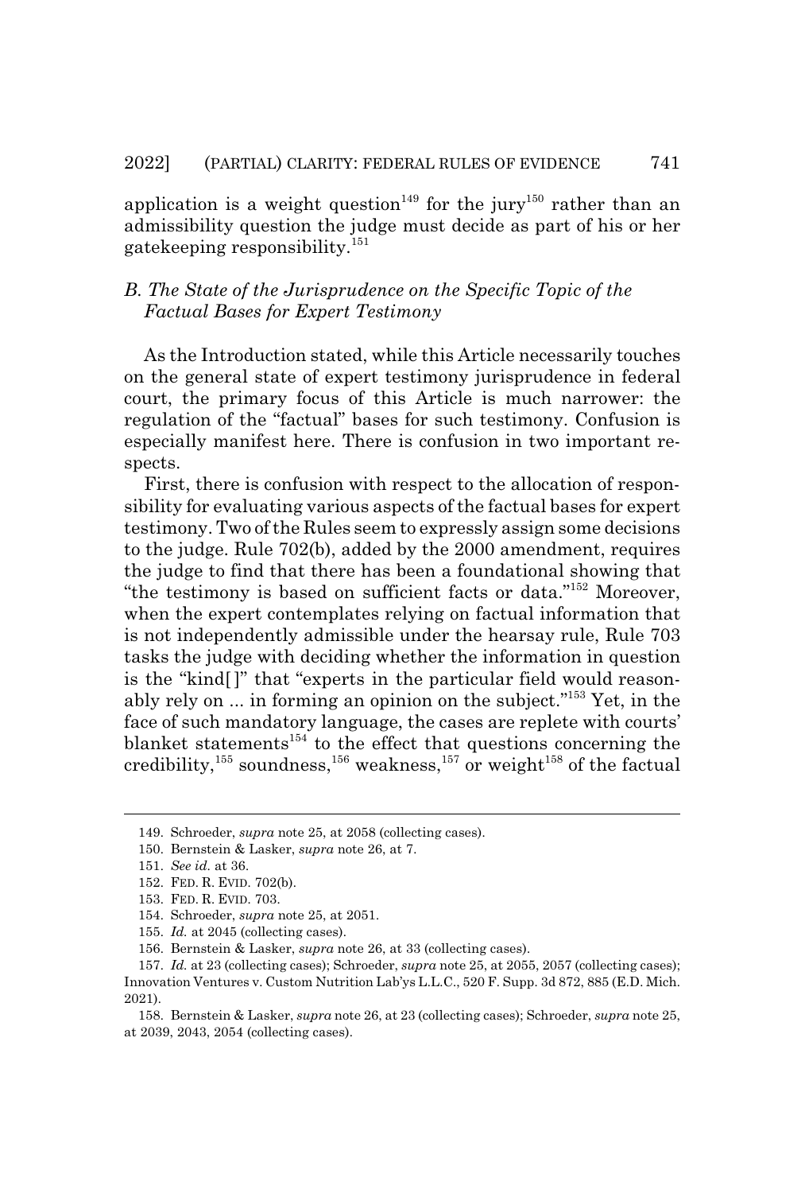application is a weight question[149] for the jury[150] rather than an admissibility question the judge must decide as part of his or her gatekeeping responsibility.[151]

### *B. The State of the Jurisprudence on the Specific Topic of the Factual Bases for Expert Testimony*

As the Introduction stated, while this Article necessarily touches on the general state of expert testimony jurisprudence in federal court, the primary focus of this Article is much narrower: the regulation of the "factual" bases for such testimony. Confusion is especially manifest here. There is confusion in two important respects.

First, there is confusion with respect to the allocation of responsibility for evaluating various aspects of the factual bases for expert testimony. Two of the Rules seem to expressly assign some decisions to the judge. Rule 702(b), added by the 2000 amendment, requires the judge to find that there has been a foundational showing that "the testimony is based on sufficient facts or data."[152] Moreover, when the expert contemplates relying on factual information that is not independently admissible under the hearsay rule, Rule 703 tasks the judge with deciding whether the information in question is the "kind[ ]" that "experts in the particular field would reasonably rely on ... in forming an opinion on the subject."[153] Yet, in the face of such mandatory language, the cases are replete with courts' blanket statements[154] to the effect that questions concerning the credibility,[155] soundness,[156] weakness,[157] or weight[158] of the factual

---

149. Schroeder, *supra* note 25, at 2058 (collecting cases).

150. Bernstein & Lasker, *supra* note 26, at 7.

151. *See id.* at 36.

152. FED. R. EVID. 702(b).

153. FED. R. EVID. 703.

154. Schroeder, *supra* note 25, at 2051.

155. *Id.* at 2045 (collecting cases).

156. Bernstein & Lasker, *supra* note 26, at 33 (collecting cases).

157. *Id.* at 23 (collecting cases); Schroeder, *supra* note 25, at 2055, 2057 (collecting cases); Innovation Ventures v. Custom Nutrition Lab'ys L.L.C., 520 F. Supp. 3d 872, 885 (E.D. Mich. 2021).

158. Bernstein & Lasker, *supra* note 26, at 23 (collecting cases); Schroeder, *supra* note 25, at 2039, 2043, 2054 (collecting cases).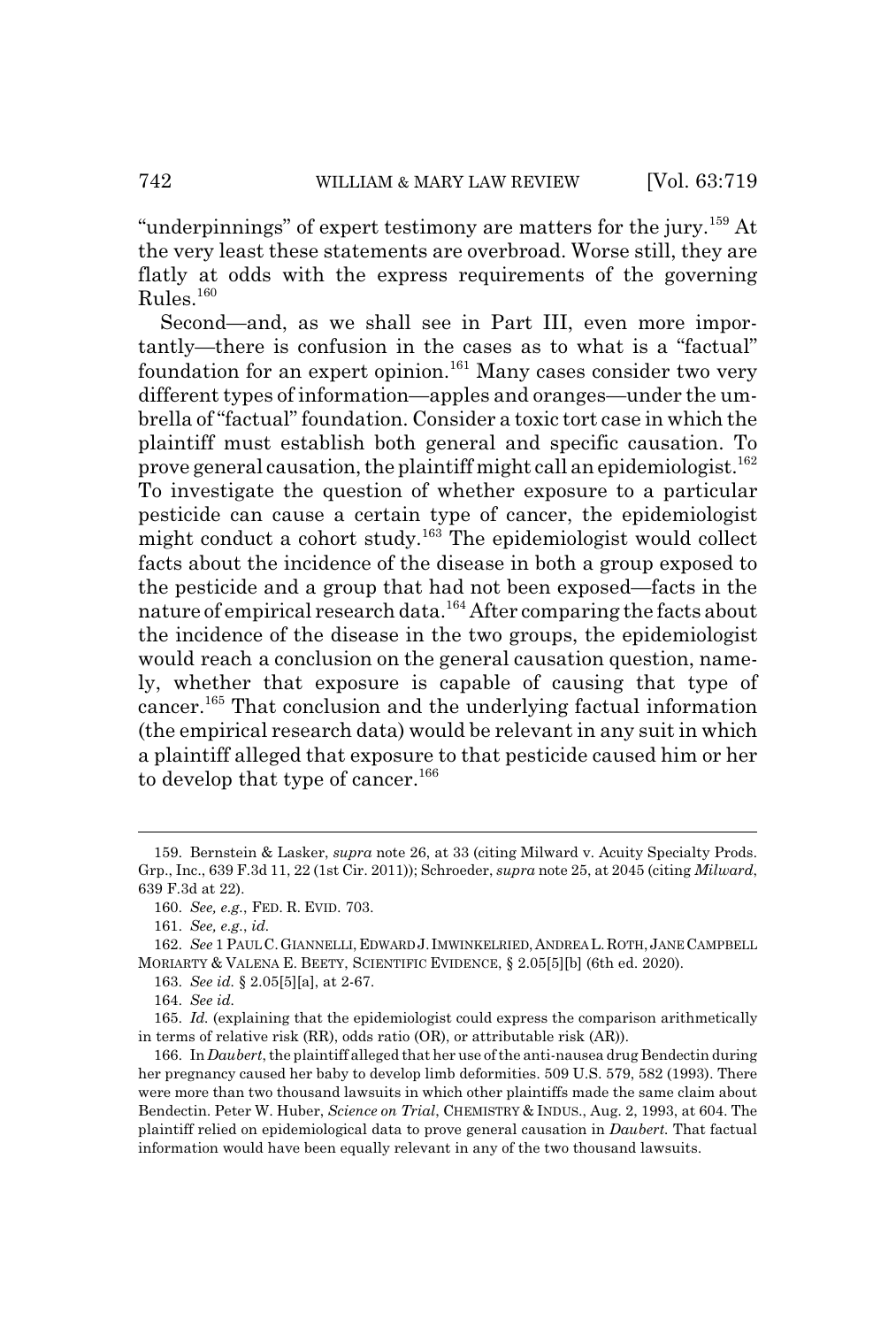"underpinnings" of expert testimony are matters for the jury.[159] At the very least these statements are overbroad. Worse still, they are flatly at odds with the express requirements of the governing Rules.[160]

Second—and, as we shall see in Part III, even more importantly—there is confusion in the cases as to what is a "factual" foundation for an expert opinion.[161] Many cases consider two very different types of information—apples and oranges—under the umbrella of "factual" foundation. Consider a toxic tort case in which the plaintiff must establish both general and specific causation. To prove general causation, the plaintiff might call an epidemiologist.[162] To investigate the question of whether exposure to a particular pesticide can cause a certain type of cancer, the epidemiologist might conduct a cohort study.[163] The epidemiologist would collect facts about the incidence of the disease in both a group exposed to the pesticide and a group that had not been exposed—facts in the nature of empirical research data.[164] After comparing the facts about the incidence of the disease in the two groups, the epidemiologist would reach a conclusion on the general causation question, namely, whether that exposure is capable of causing that type of cancer.[165] That conclusion and the underlying factual information (the empirical research data) would be relevant in any suit in which a plaintiff alleged that exposure to that pesticide caused him or her to develop that type of cancer.[166]

---

159. Bernstein & Lasker, *supra* note 26, at 33 (citing Milward v. Acuity Specialty Prods. Grp., Inc., 639 F.3d 11, 22 (1st Cir. 2011)); Schroeder, *supra* note 25, at 2045 (citing *Milward*, 639 F.3d at 22).

160. *See, e.g.*, FED. R. EVID. 703.

161. *See, e.g.*, *id.*

162. *See* 1 PAUL C. GIANNELLI, EDWARD J. IMWINKELRIED, ANDREA L. ROTH, JANE CAMPBELL MORIARTY & VALENA E. BEETY, SCIENTIFIC EVIDENCE, § 2.05[5][b] (6th ed. 2020).

163. *See id.* § 2.05[5][a], at 2-67.

164. *See id.*

165. *Id.* (explaining that the epidemiologist could express the comparison arithmetically in terms of relative risk (RR), odds ratio (OR), or attributable risk (AR)).

166. In *Daubert*, the plaintiff alleged that her use of the anti-nausea drug Bendectin during her pregnancy caused her baby to develop limb deformities. 509 U.S. 579, 582 (1993). There were more than two thousand lawsuits in which other plaintiffs made the same claim about Bendectin. Peter W. Huber, *Science on Trial*, CHEMISTRY & INDUS., Aug. 2, 1993, at 604. The plaintiff relied on epidemiological data to prove general causation in *Daubert*. That factual information would have been equally relevant in any of the two thousand lawsuits.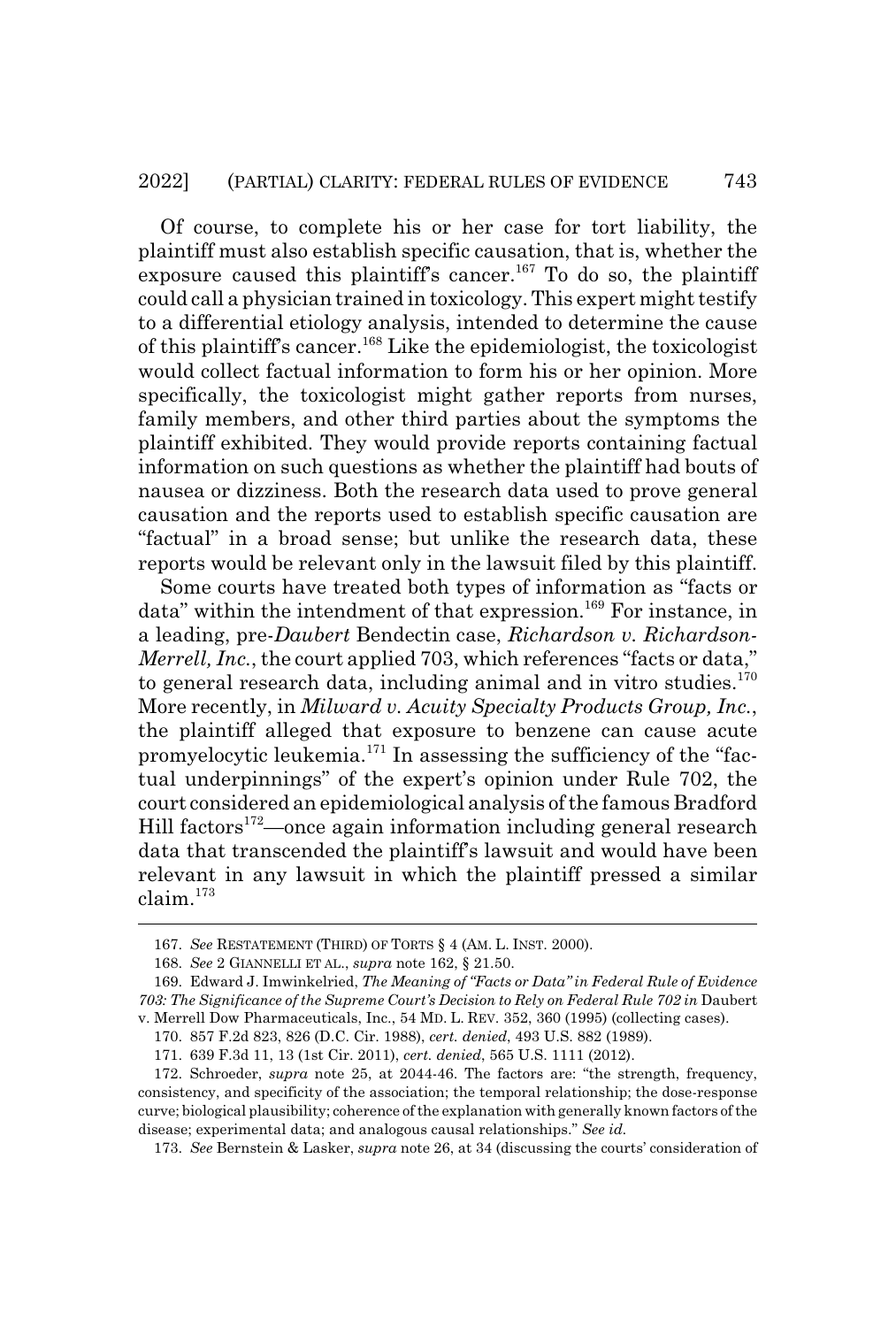Of course, to complete his or her case for tort liability, the plaintiff must also establish specific causation, that is, whether the exposure caused this plaintiff's cancer.[167] To do so, the plaintiff could call a physician trained in toxicology. This expert might testify to a differential etiology analysis, intended to determine the cause of this plaintiff's cancer.[168] Like the epidemiologist, the toxicologist would collect factual information to form his or her opinion. More specifically, the toxicologist might gather reports from nurses, family members, and other third parties about the symptoms the plaintiff exhibited. They would provide reports containing factual information on such questions as whether the plaintiff had bouts of nausea or dizziness. Both the research data used to prove general causation and the reports used to establish specific causation are "factual" in a broad sense; but unlike the research data, these reports would be relevant only in the lawsuit filed by this plaintiff.

Some courts have treated both types of information as "facts or data" within the intendment of that expression.[169] For instance, in a leading, pre-*Daubert* Bendectin case, *Richardson v. Richardson-Merrell, Inc.*, the court applied 703, which references "facts or data," to general research data, including animal and in vitro studies.[170] More recently, in *Milward v. Acuity Specialty Products Group, Inc.*, the plaintiff alleged that exposure to benzene can cause acute promyelocytic leukemia.[171] In assessing the sufficiency of the "factual underpinnings" of the expert's opinion under Rule 702, the court considered an epidemiological analysis of the famous Bradford Hill factors[172]—once again information including general research data that transcended the plaintiff's lawsuit and would have been relevant in any lawsuit in which the plaintiff pressed a similar claim.[173]

---

167. *See* RESTATEMENT (THIRD) OF TORTS § 4 (AM. L. INST. 2000).

168. *See* 2 GIANNELLI ET AL., *supra* note 162, § 21.50.

169. Edward J. Imwinkelried, *The Meaning of "Facts or Data" in Federal Rule of Evidence 703: The Significance of the Supreme Court's Decision to Rely on Federal Rule 702 in* Daubert v. Merrell Dow Pharmaceuticals, Inc., 54 MD. L. REV. 352, 360 (1995) (collecting cases).

170. 857 F.2d 823, 826 (D.C. Cir. 1988), *cert. denied*, 493 U.S. 882 (1989).

171. 639 F.3d 11, 13 (1st Cir. 2011), *cert. denied*, 565 U.S. 1111 (2012).

172. Schroeder, *supra* note 25, at 2044-46. The factors are: "the strength, frequency, consistency, and specificity of the association; the temporal relationship; the dose-response curve; biological plausibility; coherence of the explanation with generally known factors of the disease; experimental data; and analogous causal relationships." *See id.*

173. *See* Bernstein & Lasker, *supra* note 26, at 34 (discussing the courts' consideration of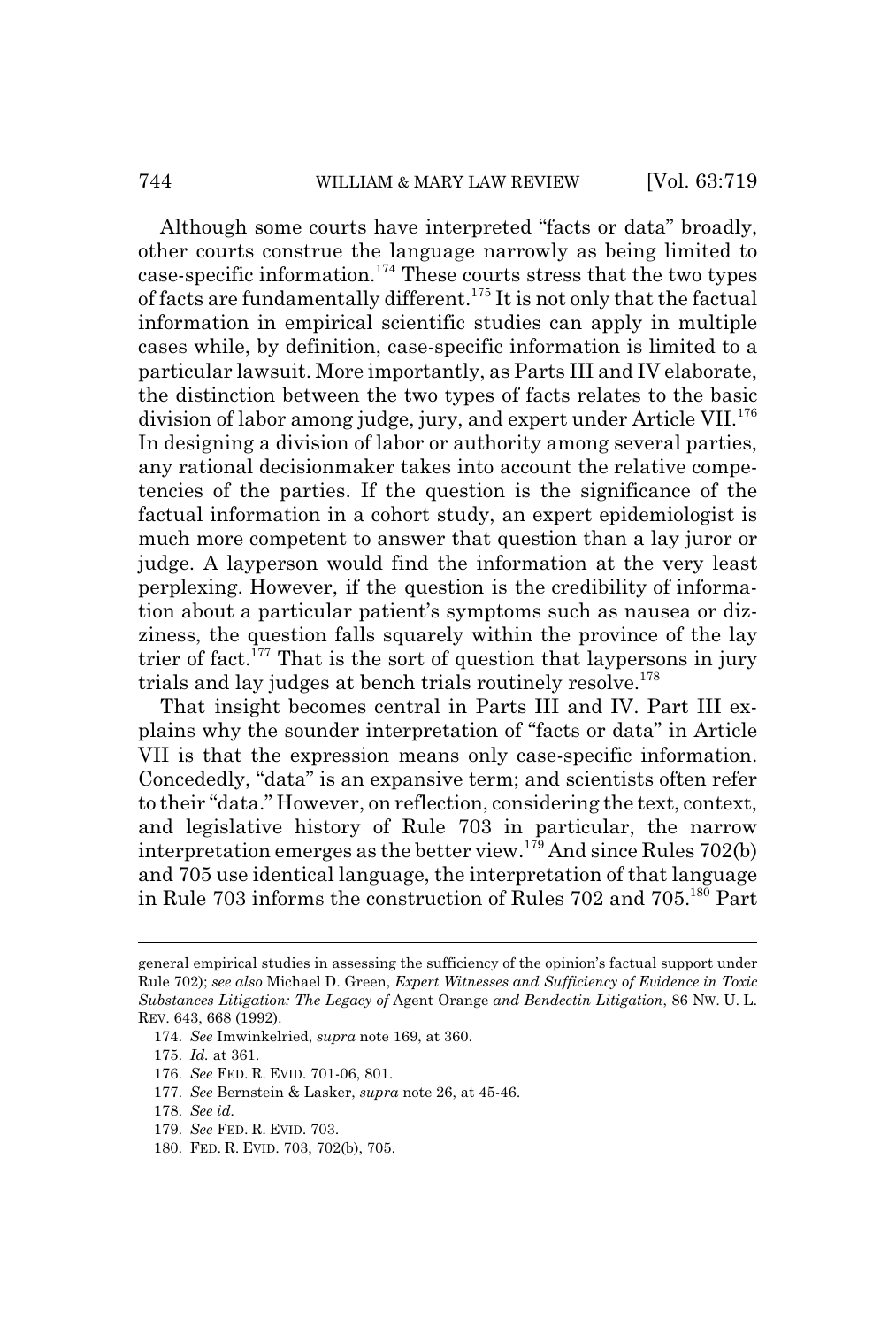Although some courts have interpreted "facts or data" broadly, other courts construe the language narrowly as being limited to case-specific information.[174] These courts stress that the two types of facts are fundamentally different.[175] It is not only that the factual information in empirical scientific studies can apply in multiple cases while, by definition, case-specific information is limited to a particular lawsuit. More importantly, as Parts III and IV elaborate, the distinction between the two types of facts relates to the basic division of labor among judge, jury, and expert under Article VII.[176] In designing a division of labor or authority among several parties, any rational decisionmaker takes into account the relative competencies of the parties. If the question is the significance of the factual information in a cohort study, an expert epidemiologist is much more competent to answer that question than a lay juror or judge. A layperson would find the information at the very least perplexing. However, if the question is the credibility of information about a particular patient's symptoms such as nausea or dizziness, the question falls squarely within the province of the lay trier of fact.[177] That is the sort of question that laypersons in jury trials and lay judges at bench trials routinely resolve.[178]

That insight becomes central in Parts III and IV. Part III explains why the sounder interpretation of "facts or data" in Article VII is that the expression means only case-specific information. Concededly, "data" is an expansive term; and scientists often refer to their "data." However, on reflection, considering the text, context, and legislative history of Rule 703 in particular, the narrow interpretation emerges as the better view.[179] And since Rules 702(b) and 705 use identical language, the interpretation of that language in Rule 703 informs the construction of Rules 702 and 705.[180] Part

---

general empirical studies in assessing the sufficiency of the opinion's factual support under Rule 702); *see also* Michael D. Green, *Expert Witnesses and Sufficiency of Evidence in Toxic Substances Litigation: The Legacy of* Agent Orange *and Bendectin Litigation*, 86 NW. U. L. REV. 643, 668 (1992).

174. *See* Imwinkelried, *supra* note 169, at 360.

175. *Id.* at 361.

176. *See* FED. R. EVID. 701-06, 801.

177. *See* Bernstein & Lasker, *supra* note 26, at 45-46.

178. *See id.*

179. *See* FED. R. EVID. 703.

180. FED. R. EVID. 703, 702(b), 705.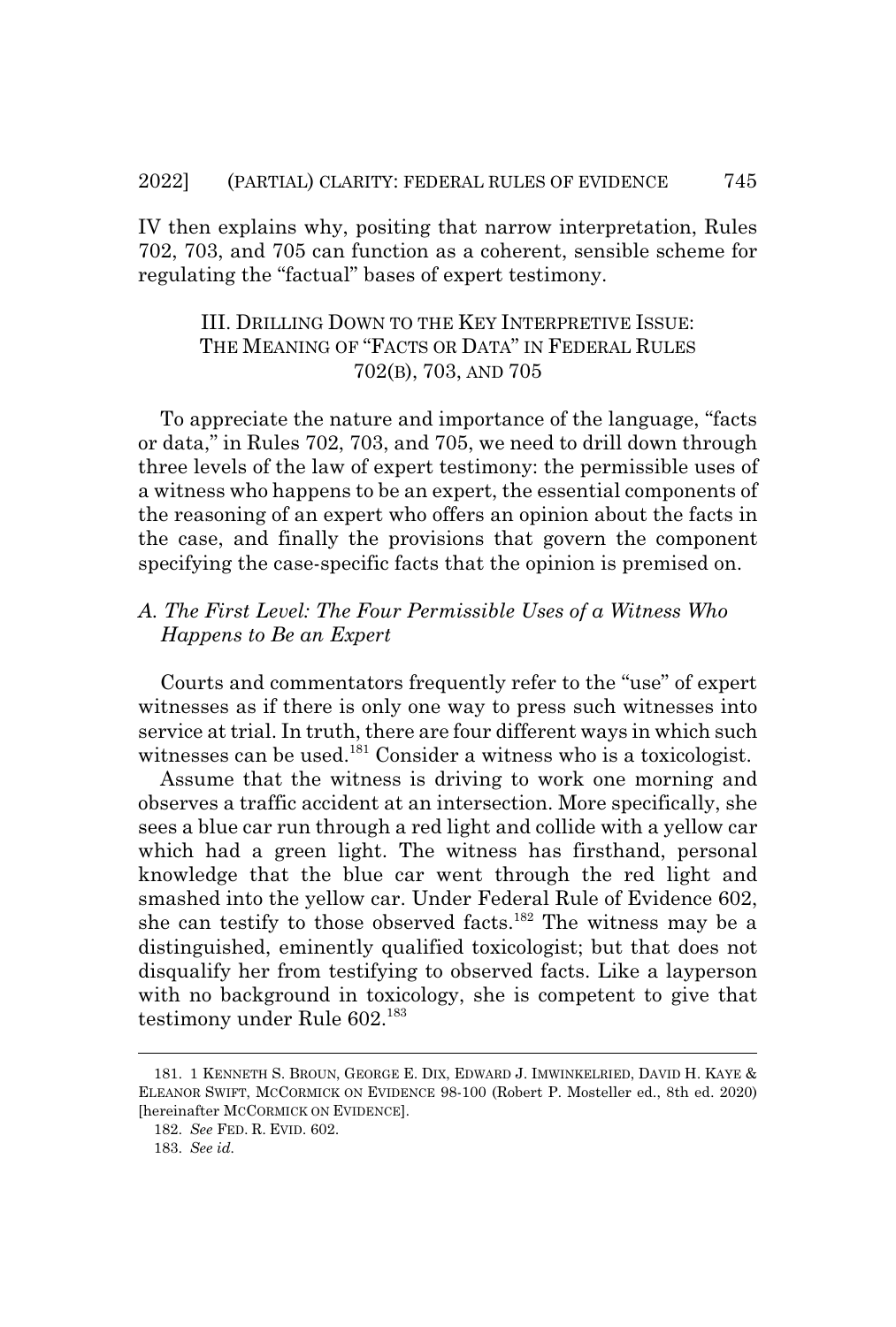IV then explains why, positing that narrow interpretation, Rules 702, 703, and 705 can function as a coherent, sensible scheme for regulating the "factual" bases of expert testimony.

## III. DRILLING DOWN TO THE KEY INTERPRETIVE ISSUE: THE MEANING OF "FACTS OR DATA" IN FEDERAL RULES 702(B), 703, AND 705

To appreciate the nature and importance of the language, "facts or data," in Rules 702, 703, and 705, we need to drill down through three levels of the law of expert testimony: the permissible uses of a witness who happens to be an expert, the essential components of the reasoning of an expert who offers an opinion about the facts in the case, and finally the provisions that govern the component specifying the case-specific facts that the opinion is premised on.

### *A. The First Level: The Four Permissible Uses of a Witness Who Happens to Be an Expert*

Courts and commentators frequently refer to the "use" of expert witnesses as if there is only one way to press such witnesses into service at trial. In truth, there are four different ways in which such witnesses can be used.[181] Consider a witness who is a toxicologist.

Assume that the witness is driving to work one morning and observes a traffic accident at an intersection. More specifically, she sees a blue car run through a red light and collide with a yellow car which had a green light. The witness has firsthand, personal knowledge that the blue car went through the red light and smashed into the yellow car. Under Federal Rule of Evidence 602, she can testify to those observed facts.[182] The witness may be a distinguished, eminently qualified toxicologist; but that does not disqualify her from testifying to observed facts. Like a layperson with no background in toxicology, she is competent to give that testimony under Rule 602.[183]

---

181. 1 KENNETH S. BROUN, GEORGE E. DIX, EDWARD J. IMWINKELRIED, DAVID H. KAYE & ELEANOR SWIFT, MCCORMICK ON EVIDENCE 98-100 (Robert P. Mosteller ed., 8th ed. 2020) [hereinafter MCCORMICK ON EVIDENCE].

182. *See* FED. R. EVID. 602.

183. *See id.*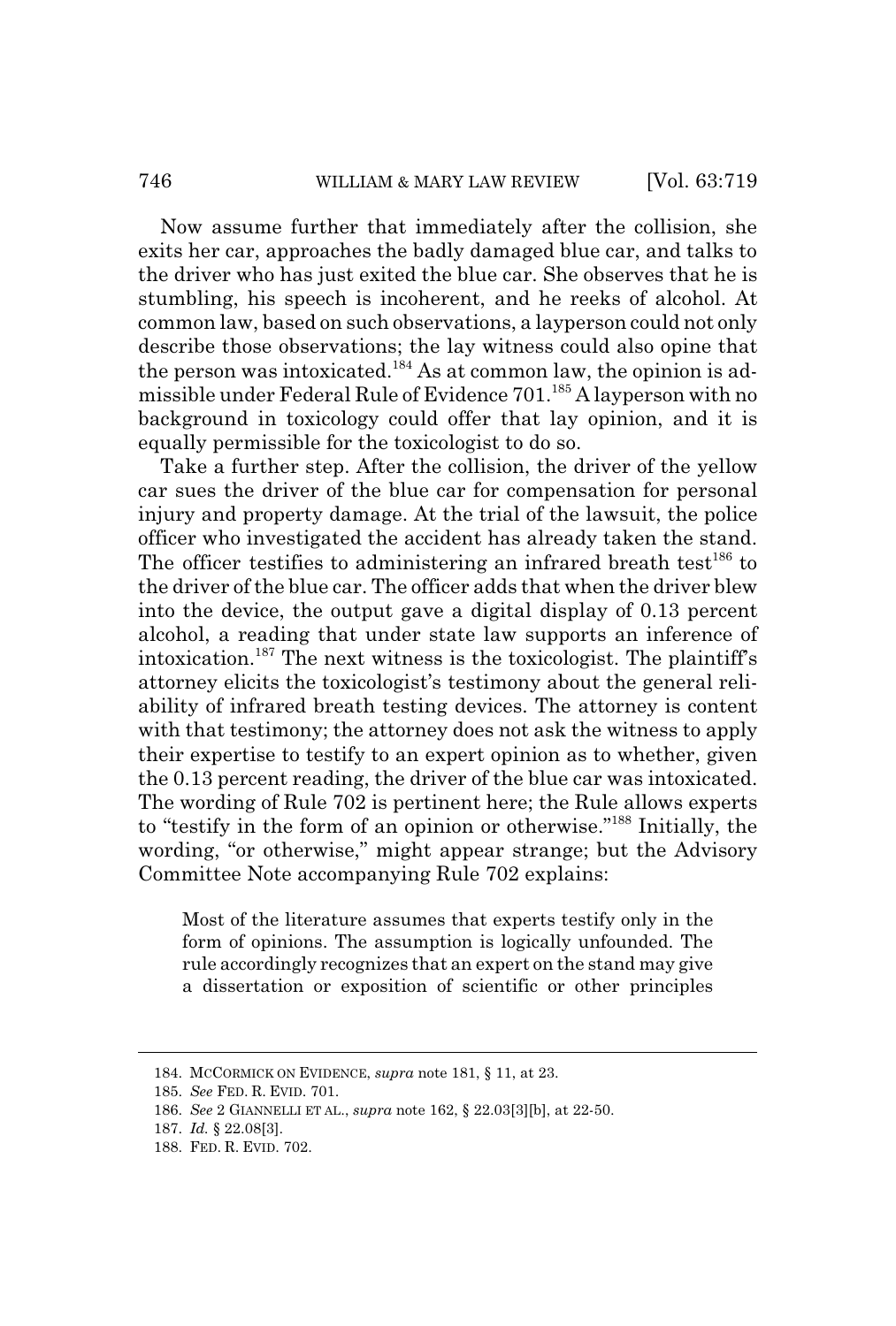Now assume further that immediately after the collision, she exits her car, approaches the badly damaged blue car, and talks to the driver who has just exited the blue car. She observes that he is stumbling, his speech is incoherent, and he reeks of alcohol. At common law, based on such observations, a layperson could not only describe those observations; the lay witness could also opine that the person was intoxicated.[184] As at common law, the opinion is admissible under Federal Rule of Evidence 701.[185] A layperson with no background in toxicology could offer that lay opinion, and it is equally permissible for the toxicologist to do so.

Take a further step. After the collision, the driver of the yellow car sues the driver of the blue car for compensation for personal injury and property damage. At the trial of the lawsuit, the police officer who investigated the accident has already taken the stand. The officer testifies to administering an infrared breath test[186] to the driver of the blue car. The officer adds that when the driver blew into the device, the output gave a digital display of 0.13 percent alcohol, a reading that under state law supports an inference of intoxication.[187] The next witness is the toxicologist. The plaintiff's attorney elicits the toxicologist's testimony about the general reliability of infrared breath testing devices. The attorney is content with that testimony; the attorney does not ask the witness to apply their expertise to testify to an expert opinion as to whether, given the 0.13 percent reading, the driver of the blue car was intoxicated. The wording of Rule 702 is pertinent here; the Rule allows experts to "testify in the form of an opinion or otherwise."[188] Initially, the wording, "or otherwise," might appear strange; but the Advisory Committee Note accompanying Rule 702 explains:

> Most of the literature assumes that experts testify only in the form of opinions. The assumption is logically unfounded. The rule accordingly recognizes that an expert on the stand may give a dissertation or exposition of scientific or other principles

---

184. McCormick on Evidence, *supra* note 181, § 11, at 23.

185. *See* Fed. R. Evid. 701.

186. *See* 2 Giannelli et al., *supra* note 162, § 22.03[3][b], at 22-50.

187. *Id.* § 22.08[3].

188. Fed. R. Evid. 702.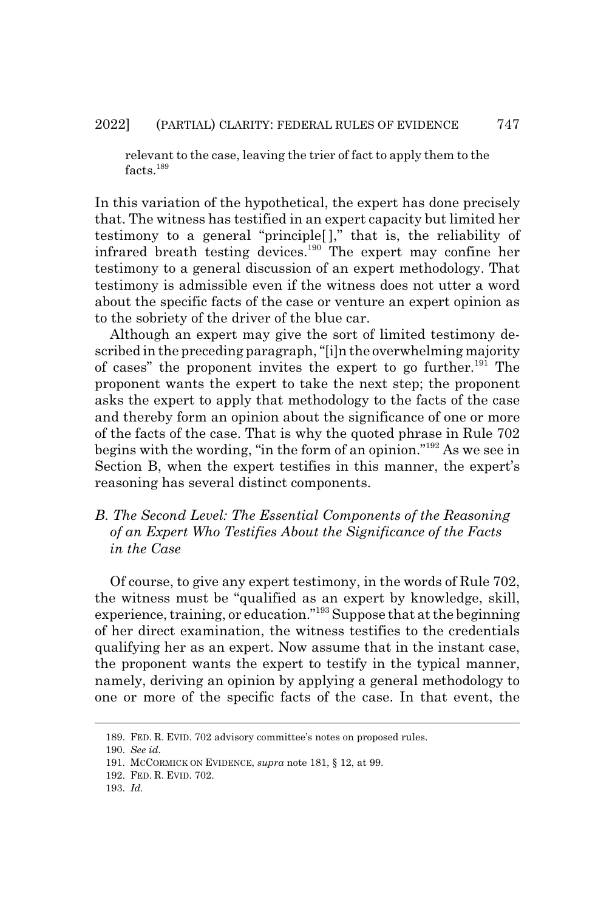relevant to the case, leaving the trier of fact to apply them to the facts.[189]

In this variation of the hypothetical, the expert has done precisely that. The witness has testified in an expert capacity but limited her testimony to a general "principle[ ]," that is, the reliability of infrared breath testing devices.[190] The expert may confine her testimony to a general discussion of an expert methodology. That testimony is admissible even if the witness does not utter a word about the specific facts of the case or venture an expert opinion as to the sobriety of the driver of the blue car.

Although an expert may give the sort of limited testimony described in the preceding paragraph, "[i]n the overwhelming majority of cases" the proponent invites the expert to go further.[191] The proponent wants the expert to take the next step; the proponent asks the expert to apply that methodology to the facts of the case and thereby form an opinion about the significance of one or more of the facts of the case. That is why the quoted phrase in Rule 702 begins with the wording, "in the form of an opinion."[192] As we see in Section B, when the expert testifies in this manner, the expert's reasoning has several distinct components.

### *B. The Second Level: The Essential Components of the Reasoning of an Expert Who Testifies About the Significance of the Facts in the Case*

Of course, to give any expert testimony, in the words of Rule 702, the witness must be "qualified as an expert by knowledge, skill, experience, training, or education."[193] Suppose that at the beginning of her direct examination, the witness testifies to the credentials qualifying her as an expert. Now assume that in the instant case, the proponent wants the expert to testify in the typical manner, namely, deriving an opinion by applying a general methodology to one or more of the specific facts of the case. In that event, the

---

189. FED. R. EVID. 702 advisory committee's notes on proposed rules.

190. *See id.*

191. MCCORMICK ON EVIDENCE, *supra* note 181, § 12, at 99.

192. FED. R. EVID. 702.

193. *Id.*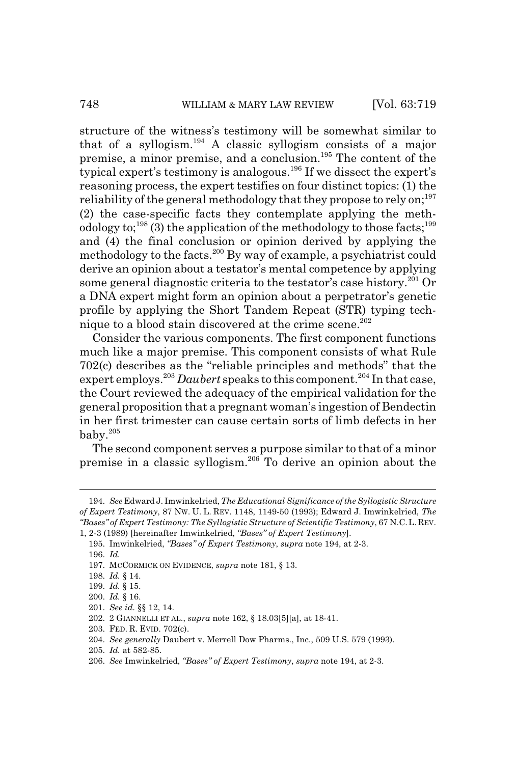structure of the witness's testimony will be somewhat similar to that of a syllogism.[194] A classic syllogism consists of a major premise, a minor premise, and a conclusion.[195] The content of the typical expert's testimony is analogous.[196] If we dissect the expert's reasoning process, the expert testifies on four distinct topics: (1) the reliability of the general methodology that they propose to rely on;[197] (2) the case-specific facts they contemplate applying the methodology to;[198] (3) the application of the methodology to those facts;[199] and (4) the final conclusion or opinion derived by applying the methodology to the facts.[200] By way of example, a psychiatrist could derive an opinion about a testator's mental competence by applying some general diagnostic criteria to the testator's case history.[201] Or a DNA expert might form an opinion about a perpetrator's genetic profile by applying the Short Tandem Repeat (STR) typing technique to a blood stain discovered at the crime scene.[202]

Consider the various components. The first component functions much like a major premise. This component consists of what Rule 702(c) describes as the "reliable principles and methods" that the expert employs.[203] *Daubert* speaks to this component.[204] In that case, the Court reviewed the adequacy of the empirical validation for the general proposition that a pregnant woman's ingestion of Bendectin in her first trimester can cause certain sorts of limb defects in her baby.[205]

The second component serves a purpose similar to that of a minor premise in a classic syllogism.[206] To derive an opinion about the

---

194. *See* Edward J. Imwinkelried, *The Educational Significance of the Syllogistic Structure of Expert Testimony*, 87 NW. U. L. REV. 1148, 1149-50 (1993); Edward J. Imwinkelried, *The "Bases" of Expert Testimony: The Syllogistic Structure of Scientific Testimony*, 67 N.C. L. REV. 1, 2-3 (1989) [hereinafter Imwinkelried, *"Bases" of Expert Testimony*].

195. Imwinkelried, *"Bases" of Expert Testimony*, *supra* note 194, at 2-3.

196. *Id.*

197. MCCORMICK ON EVIDENCE, *supra* note 181, § 13.

198. *Id.* § 14.

199. *Id.* § 15.

200. *Id.* § 16.

201. *See id.* §§ 12, 14.

202. 2 GIANNELLI ET AL., *supra* note 162, § 18.03[5][a], at 18-41.

203. FED. R. EVID. 702(c).

204. *See generally* Daubert v. Merrell Dow Pharms., Inc., 509 U.S. 579 (1993).

205. *Id.* at 582-85.

206. *See* Imwinkelried, *"Bases" of Expert Testimony*, *supra* note 194, at 2-3.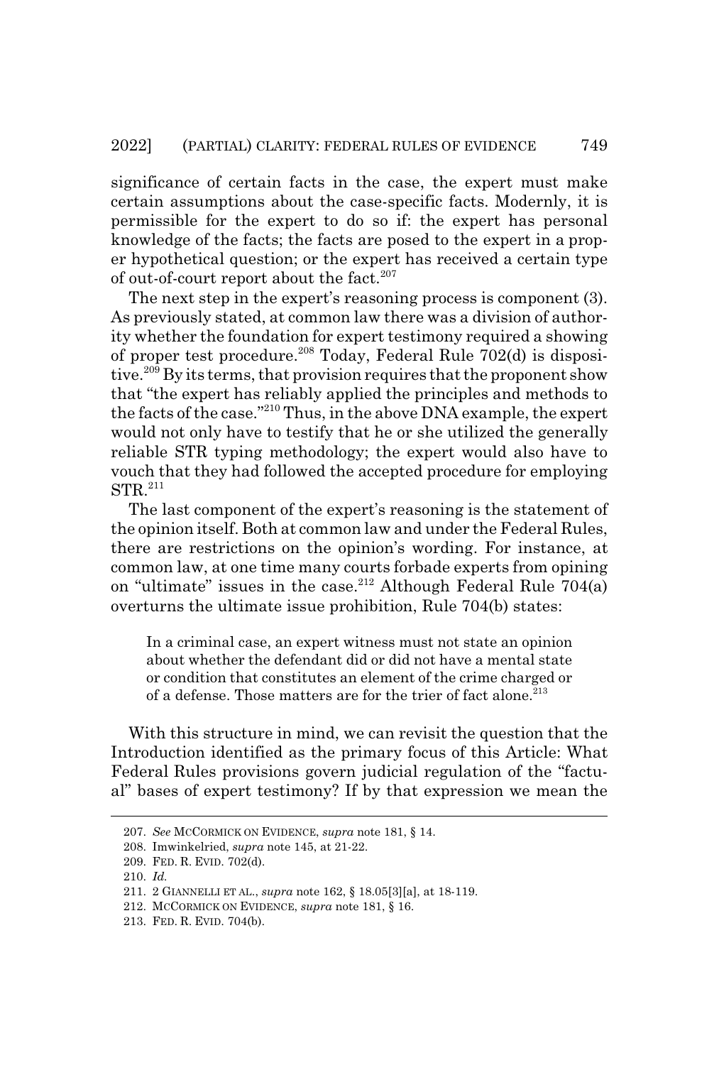significance of certain facts in the case, the expert must make certain assumptions about the case-specific facts. Modernly, it is permissible for the expert to do so if: the expert has personal knowledge of the facts; the facts are posed to the expert in a proper hypothetical question; or the expert has received a certain type of out-of-court report about the fact.[207]

The next step in the expert's reasoning process is component (3). As previously stated, at common law there was a division of authority whether the foundation for expert testimony required a showing of proper test procedure.[208] Today, Federal Rule 702(d) is dispositive.[209] By its terms, that provision requires that the proponent show that "the expert has reliably applied the principles and methods to the facts of the case."[210] Thus, in the above DNA example, the expert would not only have to testify that he or she utilized the generally reliable STR typing methodology; the expert would also have to vouch that they had followed the accepted procedure for employing STR.[211]

The last component of the expert's reasoning is the statement of the opinion itself. Both at common law and under the Federal Rules, there are restrictions on the opinion's wording. For instance, at common law, at one time many courts forbade experts from opining on "ultimate" issues in the case.[212] Although Federal Rule 704(a) overturns the ultimate issue prohibition, Rule 704(b) states:

> In a criminal case, an expert witness must not state an opinion about whether the defendant did or did not have a mental state or condition that constitutes an element of the crime charged or of a defense. Those matters are for the trier of fact alone.[213]

With this structure in mind, we can revisit the question that the Introduction identified as the primary focus of this Article: What Federal Rules provisions govern judicial regulation of the "factual" bases of expert testimony? If by that expression we mean the

---

207. *See* MCCORMICK ON EVIDENCE, *supra* note 181, § 14.

208. Imwinkelried, *supra* note 145, at 21-22.

209. FED. R. EVID. 702(d).

210. *Id.*

211. 2 GIANNELLI ET AL., *supra* note 162, § 18.05[3][a], at 18-119.

212. MCCORMICK ON EVIDENCE, *supra* note 181, § 16.

213. FED. R. EVID. 704(b).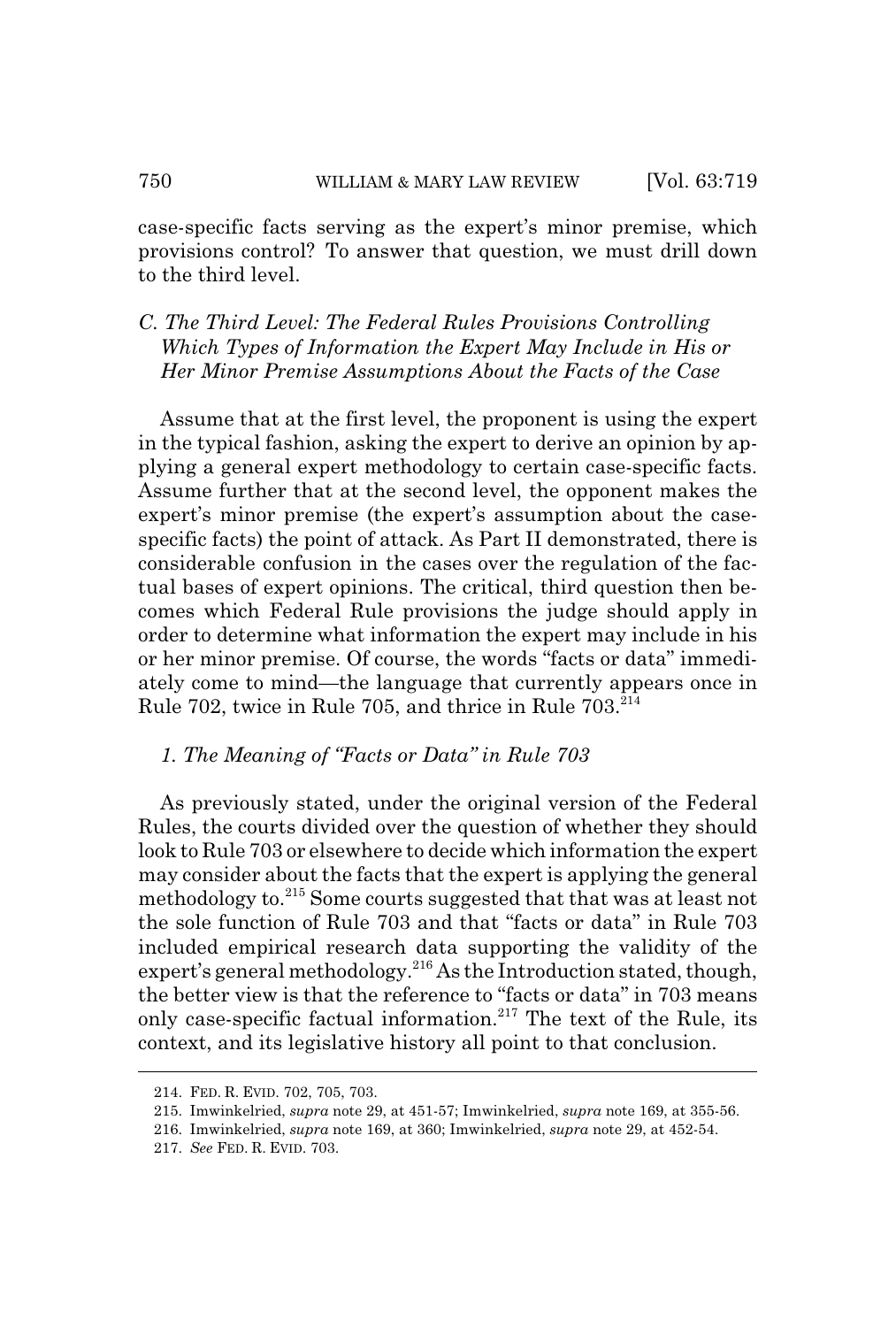case-specific facts serving as the expert's minor premise, which provisions control? To answer that question, we must drill down to the third level.

### *C. The Third Level: The Federal Rules Provisions Controlling Which Types of Information the Expert May Include in His or Her Minor Premise Assumptions About the Facts of the Case*

Assume that at the first level, the proponent is using the expert in the typical fashion, asking the expert to derive an opinion by applying a general expert methodology to certain case-specific facts. Assume further that at the second level, the opponent makes the expert's minor premise (the expert's assumption about the case-specific facts) the point of attack. As Part II demonstrated, there is considerable confusion in the cases over the regulation of the factual bases of expert opinions. The critical, third question then becomes which Federal Rule provisions the judge should apply in order to determine what information the expert may include in his or her minor premise. Of course, the words "facts or data" immediately come to mind—the language that currently appears once in Rule 702, twice in Rule 705, and thrice in Rule 703.[214]

#### *1. The Meaning of "Facts or Data" in Rule 703*

As previously stated, under the original version of the Federal Rules, the courts divided over the question of whether they should look to Rule 703 or elsewhere to decide which information the expert may consider about the facts that the expert is applying the general methodology to.[215] Some courts suggested that that was at least not the sole function of Rule 703 and that "facts or data" in Rule 703 included empirical research data supporting the validity of the expert's general methodology.[216] As the Introduction stated, though, the better view is that the reference to "facts or data" in 703 means only case-specific factual information.[217] The text of the Rule, its context, and its legislative history all point to that conclusion.

---

214. FED. R. EVID. 702, 705, 703.

215. Imwinkelried, *supra* note 29, at 451-57; Imwinkelried, *supra* note 169, at 355-56.

216. Imwinkelried, *supra* note 169, at 360; Imwinkelried, *supra* note 29, at 452-54.

217. *See* FED. R. EVID. 703.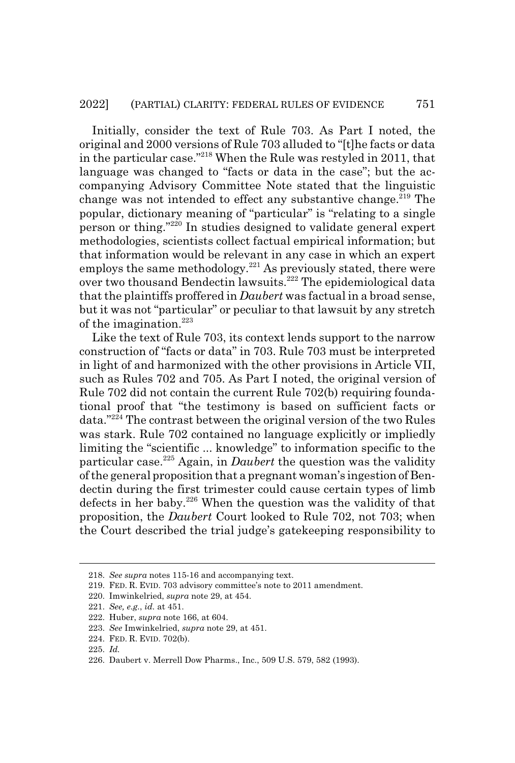Initially, consider the text of Rule 703. As Part I noted, the original and 2000 versions of Rule 703 alluded to "[t]he facts or data in the particular case."[218] When the Rule was restyled in 2011, that language was changed to "facts or data in the case"; but the accompanying Advisory Committee Note stated that the linguistic change was not intended to effect any substantive change.[219] The popular, dictionary meaning of "particular" is "relating to a single person or thing."[220] In studies designed to validate general expert methodologies, scientists collect factual empirical information; but that information would be relevant in any case in which an expert employs the same methodology.[221] As previously stated, there were over two thousand Bendectin lawsuits.[222] The epidemiological data that the plaintiffs proffered in *Daubert* was factual in a broad sense, but it was not "particular" or peculiar to that lawsuit by any stretch of the imagination.[223]

Like the text of Rule 703, its context lends support to the narrow construction of "facts or data" in 703. Rule 703 must be interpreted in light of and harmonized with the other provisions in Article VII, such as Rules 702 and 705. As Part I noted, the original version of Rule 702 did not contain the current Rule 702(b) requiring foundational proof that "the testimony is based on sufficient facts or data."[224] The contrast between the original version of the two Rules was stark. Rule 702 contained no language explicitly or impliedly limiting the "scientific ... knowledge" to information specific to the particular case.[225] Again, in *Daubert* the question was the validity of the general proposition that a pregnant woman's ingestion of Bendectin during the first trimester could cause certain types of limb defects in her baby.[226] When the question was the validity of that proposition, the *Daubert* Court looked to Rule 702, not 703; when the Court described the trial judge's gatekeeping responsibility to

---

218. *See supra* notes 115-16 and accompanying text.

219. FED. R. EVID. 703 advisory committee's note to 2011 amendment.

220. Imwinkelried, *supra* note 29, at 454.

221. *See, e.g.*, *id.* at 451.

222. Huber, *supra* note 166, at 604.

223. *See* Imwinkelried, *supra* note 29, at 451.

224. FED. R. EVID. 702(b).

225. *Id.*

226. Daubert v. Merrell Dow Pharms., Inc., 509 U.S. 579, 582 (1993).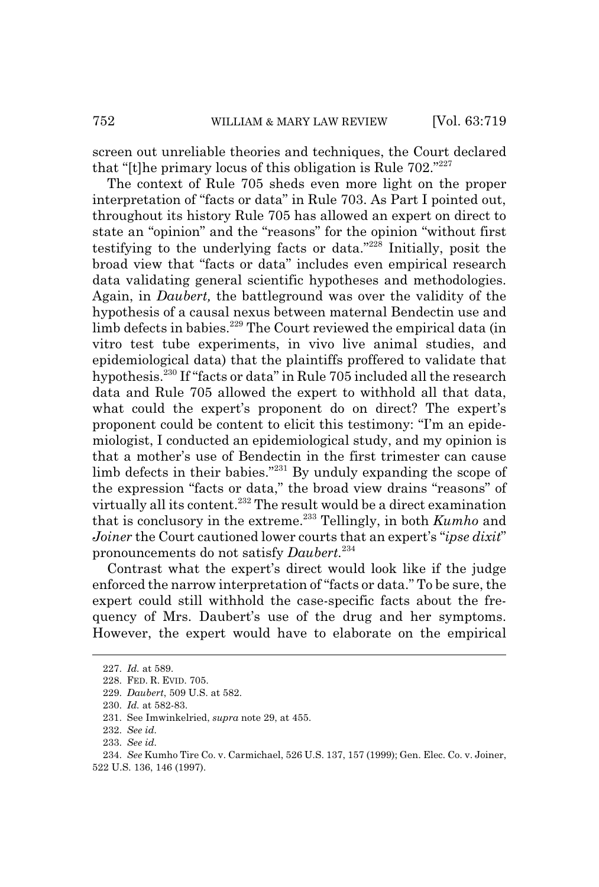screen out unreliable theories and techniques, the Court declared that "[t]he primary locus of this obligation is Rule 702."[227]

The context of Rule 705 sheds even more light on the proper interpretation of "facts or data" in Rule 703. As Part I pointed out, throughout its history Rule 705 has allowed an expert on direct to state an "opinion" and the "reasons" for the opinion "without first testifying to the underlying facts or data."[228] Initially, posit the broad view that "facts or data" includes even empirical research data validating general scientific hypotheses and methodologies. Again, in *Daubert,* the battleground was over the validity of the hypothesis of a causal nexus between maternal Bendectin use and limb defects in babies.[229] The Court reviewed the empirical data (in vitro test tube experiments, in vivo live animal studies, and epidemiological data) that the plaintiffs proffered to validate that hypothesis.[230] If "facts or data" in Rule 705 included all the research data and Rule 705 allowed the expert to withhold all that data, what could the expert's proponent do on direct? The expert's proponent could be content to elicit this testimony: "I'm an epidemiologist, I conducted an epidemiological study, and my opinion is that a mother's use of Bendectin in the first trimester can cause limb defects in their babies."[231] By unduly expanding the scope of the expression "facts or data," the broad view drains "reasons" of virtually all its content.[232] The result would be a direct examination that is conclusory in the extreme.[233] Tellingly, in both *Kumho* and *Joiner* the Court cautioned lower courts that an expert's "*ipse dixit*" pronouncements do not satisfy *Daubert.*[234]

Contrast what the expert's direct would look like if the judge enforced the narrow interpretation of "facts or data." To be sure, the expert could still withhold the case-specific facts about the frequency of Mrs. Daubert's use of the drug and her symptoms. However, the expert would have to elaborate on the empirical

---

227. *Id.* at 589.

228. FED. R. EVID. 705.

229. *Daubert*, 509 U.S. at 582.

230. *Id.* at 582-83.

231. See Imwinkelried, *supra* note 29, at 455.

232. *See id.*

233. *See id.*

234. *See* Kumho Tire Co. v. Carmichael, 526 U.S. 137, 157 (1999); Gen. Elec. Co. v. Joiner, 522 U.S. 136, 146 (1997).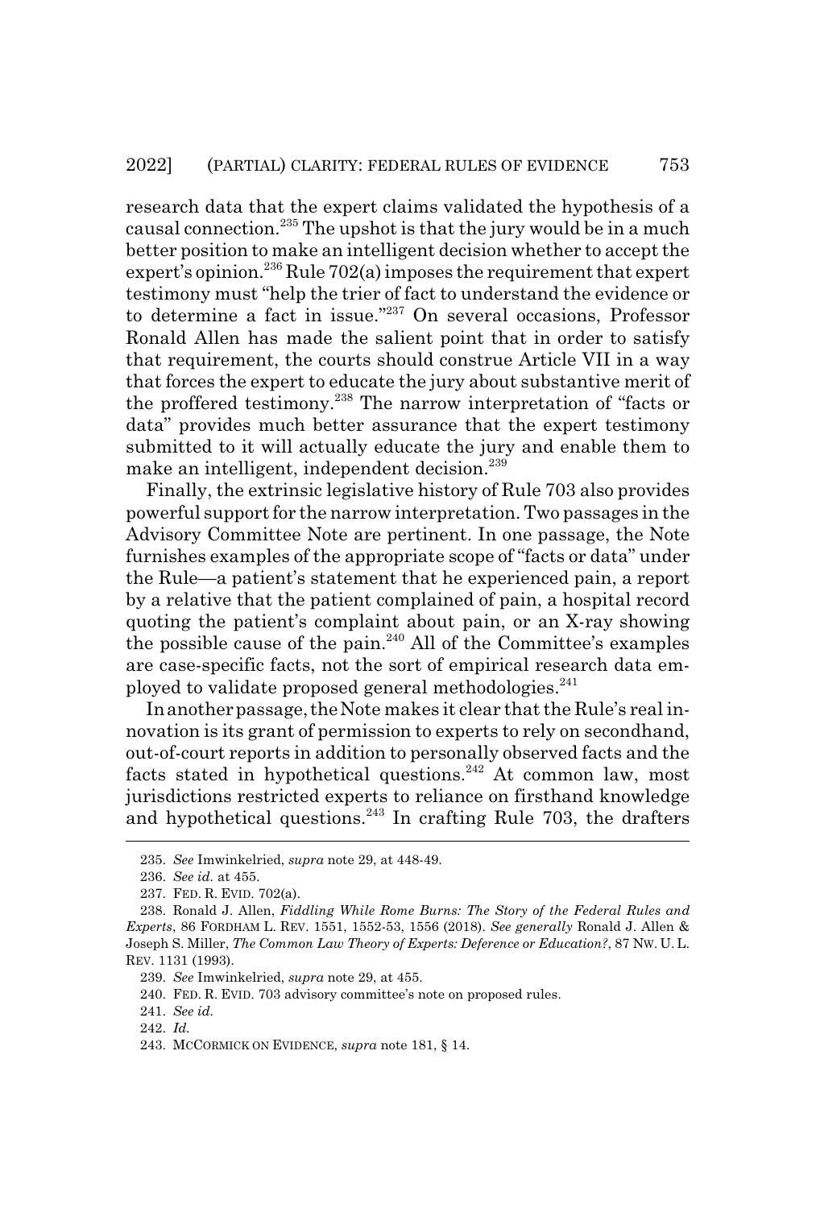research data that the expert claims validated the hypothesis of a causal connection.[235] The upshot is that the jury would be in a much better position to make an intelligent decision whether to accept the expert's opinion.[236] Rule 702(a) imposes the requirement that expert testimony must "help the trier of fact to understand the evidence or to determine a fact in issue."[237] On several occasions, Professor Ronald Allen has made the salient point that in order to satisfy that requirement, the courts should construe Article VII in a way that forces the expert to educate the jury about substantive merit of the proffered testimony.[238] The narrow interpretation of "facts or data" provides much better assurance that the expert testimony submitted to it will actually educate the jury and enable them to make an intelligent, independent decision.[239]

Finally, the extrinsic legislative history of Rule 703 also provides powerful support for the narrow interpretation. Two passages in the Advisory Committee Note are pertinent. In one passage, the Note furnishes examples of the appropriate scope of "facts or data" under the Rule—a patient's statement that he experienced pain, a report by a relative that the patient complained of pain, a hospital record quoting the patient's complaint about pain, or an X-ray showing the possible cause of the pain.[240] All of the Committee's examples are case-specific facts, not the sort of empirical research data employed to validate proposed general methodologies.[241]

In another passage, the Note makes it clear that the Rule's real innovation is its grant of permission to experts to rely on secondhand, out-of-court reports in addition to personally observed facts and the facts stated in hypothetical questions.[242] At common law, most jurisdictions restricted experts to reliance on firsthand knowledge and hypothetical questions.[243] In crafting Rule 703, the drafters

---

235. *See* Imwinkelried, *supra* note 29, at 448-49.

236. *See id.* at 455.

237. FED. R. EVID. 702(a).

238. Ronald J. Allen, *Fiddling While Rome Burns: The Story of the Federal Rules and Experts*, 86 FORDHAM L. REV. 1551, 1552-53, 1556 (2018). *See generally* Ronald J. Allen & Joseph S. Miller, *The Common Law Theory of Experts: Deference or Education?*, 87 NW. U. L. REV. 1131 (1993).

239. *See* Imwinkelried, *supra* note 29, at 455.

240. FED. R. EVID. 703 advisory committee's note on proposed rules.

241. *See id.*

242. *Id.*

243. MCCORMICK ON EVIDENCE, *supra* note 181, § 14.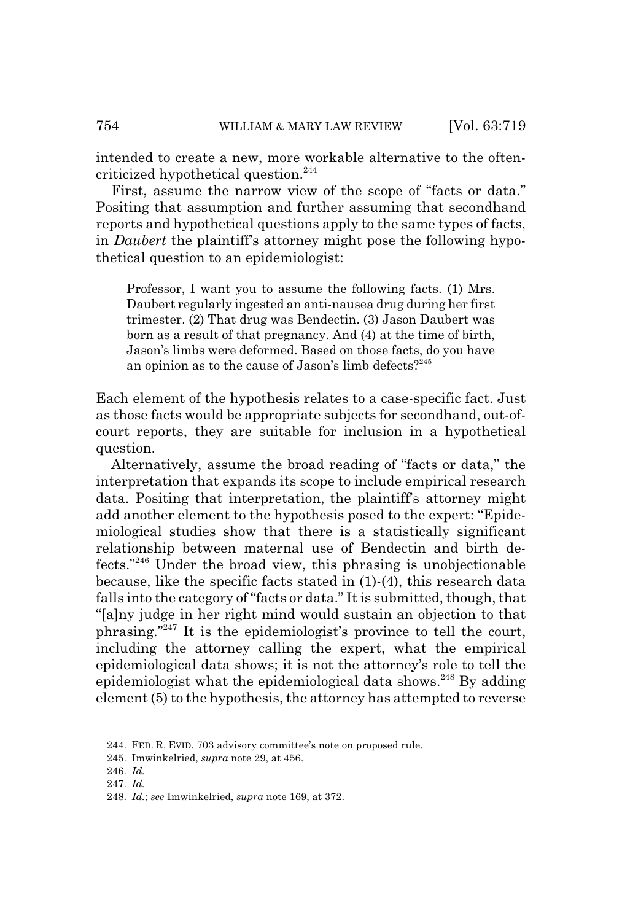intended to create a new, more workable alternative to the often-criticized hypothetical question.[244]

First, assume the narrow view of the scope of "facts or data." Positing that assumption and further assuming that secondhand reports and hypothetical questions apply to the same types of facts, in *Daubert* the plaintiff's attorney might pose the following hypothetical question to an epidemiologist:

> Professor, I want you to assume the following facts. (1) Mrs. Daubert regularly ingested an anti-nausea drug during her first trimester. (2) That drug was Bendectin. (3) Jason Daubert was born as a result of that pregnancy. And (4) at the time of birth, Jason's limbs were deformed. Based on those facts, do you have an opinion as to the cause of Jason's limb defects?[245]

Each element of the hypothesis relates to a case-specific fact. Just as those facts would be appropriate subjects for secondhand, out-of-court reports, they are suitable for inclusion in a hypothetical question.

Alternatively, assume the broad reading of "facts or data," the interpretation that expands its scope to include empirical research data. Positing that interpretation, the plaintiff's attorney might add another element to the hypothesis posed to the expert: "Epidemiological studies show that there is a statistically significant relationship between maternal use of Bendectin and birth defects."[246] Under the broad view, this phrasing is unobjectionable because, like the specific facts stated in (1)-(4), this research data falls into the category of "facts or data." It is submitted, though, that "[a]ny judge in her right mind would sustain an objection to that phrasing."[247] It is the epidemiologist's province to tell the court, including the attorney calling the expert, what the empirical epidemiological data shows; it is not the attorney's role to tell the epidemiologist what the epidemiological data shows.[248] By adding element (5) to the hypothesis, the attorney has attempted to reverse

---

244. FED. R. EVID. 703 advisory committee's note on proposed rule.

245. Imwinkelried, *supra* note 29, at 456.

246. *Id.*

247. *Id.*

248. *Id.*; *see* Imwinkelried, *supra* note 169, at 372.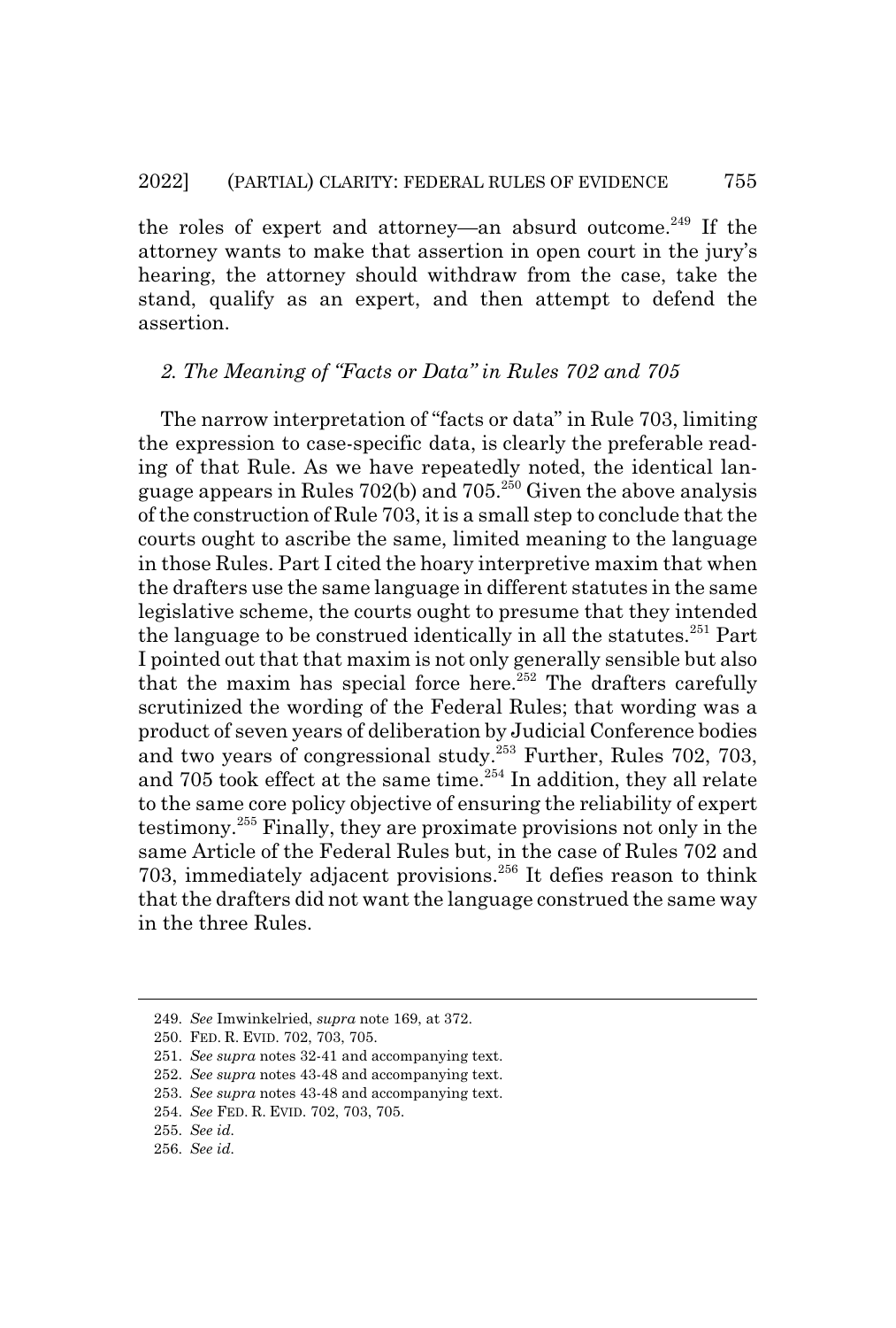the roles of expert and attorney—an absurd outcome.[249] If the attorney wants to make that assertion in open court in the jury's hearing, the attorney should withdraw from the case, take the stand, qualify as an expert, and then attempt to defend the assertion.

### *2. The Meaning of "Facts or Data" in Rules 702 and 705*

The narrow interpretation of "facts or data" in Rule 703, limiting the expression to case-specific data, is clearly the preferable reading of that Rule. As we have repeatedly noted, the identical language appears in Rules 702(b) and 705.[250] Given the above analysis of the construction of Rule 703, it is a small step to conclude that the courts ought to ascribe the same, limited meaning to the language in those Rules. Part I cited the hoary interpretive maxim that when the drafters use the same language in different statutes in the same legislative scheme, the courts ought to presume that they intended the language to be construed identically in all the statutes.[251] Part I pointed out that that maxim is not only generally sensible but also that the maxim has special force here.[252] The drafters carefully scrutinized the wording of the Federal Rules; that wording was a product of seven years of deliberation by Judicial Conference bodies and two years of congressional study.[253] Further, Rules 702, 703, and 705 took effect at the same time.[254] In addition, they all relate to the same core policy objective of ensuring the reliability of expert testimony.[255] Finally, they are proximate provisions not only in the same Article of the Federal Rules but, in the case of Rules 702 and 703, immediately adjacent provisions.[256] It defies reason to think that the drafters did not want the language construed the same way in the three Rules.

---

249. *See* Imwinkelried, *supra* note 169, at 372.

250. FED. R. EVID. 702, 703, 705.

251. *See supra* notes 32-41 and accompanying text.

252. *See supra* notes 43-48 and accompanying text.

253. *See supra* notes 43-48 and accompanying text.

254. *See* FED. R. EVID. 702, 703, 705.

255. *See id.*

256. *See id.*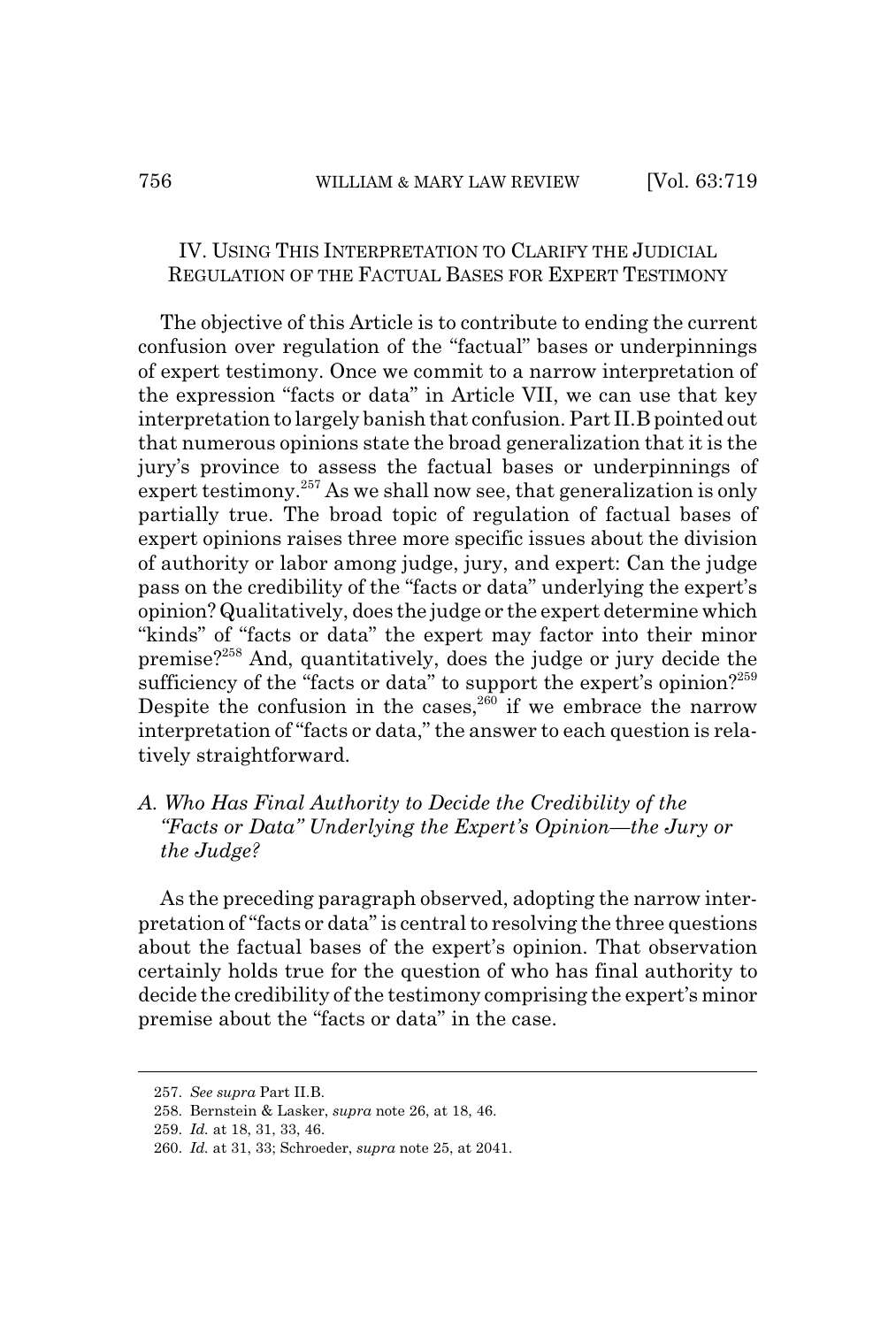## IV. USING THIS INTERPRETATION TO CLARIFY THE JUDICIAL REGULATION OF THE FACTUAL BASES FOR EXPERT TESTIMONY

The objective of this Article is to contribute to ending the current confusion over regulation of the "factual" bases or underpinnings of expert testimony. Once we commit to a narrow interpretation of the expression "facts or data" in Article VII, we can use that key interpretation to largely banish that confusion. Part II.B pointed out that numerous opinions state the broad generalization that it is the jury's province to assess the factual bases or underpinnings of expert testimony.[257] As we shall now see, that generalization is only partially true. The broad topic of regulation of factual bases of expert opinions raises three more specific issues about the division of authority or labor among judge, jury, and expert: Can the judge pass on the credibility of the "facts or data" underlying the expert's opinion? Qualitatively, does the judge or the expert determine which "kinds" of "facts or data" the expert may factor into their minor premise?[258] And, quantitatively, does the judge or jury decide the sufficiency of the "facts or data" to support the expert's opinion?[259] Despite the confusion in the cases,[260] if we embrace the narrow interpretation of "facts or data," the answer to each question is relatively straightforward.

### *A. Who Has Final Authority to Decide the Credibility of the "Facts or Data" Underlying the Expert's Opinion—the Jury or the Judge?*

As the preceding paragraph observed, adopting the narrow interpretation of "facts or data" is central to resolving the three questions about the factual bases of the expert's opinion. That observation certainly holds true for the question of who has final authority to decide the credibility of the testimony comprising the expert's minor premise about the "facts or data" in the case.

257. *See supra* Part II.B.

258. Bernstein & Lasker, *supra* note 26, at 18, 46.

259. *Id.* at 18, 31, 33, 46.

260. *Id.* at 31, 33; Schroeder, *supra* note 25, at 2041.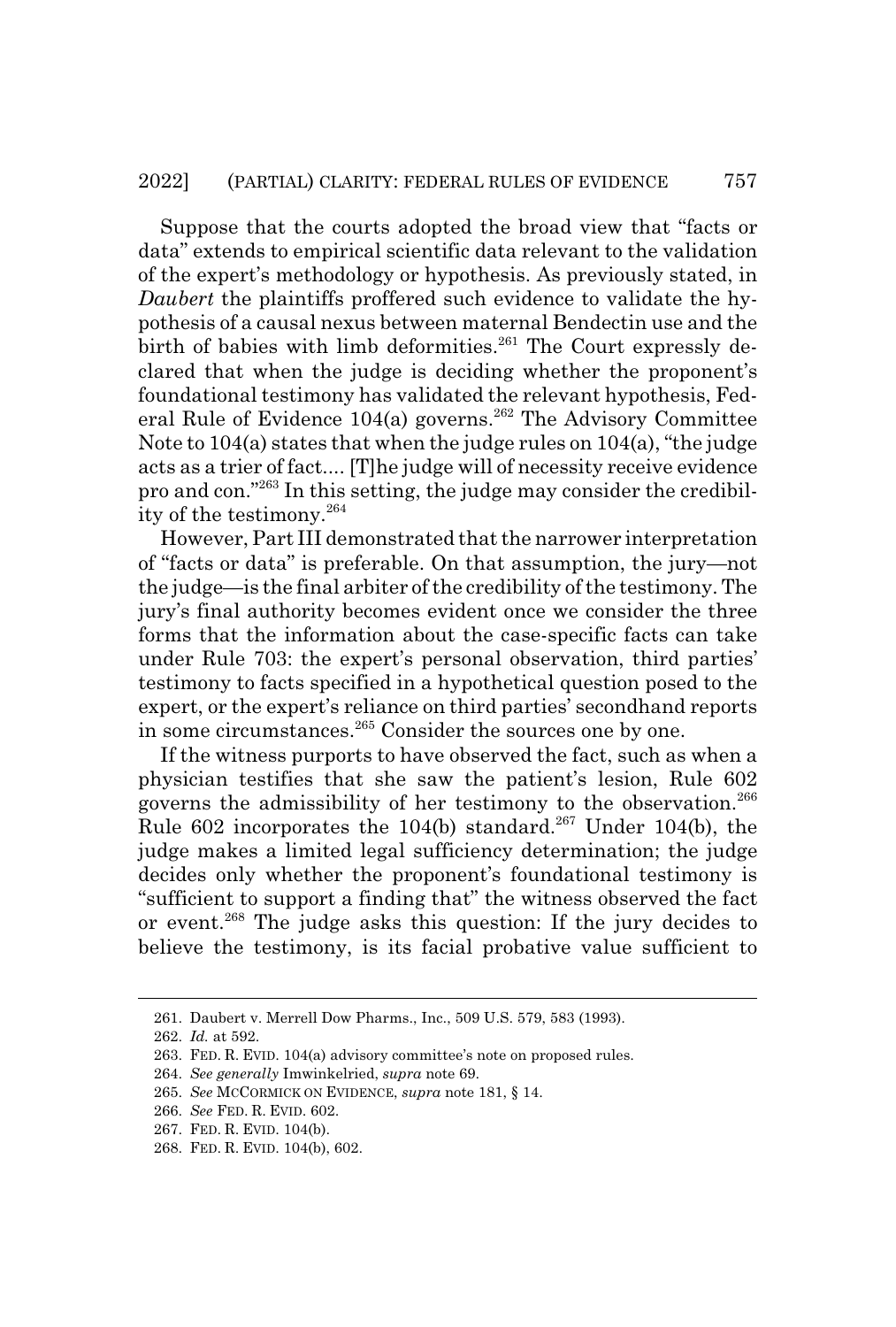Suppose that the courts adopted the broad view that "facts or data" extends to empirical scientific data relevant to the validation of the expert's methodology or hypothesis. As previously stated, in *Daubert* the plaintiffs proffered such evidence to validate the hypothesis of a causal nexus between maternal Bendectin use and the birth of babies with limb deformities.[261] The Court expressly declared that when the judge is deciding whether the proponent's foundational testimony has validated the relevant hypothesis, Federal Rule of Evidence 104(a) governs.[262] The Advisory Committee Note to 104(a) states that when the judge rules on 104(a), "the judge acts as a trier of fact.... [T]he judge will of necessity receive evidence pro and con."[263] In this setting, the judge may consider the credibility of the testimony.[264]

However, Part III demonstrated that the narrower interpretation of "facts or data" is preferable. On that assumption, the jury—not the judge—is the final arbiter of the credibility of the testimony. The jury's final authority becomes evident once we consider the three forms that the information about the case-specific facts can take under Rule 703: the expert's personal observation, third parties' testimony to facts specified in a hypothetical question posed to the expert, or the expert's reliance on third parties' secondhand reports in some circumstances.[265] Consider the sources one by one.

If the witness purports to have observed the fact, such as when a physician testifies that she saw the patient's lesion, Rule 602 governs the admissibility of her testimony to the observation.[266] Rule 602 incorporates the 104(b) standard.[267] Under 104(b), the judge makes a limited legal sufficiency determination; the judge decides only whether the proponent's foundational testimony is "sufficient to support a finding that" the witness observed the fact or event.[268] The judge asks this question: If the jury decides to believe the testimony, is its facial probative value sufficient to

---

261. Daubert v. Merrell Dow Pharms., Inc., 509 U.S. 579, 583 (1993).

262. *Id.* at 592.

263. FED. R. EVID. 104(a) advisory committee's note on proposed rules.

264. *See generally* Imwinkelried, *supra* note 69.

265. *See* MCCORMICK ON EVIDENCE, *supra* note 181, § 14.

266. *See* FED. R. EVID. 602.

267. FED. R. EVID. 104(b).

268. FED. R. EVID. 104(b), 602.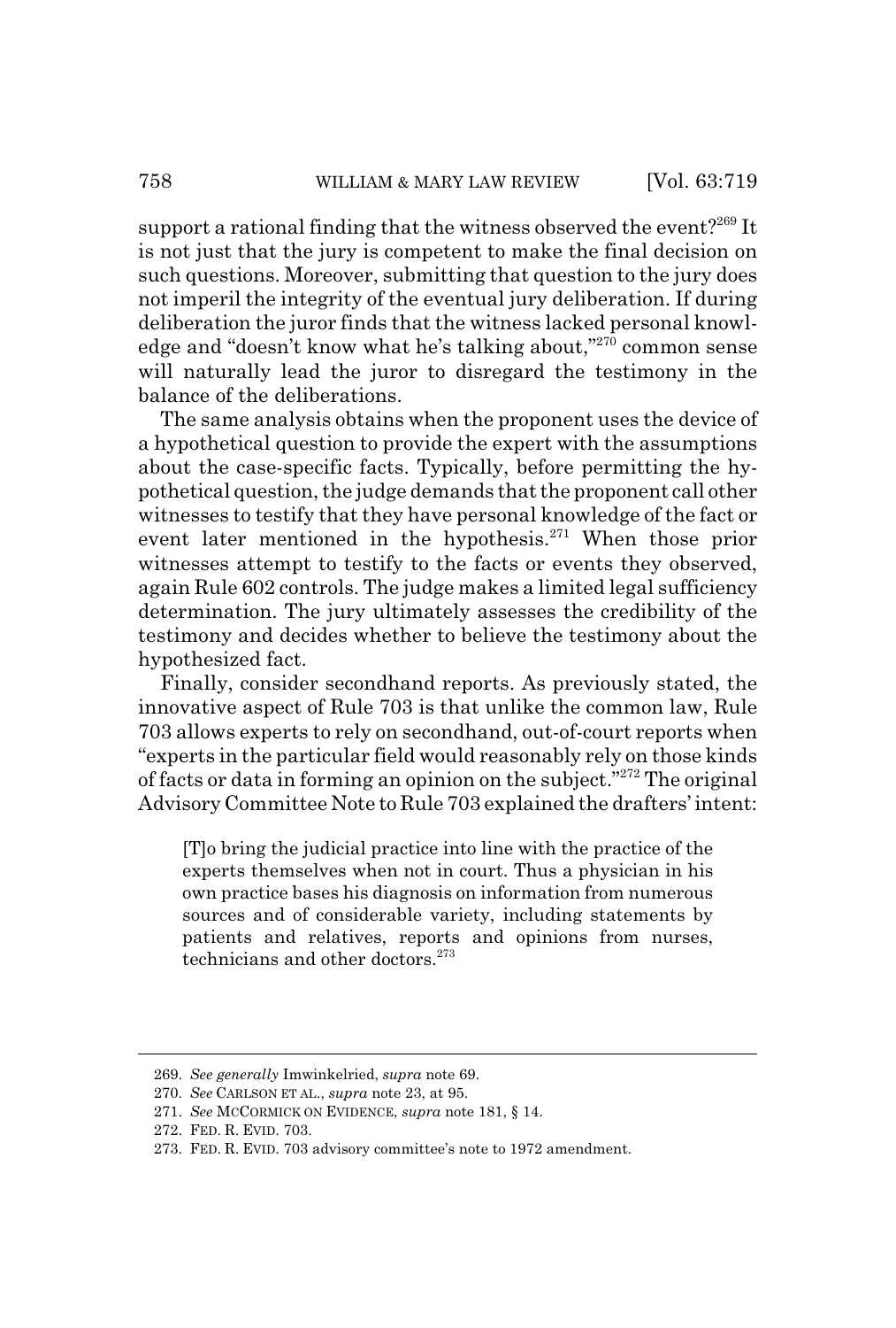support a rational finding that the witness observed the event?[269] It is not just that the jury is competent to make the final decision on such questions. Moreover, submitting that question to the jury does not imperil the integrity of the eventual jury deliberation. If during deliberation the juror finds that the witness lacked personal knowledge and "doesn't know what he's talking about,"[270] common sense will naturally lead the juror to disregard the testimony in the balance of the deliberations.

The same analysis obtains when the proponent uses the device of a hypothetical question to provide the expert with the assumptions about the case-specific facts. Typically, before permitting the hypothetical question, the judge demands that the proponent call other witnesses to testify that they have personal knowledge of the fact or event later mentioned in the hypothesis.[271] When those prior witnesses attempt to testify to the facts or events they observed, again Rule 602 controls. The judge makes a limited legal sufficiency determination. The jury ultimately assesses the credibility of the testimony and decides whether to believe the testimony about the hypothesized fact.

Finally, consider secondhand reports. As previously stated, the innovative aspect of Rule 703 is that unlike the common law, Rule 703 allows experts to rely on secondhand, out-of-court reports when "experts in the particular field would reasonably rely on those kinds of facts or data in forming an opinion on the subject."[272] The original Advisory Committee Note to Rule 703 explained the drafters' intent:

> [T]o bring the judicial practice into line with the practice of the experts themselves when not in court. Thus a physician in his own practice bases his diagnosis on information from numerous sources and of considerable variety, including statements by patients and relatives, reports and opinions from nurses, technicians and other doctors.[273]

---

269. *See generally* Imwinkelried, *supra* note 69.

270. *See* CARLSON ET AL., *supra* note 23, at 95.

271. *See* MCCORMICK ON EVIDENCE, *supra* note 181, § 14.

272. FED. R. EVID. 703.

273. FED. R. EVID. 703 advisory committee's note to 1972 amendment.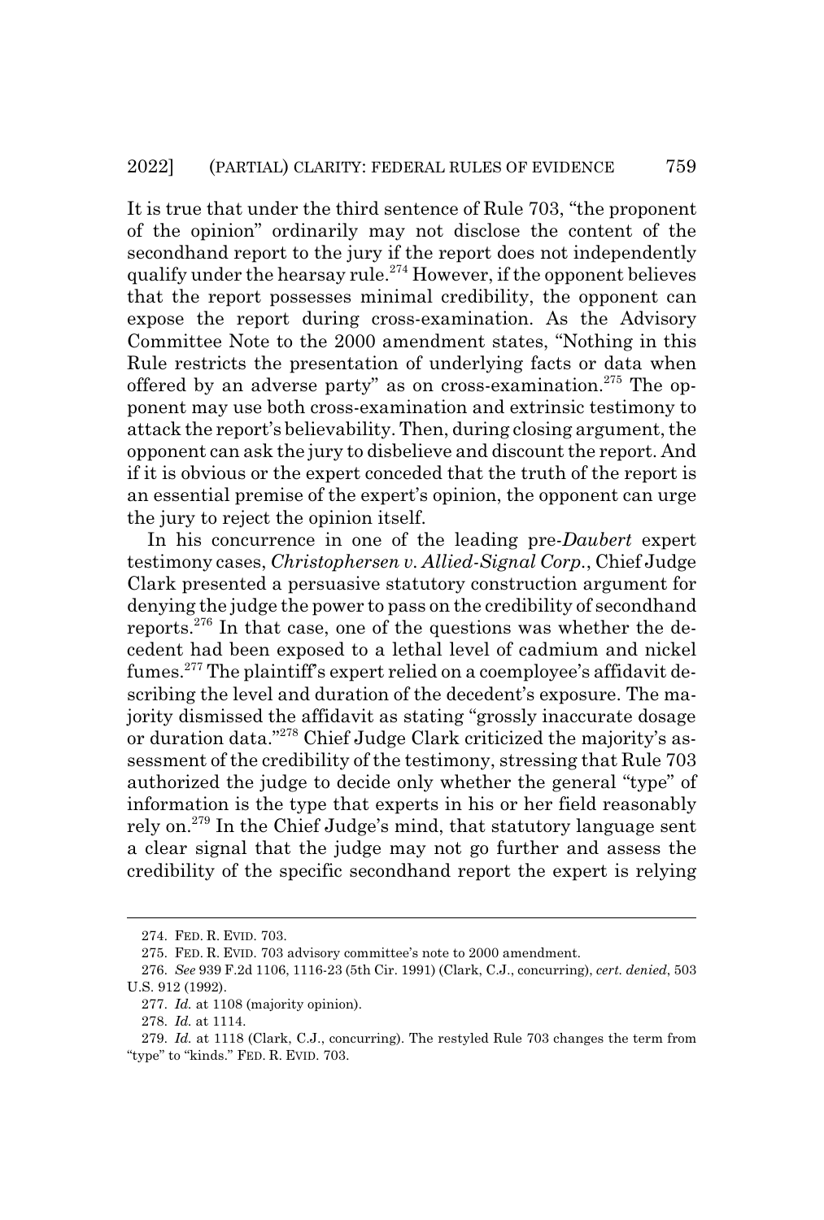It is true that under the third sentence of Rule 703, "the proponent of the opinion" ordinarily may not disclose the content of the secondhand report to the jury if the report does not independently qualify under the hearsay rule.[274] However, if the opponent believes that the report possesses minimal credibility, the opponent can expose the report during cross-examination. As the Advisory Committee Note to the 2000 amendment states, "Nothing in this Rule restricts the presentation of underlying facts or data when offered by an adverse party" as on cross-examination.[275] The opponent may use both cross-examination and extrinsic testimony to attack the report's believability. Then, during closing argument, the opponent can ask the jury to disbelieve and discount the report. And if it is obvious or the expert conceded that the truth of the report is an essential premise of the expert's opinion, the opponent can urge the jury to reject the opinion itself.

In his concurrence in one of the leading pre-*Daubert* expert testimony cases, *Christophersen v. Allied-Signal Corp.*, Chief Judge Clark presented a persuasive statutory construction argument for denying the judge the power to pass on the credibility of secondhand reports.[276] In that case, one of the questions was whether the decedent had been exposed to a lethal level of cadmium and nickel fumes.[277] The plaintiff's expert relied on a coemployee's affidavit describing the level and duration of the decedent's exposure. The majority dismissed the affidavit as stating "grossly inaccurate dosage or duration data."[278] Chief Judge Clark criticized the majority's assessment of the credibility of the testimony, stressing that Rule 703 authorized the judge to decide only whether the general "type" of information is the type that experts in his or her field reasonably rely on.[279] In the Chief Judge's mind, that statutory language sent a clear signal that the judge may not go further and assess the credibility of the specific secondhand report the expert is relying

---

274. FED. R. EVID. 703.

275. FED. R. EVID. 703 advisory committee's note to 2000 amendment.

276. *See* 939 F.2d 1106, 1116-23 (5th Cir. 1991) (Clark, C.J., concurring), *cert. denied*, 503 U.S. 912 (1992).

277. *Id.* at 1108 (majority opinion).

278. *Id.* at 1114.

279. *Id.* at 1118 (Clark, C.J., concurring). The restyled Rule 703 changes the term from "type" to "kinds." FED. R. EVID. 703.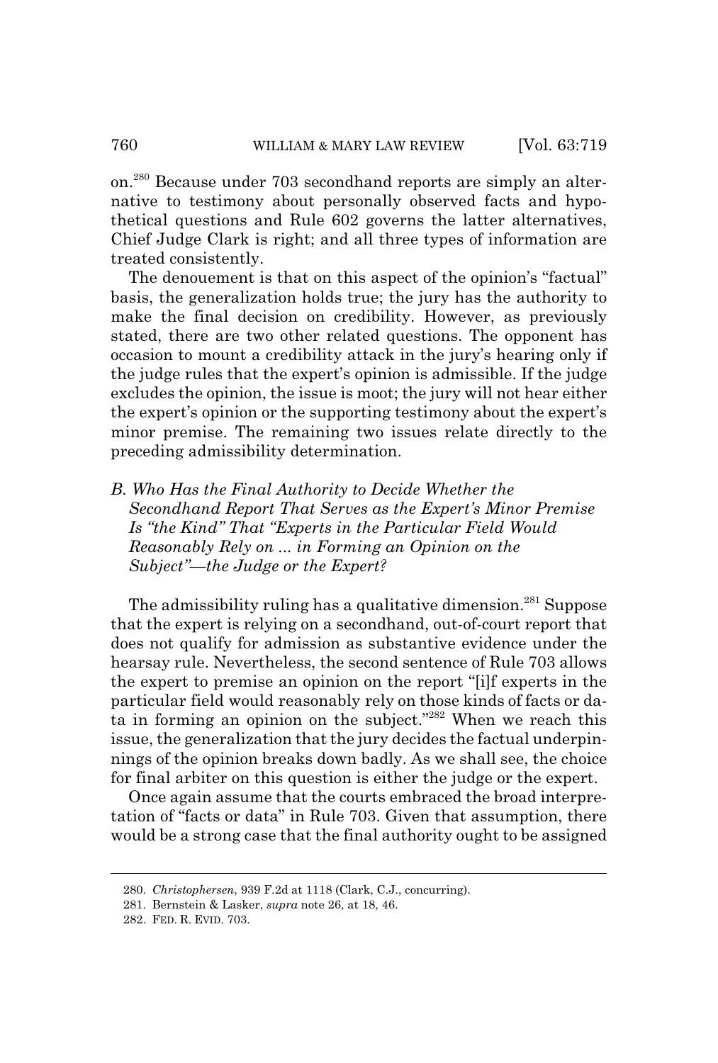on.[280] Because under 703 secondhand reports are simply an alternative to testimony about personally observed facts and hypothetical questions and Rule 602 governs the latter alternatives, Chief Judge Clark is right; and all three types of information are treated consistently.

The denouement is that on this aspect of the opinion's "factual" basis, the generalization holds true; the jury has the authority to make the final decision on credibility. However, as previously stated, there are two other related questions. The opponent has occasion to mount a credibility attack in the jury's hearing only if the judge rules that the expert's opinion is admissible. If the judge excludes the opinion, the issue is moot; the jury will not hear either the expert's opinion or the supporting testimony about the expert's minor premise. The remaining two issues relate directly to the preceding admissibility determination.

### *B. Who Has the Final Authority to Decide Whether the Secondhand Report That Serves as the Expert's Minor Premise Is "the Kind" That "Experts in the Particular Field Would Reasonably Rely on ... in Forming an Opinion on the Subject"—the Judge or the Expert?*

The admissibility ruling has a qualitative dimension.[281] Suppose that the expert is relying on a secondhand, out-of-court report that does not qualify for admission as substantive evidence under the hearsay rule. Nevertheless, the second sentence of Rule 703 allows the expert to premise an opinion on the report "[i]f experts in the particular field would reasonably rely on those kinds of facts or data in forming an opinion on the subject."[282] When we reach this issue, the generalization that the jury decides the factual underpinnings of the opinion breaks down badly. As we shall see, the choice for final arbiter on this question is either the judge or the expert.

Once again assume that the courts embraced the broad interpretation of "facts or data" in Rule 703. Given that assumption, there would be a strong case that the final authority ought to be assigned

---

280. *Christophersen*, 939 F.2d at 1118 (Clark, C.J., concurring).

281. Bernstein & Lasker, *supra* note 26, at 18, 46.

282. FED. R. EVID. 703.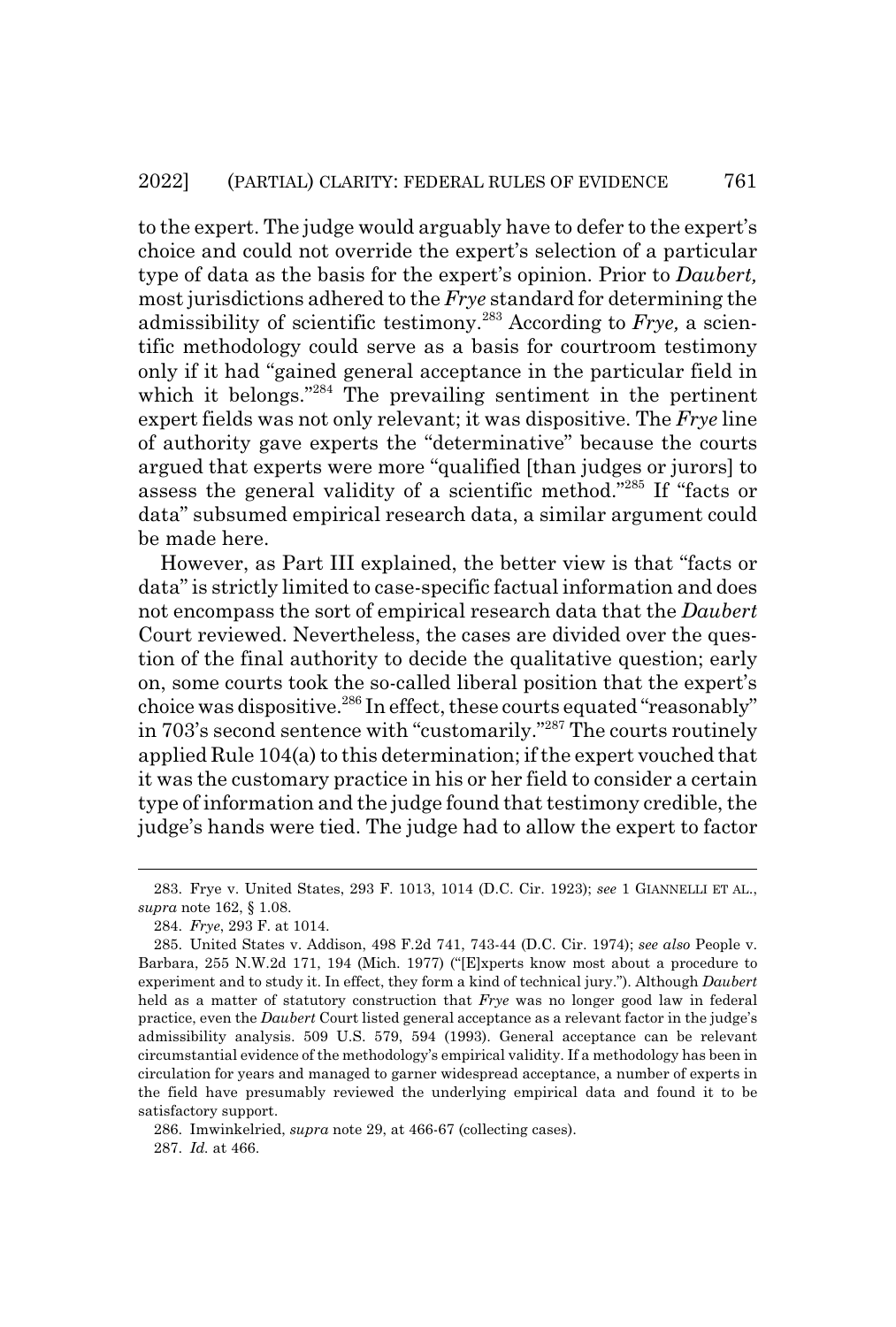to the expert. The judge would arguably have to defer to the expert's choice and could not override the expert's selection of a particular type of data as the basis for the expert's opinion. Prior to *Daubert,* most jurisdictions adhered to the *Frye* standard for determining the admissibility of scientific testimony.[283] According to *Frye,* a scientific methodology could serve as a basis for courtroom testimony only if it had "gained general acceptance in the particular field in which it belongs."[284] The prevailing sentiment in the pertinent expert fields was not only relevant; it was dispositive. The *Frye* line of authority gave experts the "determinative" because the courts argued that experts were more "qualified [than judges or jurors] to assess the general validity of a scientific method."[285] If "facts or data" subsumed empirical research data, a similar argument could be made here.

However, as Part III explained, the better view is that "facts or data" is strictly limited to case-specific factual information and does not encompass the sort of empirical research data that the *Daubert* Court reviewed. Nevertheless, the cases are divided over the question of the final authority to decide the qualitative question; early on, some courts took the so-called liberal position that the expert's choice was dispositive.[286] In effect, these courts equated "reasonably" in 703's second sentence with "customarily."[287] The courts routinely applied Rule 104(a) to this determination; if the expert vouched that it was the customary practice in his or her field to consider a certain type of information and the judge found that testimony credible, the judge's hands were tied. The judge had to allow the expert to factor

---

283. Frye v. United States, 293 F. 1013, 1014 (D.C. Cir. 1923); *see* 1 GIANNELLI ET AL., *supra* note 162, § 1.08.

284. *Frye*, 293 F. at 1014.

285. United States v. Addison, 498 F.2d 741, 743-44 (D.C. Cir. 1974); *see also* People v. Barbara, 255 N.W.2d 171, 194 (Mich. 1977) ("[E]xperts know most about a procedure to experiment and to study it. In effect, they form a kind of technical jury."). Although *Daubert* held as a matter of statutory construction that *Frye* was no longer good law in federal practice, even the *Daubert* Court listed general acceptance as a relevant factor in the judge's admissibility analysis. 509 U.S. 579, 594 (1993). General acceptance can be relevant circumstantial evidence of the methodology's empirical validity. If a methodology has been in circulation for years and managed to garner widespread acceptance, a number of experts in the field have presumably reviewed the underlying empirical data and found it to be satisfactory support.

286. Imwinkelried, *supra* note 29, at 466-67 (collecting cases).

287. *Id.* at 466.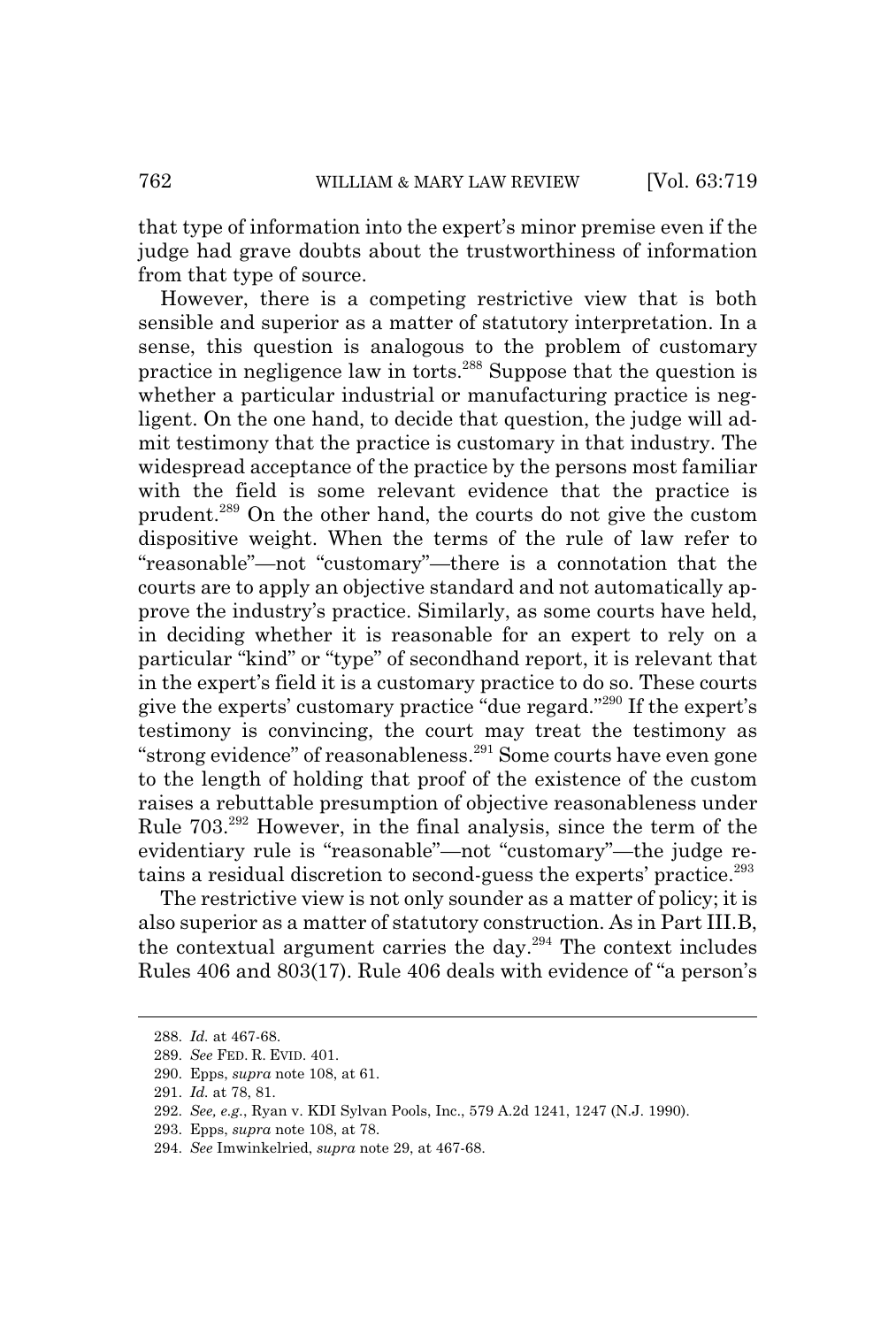that type of information into the expert's minor premise even if the judge had grave doubts about the trustworthiness of information from that type of source.

However, there is a competing restrictive view that is both sensible and superior as a matter of statutory interpretation. In a sense, this question is analogous to the problem of customary practice in negligence law in torts.[288] Suppose that the question is whether a particular industrial or manufacturing practice is negligent. On the one hand, to decide that question, the judge will admit testimony that the practice is customary in that industry. The widespread acceptance of the practice by the persons most familiar with the field is some relevant evidence that the practice is prudent.[289] On the other hand, the courts do not give the custom dispositive weight. When the terms of the rule of law refer to "reasonable"—not "customary"—there is a connotation that the courts are to apply an objective standard and not automatically approve the industry's practice. Similarly, as some courts have held, in deciding whether it is reasonable for an expert to rely on a particular "kind" or "type" of secondhand report, it is relevant that in the expert's field it is a customary practice to do so. These courts give the experts' customary practice "due regard."[290] If the expert's testimony is convincing, the court may treat the testimony as "strong evidence" of reasonableness.[291] Some courts have even gone to the length of holding that proof of the existence of the custom raises a rebuttable presumption of objective reasonableness under Rule 703.[292] However, in the final analysis, since the term of the evidentiary rule is "reasonable"—not "customary"—the judge retains a residual discretion to second-guess the experts' practice.[293]

The restrictive view is not only sounder as a matter of policy; it is also superior as a matter of statutory construction. As in Part III.B, the contextual argument carries the day.[294] The context includes Rules 406 and 803(17). Rule 406 deals with evidence of "a person's

---

288. *Id.* at 467-68.

289. *See* FED. R. EVID. 401.

290. Epps, *supra* note 108, at 61.

291. *Id.* at 78, 81.

292. *See, e.g.*, Ryan v. KDI Sylvan Pools, Inc., 579 A.2d 1241, 1247 (N.J. 1990).

293. Epps, *supra* note 108, at 78.

294. *See* Imwinkelried, *supra* note 29, at 467-68.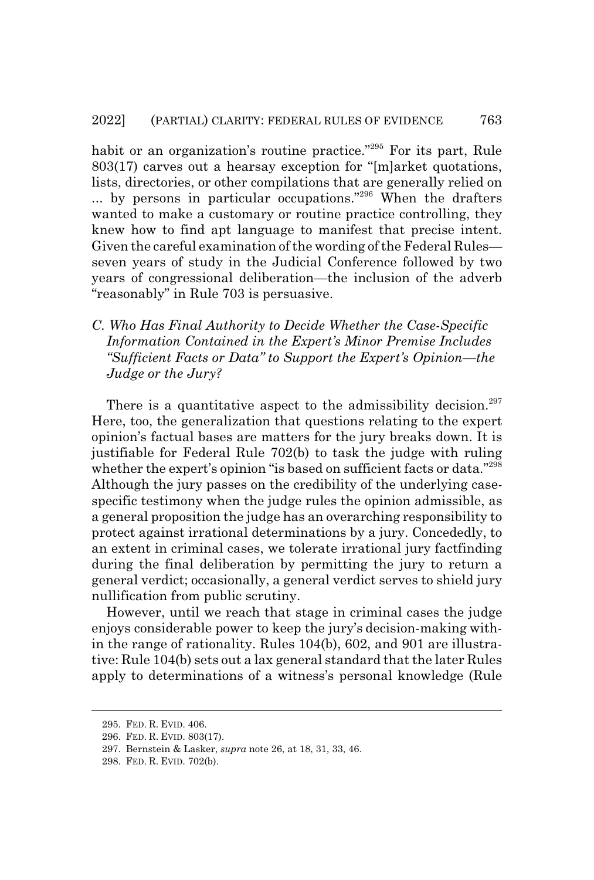habit or an organization's routine practice."[295] For its part, Rule 803(17) carves out a hearsay exception for "[m]arket quotations, lists, directories, or other compilations that are generally relied on ... by persons in particular occupations."[296] When the drafters wanted to make a customary or routine practice controlling, they knew how to find apt language to manifest that precise intent. Given the careful examination of the wording of the Federal Rules—seven years of study in the Judicial Conference followed by two years of congressional deliberation—the inclusion of the adverb "reasonably" in Rule 703 is persuasive.

### *C. Who Has Final Authority to Decide Whether the Case-Specific Information Contained in the Expert's Minor Premise Includes "Sufficient Facts or Data" to Support the Expert's Opinion—the Judge or the Jury?*

There is a quantitative aspect to the admissibility decision.[297] Here, too, the generalization that questions relating to the expert opinion's factual bases are matters for the jury breaks down. It is justifiable for Federal Rule 702(b) to task the judge with ruling whether the expert's opinion "is based on sufficient facts or data."[298] Although the jury passes on the credibility of the underlying case-specific testimony when the judge rules the opinion admissible, as a general proposition the judge has an overarching responsibility to protect against irrational determinations by a jury. Concededly, to an extent in criminal cases, we tolerate irrational jury factfinding during the final deliberation by permitting the jury to return a general verdict; occasionally, a general verdict serves to shield jury nullification from public scrutiny.

However, until we reach that stage in criminal cases the judge enjoys considerable power to keep the jury's decision-making within the range of rationality. Rules 104(b), 602, and 901 are illustrative: Rule 104(b) sets out a lax general standard that the later Rules apply to determinations of a witness's personal knowledge (Rule

295. FED. R. EVID. 406.

296. FED. R. EVID. 803(17).

297. Bernstein & Lasker, *supra* note 26, at 18, 31, 33, 46.

298. FED. R. EVID. 702(b).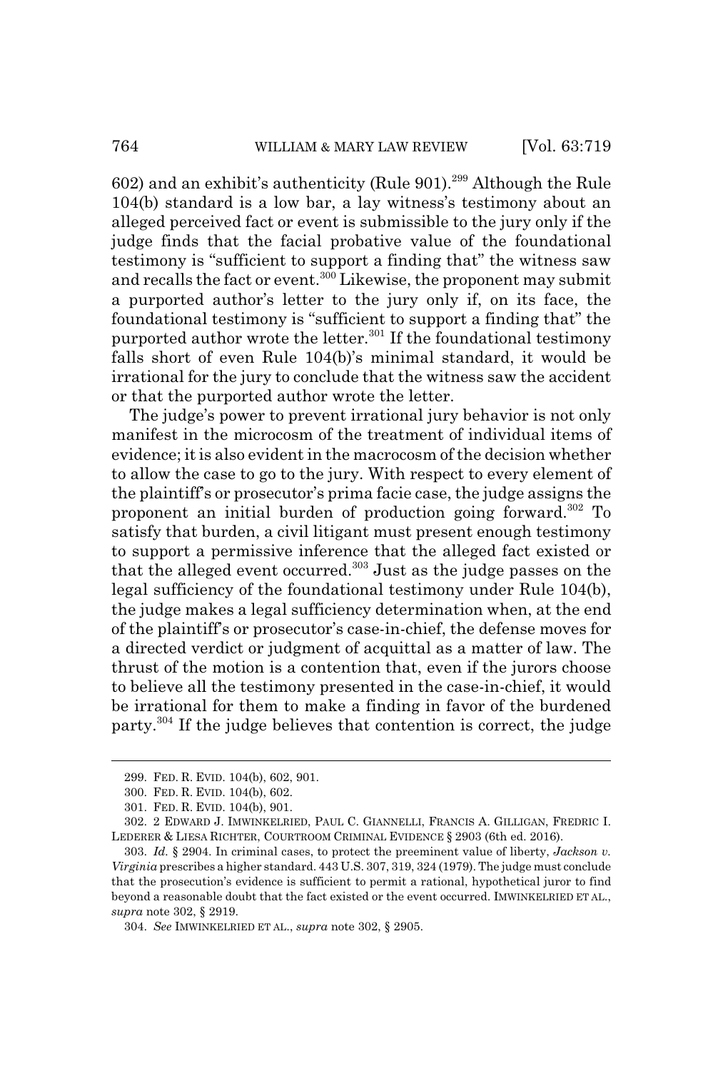602) and an exhibit's authenticity (Rule 901).[299] Although the Rule 104(b) standard is a low bar, a lay witness's testimony about an alleged perceived fact or event is submissible to the jury only if the judge finds that the facial probative value of the foundational testimony is "sufficient to support a finding that" the witness saw and recalls the fact or event.[300] Likewise, the proponent may submit a purported author's letter to the jury only if, on its face, the foundational testimony is "sufficient to support a finding that" the purported author wrote the letter.[301] If the foundational testimony falls short of even Rule 104(b)'s minimal standard, it would be irrational for the jury to conclude that the witness saw the accident or that the purported author wrote the letter.

The judge's power to prevent irrational jury behavior is not only manifest in the microcosm of the treatment of individual items of evidence; it is also evident in the macrocosm of the decision whether to allow the case to go to the jury. With respect to every element of the plaintiff's or prosecutor's prima facie case, the judge assigns the proponent an initial burden of production going forward.[302] To satisfy that burden, a civil litigant must present enough testimony to support a permissive inference that the alleged fact existed or that the alleged event occurred.[303] Just as the judge passes on the legal sufficiency of the foundational testimony under Rule 104(b), the judge makes a legal sufficiency determination when, at the end of the plaintiff's or prosecutor's case-in-chief, the defense moves for a directed verdict or judgment of acquittal as a matter of law. The thrust of the motion is a contention that, even if the jurors choose to believe all the testimony presented in the case-in-chief, it would be irrational for them to make a finding in favor of the burdened party.[304] If the judge believes that contention is correct, the judge

---

299. FED. R. EVID. 104(b), 602, 901.

300. FED. R. EVID. 104(b), 602.

301. FED. R. EVID. 104(b), 901.

302. 2 EDWARD J. IMWINKELRIED, PAUL C. GIANNELLI, FRANCIS A. GILLIGAN, FREDRIC I. LEDERER & LIESA RICHTER, COURTROOM CRIMINAL EVIDENCE § 2903 (6th ed. 2016).

303. *Id.* § 2904. In criminal cases, to protect the preeminent value of liberty, *Jackson v. Virginia* prescribes a higher standard. 443 U.S. 307, 319, 324 (1979). The judge must conclude that the prosecution's evidence is sufficient to permit a rational, hypothetical juror to find beyond a reasonable doubt that the fact existed or the event occurred. IMWINKELRIED ET AL., *supra* note 302, § 2919.

304. *See* IMWINKELRIED ET AL., *supra* note 302, § 2905.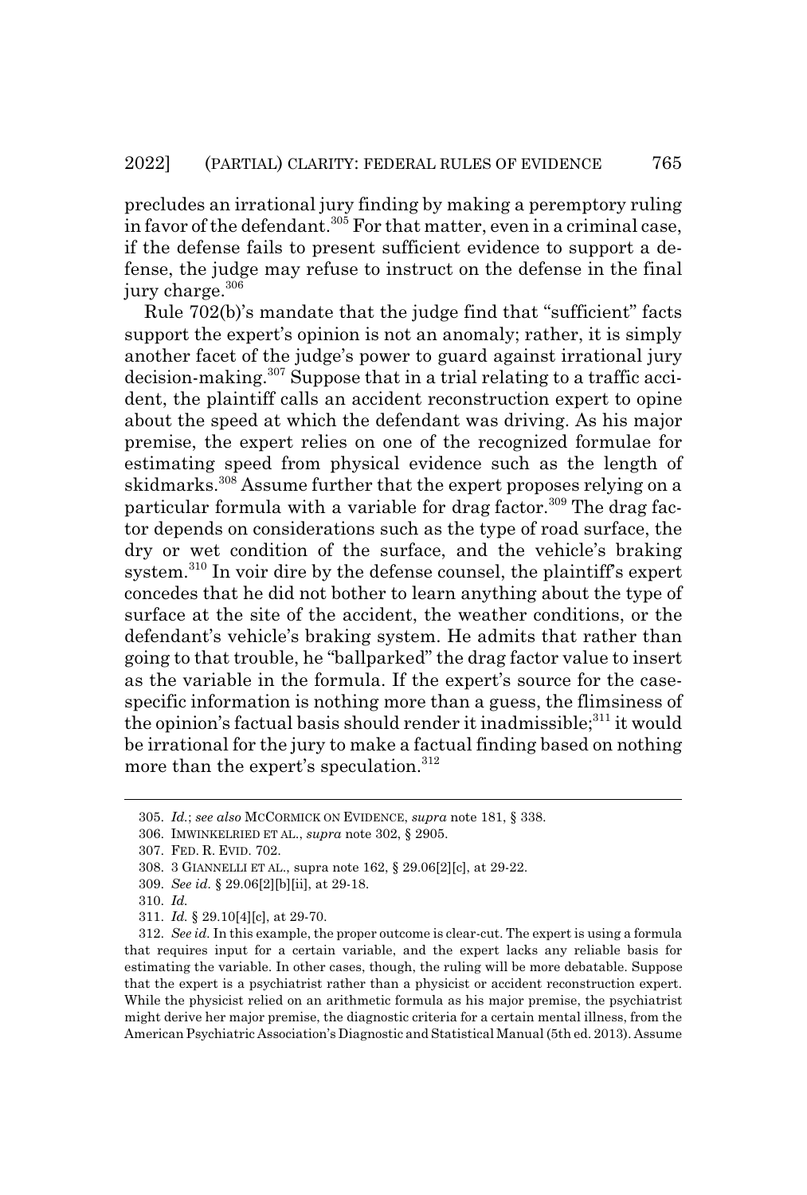precludes an irrational jury finding by making a peremptory ruling in favor of the defendant.[305] For that matter, even in a criminal case, if the defense fails to present sufficient evidence to support a defense, the judge may refuse to instruct on the defense in the final jury charge.[306]

Rule 702(b)'s mandate that the judge find that "sufficient" facts support the expert's opinion is not an anomaly; rather, it is simply another facet of the judge's power to guard against irrational jury decision-making.[307] Suppose that in a trial relating to a traffic accident, the plaintiff calls an accident reconstruction expert to opine about the speed at which the defendant was driving. As his major premise, the expert relies on one of the recognized formulae for estimating speed from physical evidence such as the length of skidmarks.[308] Assume further that the expert proposes relying on a particular formula with a variable for drag factor.[309] The drag factor depends on considerations such as the type of road surface, the dry or wet condition of the surface, and the vehicle's braking system.[310] In voir dire by the defense counsel, the plaintiff's expert concedes that he did not bother to learn anything about the type of surface at the site of the accident, the weather conditions, or the defendant's vehicle's braking system. He admits that rather than going to that trouble, he "ballparked" the drag factor value to insert as the variable in the formula. If the expert's source for the case-specific information is nothing more than a guess, the flimsiness of the opinion's factual basis should render it inadmissible;[311] it would be irrational for the jury to make a factual finding based on nothing more than the expert's speculation.[312]

---

305. *Id.*; *see also* MCCORMICK ON EVIDENCE, *supra* note 181, § 338.

306. IMWINKELRIED ET AL., *supra* note 302, § 2905.

307. FED. R. EVID. 702.

308. 3 GIANNELLI ET AL., supra note 162, § 29.06[2][c], at 29-22.

309. *See id.* § 29.06[2][b][ii], at 29-18.

310. *Id.*

311. *Id.* § 29.10[4][c], at 29-70.

312. *See id.* In this example, the proper outcome is clear-cut. The expert is using a formula that requires input for a certain variable, and the expert lacks any reliable basis for estimating the variable. In other cases, though, the ruling will be more debatable. Suppose that the expert is a psychiatrist rather than a physicist or accident reconstruction expert. While the physicist relied on an arithmetic formula as his major premise, the psychiatrist might derive her major premise, the diagnostic criteria for a certain mental illness, from the American Psychiatric Association's Diagnostic and Statistical Manual (5th ed. 2013). Assume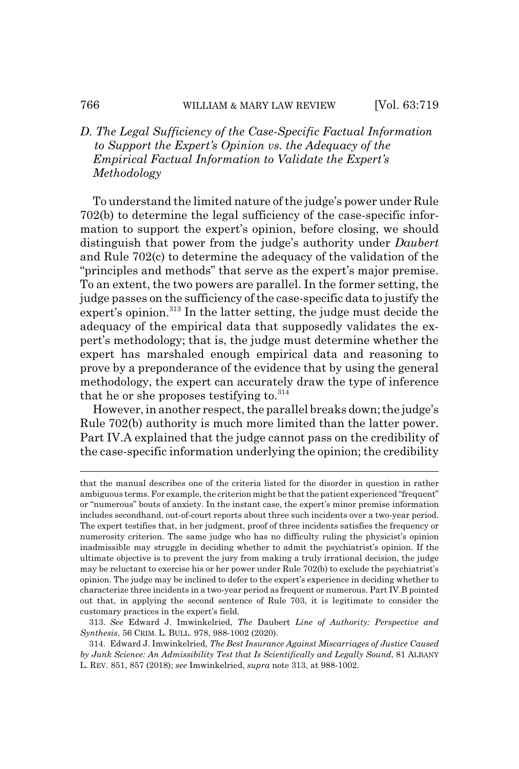### *D. The Legal Sufficiency of the Case-Specific Factual Information to Support the Expert's Opinion vs. the Adequacy of the Empirical Factual Information to Validate the Expert's Methodology*

To understand the limited nature of the judge's power under Rule 702(b) to determine the legal sufficiency of the case-specific information to support the expert's opinion, before closing, we should distinguish that power from the judge's authority under *Daubert* and Rule 702(c) to determine the adequacy of the validation of the "principles and methods" that serve as the expert's major premise. To an extent, the two powers are parallel. In the former setting, the judge passes on the sufficiency of the case-specific data to justify the expert's opinion.[313] In the latter setting, the judge must decide the adequacy of the empirical data that supposedly validates the expert's methodology; that is, the judge must determine whether the expert has marshaled enough empirical data and reasoning to prove by a preponderance of the evidence that by using the general methodology, the expert can accurately draw the type of inference that he or she proposes testifying to.[314]

However, in another respect, the parallel breaks down; the judge's Rule 702(b) authority is much more limited than the latter power. Part IV.A explained that the judge cannot pass on the credibility of the case-specific information underlying the opinion; the credibility

---

that the manual describes one of the criteria listed for the disorder in question in rather ambiguous terms. For example, the criterion might be that the patient experienced "frequent" or "numerous" bouts of anxiety. In the instant case, the expert's minor premise information includes secondhand, out-of-court reports about three such incidents over a two-year period. The expert testifies that, in her judgment, proof of three incidents satisfies the frequency or numerosity criterion. The same judge who has no difficulty ruling the physicist's opinion inadmissible may struggle in deciding whether to admit the psychiatrist's opinion. If the ultimate objective is to prevent the jury from making a truly irrational decision, the judge may be reluctant to exercise his or her power under Rule 702(b) to exclude the psychiatrist's opinion. The judge may be inclined to defer to the expert's experience in deciding whether to characterize three incidents in a two-year period as frequent or numerous. Part IV.B pointed out that, in applying the second sentence of Rule 703, it is legitimate to consider the customary practices in the expert's field.

313. *See* Edward J. Imwinkelried, *The* Daubert *Line of Authority: Perspective and Synthesis*, 56 CRIM. L. BULL. 978, 988-1002 (2020).

314. Edward J. Imwinkelried, *The Best Insurance Against Miscarriages of Justice Caused by Junk Science: An Admissibility Test that Is Scientifically and Legally Sound*, 81 ALBANY L. REV. 851, 857 (2018); *see* Imwinkelried, *supra* note 313, at 988-1002.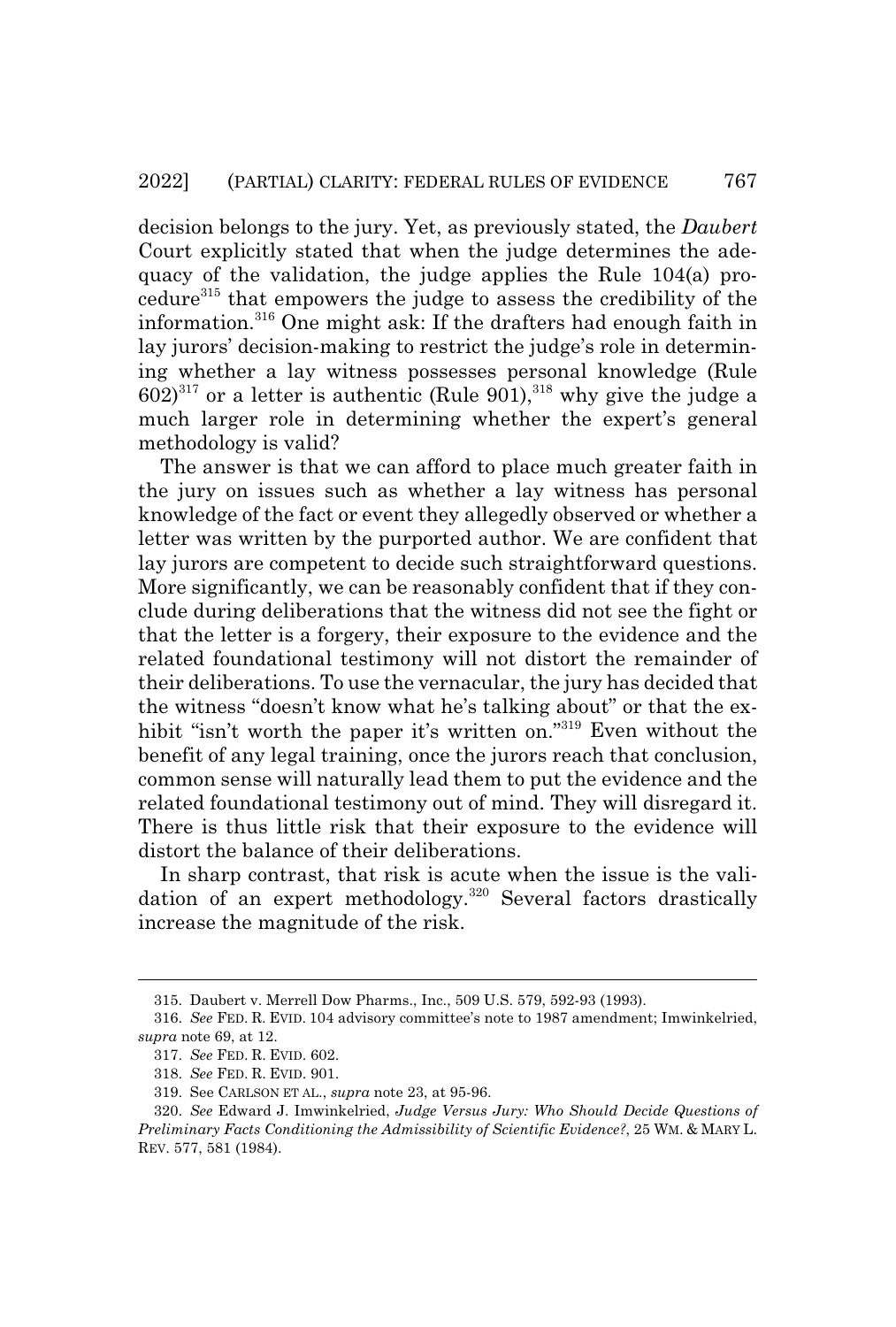decision belongs to the jury. Yet, as previously stated, the *Daubert* Court explicitly stated that when the judge determines the adequacy of the validation, the judge applies the Rule 104(a) procedure[315] that empowers the judge to assess the credibility of the information.[316] One might ask: If the drafters had enough faith in lay jurors' decision-making to restrict the judge's role in determining whether a lay witness possesses personal knowledge (Rule 602)[317] or a letter is authentic (Rule 901),[318] why give the judge a much larger role in determining whether the expert's general methodology is valid?

The answer is that we can afford to place much greater faith in the jury on issues such as whether a lay witness has personal knowledge of the fact or event they allegedly observed or whether a letter was written by the purported author. We are confident that lay jurors are competent to decide such straightforward questions. More significantly, we can be reasonably confident that if they conclude during deliberations that the witness did not see the fight or that the letter is a forgery, their exposure to the evidence and the related foundational testimony will not distort the remainder of their deliberations. To use the vernacular, the jury has decided that the witness "doesn't know what he's talking about" or that the exhibit "isn't worth the paper it's written on."[319] Even without the benefit of any legal training, once the jurors reach that conclusion, common sense will naturally lead them to put the evidence and the related foundational testimony out of mind. They will disregard it. There is thus little risk that their exposure to the evidence will distort the balance of their deliberations.

In sharp contrast, that risk is acute when the issue is the validation of an expert methodology.[320] Several factors drastically increase the magnitude of the risk.

---

315. Daubert v. Merrell Dow Pharms., Inc., 509 U.S. 579, 592-93 (1993).

316. *See* FED. R. EVID. 104 advisory committee's note to 1987 amendment; Imwinkelried, *supra* note 69, at 12.

317. *See* FED. R. EVID. 602.

318. *See* FED. R. EVID. 901.

319. See CARLSON ET AL., *supra* note 23, at 95-96.

320. *See* Edward J. Imwinkelried, *Judge Versus Jury: Who Should Decide Questions of Preliminary Facts Conditioning the Admissibility of Scientific Evidence?*, 25 WM. & MARY L. REV. 577, 581 (1984).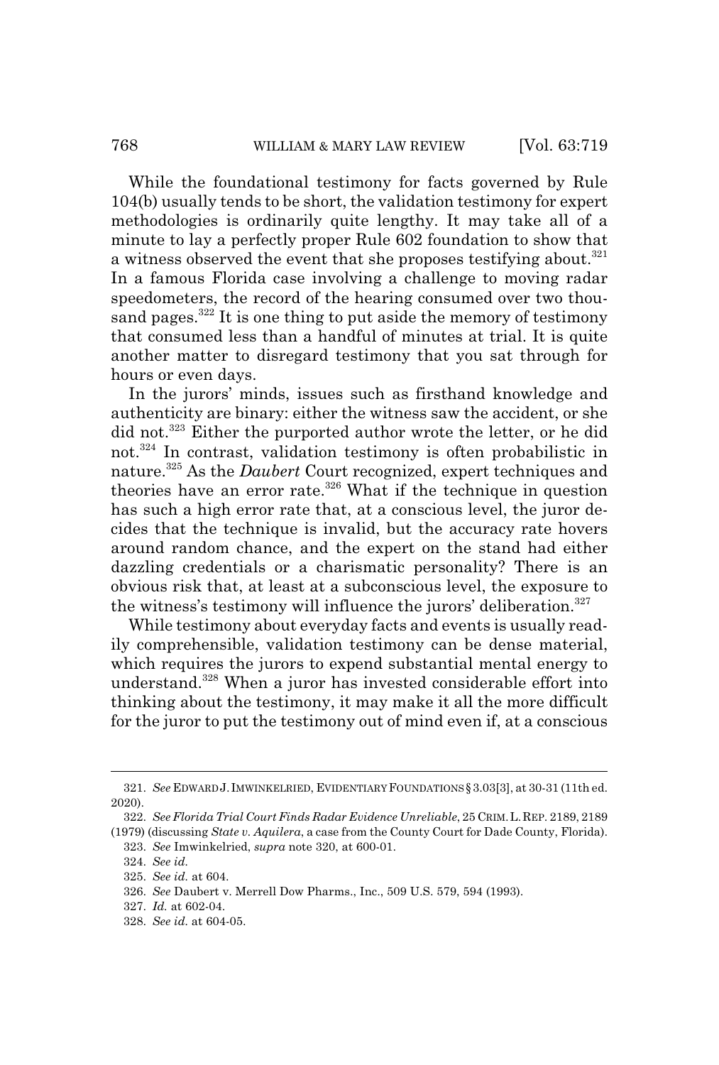While the foundational testimony for facts governed by Rule 104(b) usually tends to be short, the validation testimony for expert methodologies is ordinarily quite lengthy. It may take all of a minute to lay a perfectly proper Rule 602 foundation to show that a witness observed the event that she proposes testifying about.[321] In a famous Florida case involving a challenge to moving radar speedometers, the record of the hearing consumed over two thousand pages.[322] It is one thing to put aside the memory of testimony that consumed less than a handful of minutes at trial. It is quite another matter to disregard testimony that you sat through for hours or even days.

In the jurors' minds, issues such as firsthand knowledge and authenticity are binary: either the witness saw the accident, or she did not.[323] Either the purported author wrote the letter, or he did not.[324] In contrast, validation testimony is often probabilistic in nature.[325] As the *Daubert* Court recognized, expert techniques and theories have an error rate.[326] What if the technique in question has such a high error rate that, at a conscious level, the juror decides that the technique is invalid, but the accuracy rate hovers around random chance, and the expert on the stand had either dazzling credentials or a charismatic personality? There is an obvious risk that, at least at a subconscious level, the exposure to the witness's testimony will influence the jurors' deliberation.[327]

While testimony about everyday facts and events is usually readily comprehensible, validation testimony can be dense material, which requires the jurors to expend substantial mental energy to understand.[328] When a juror has invested considerable effort into thinking about the testimony, it may make it all the more difficult for the juror to put the testimony out of mind even if, at a conscious

---

321. *See* EDWARD J. IMWINKELRIED, EVIDENTIARY FOUNDATIONS § 3.03[3], at 30-31 (11th ed. 2020).

322. *See Florida Trial Court Finds Radar Evidence Unreliable*, 25 CRIM. L. REP. 2189, 2189 (1979) (discussing *State v. Aquilera*, a case from the County Court for Dade County, Florida).

323. *See* Imwinkelried, *supra* note 320, at 600-01.

324. *See id.*

325. *See id.* at 604.

326. *See* Daubert v. Merrell Dow Pharms., Inc., 509 U.S. 579, 594 (1993).

327. *Id.* at 602-04.

328. *See id.* at 604-05.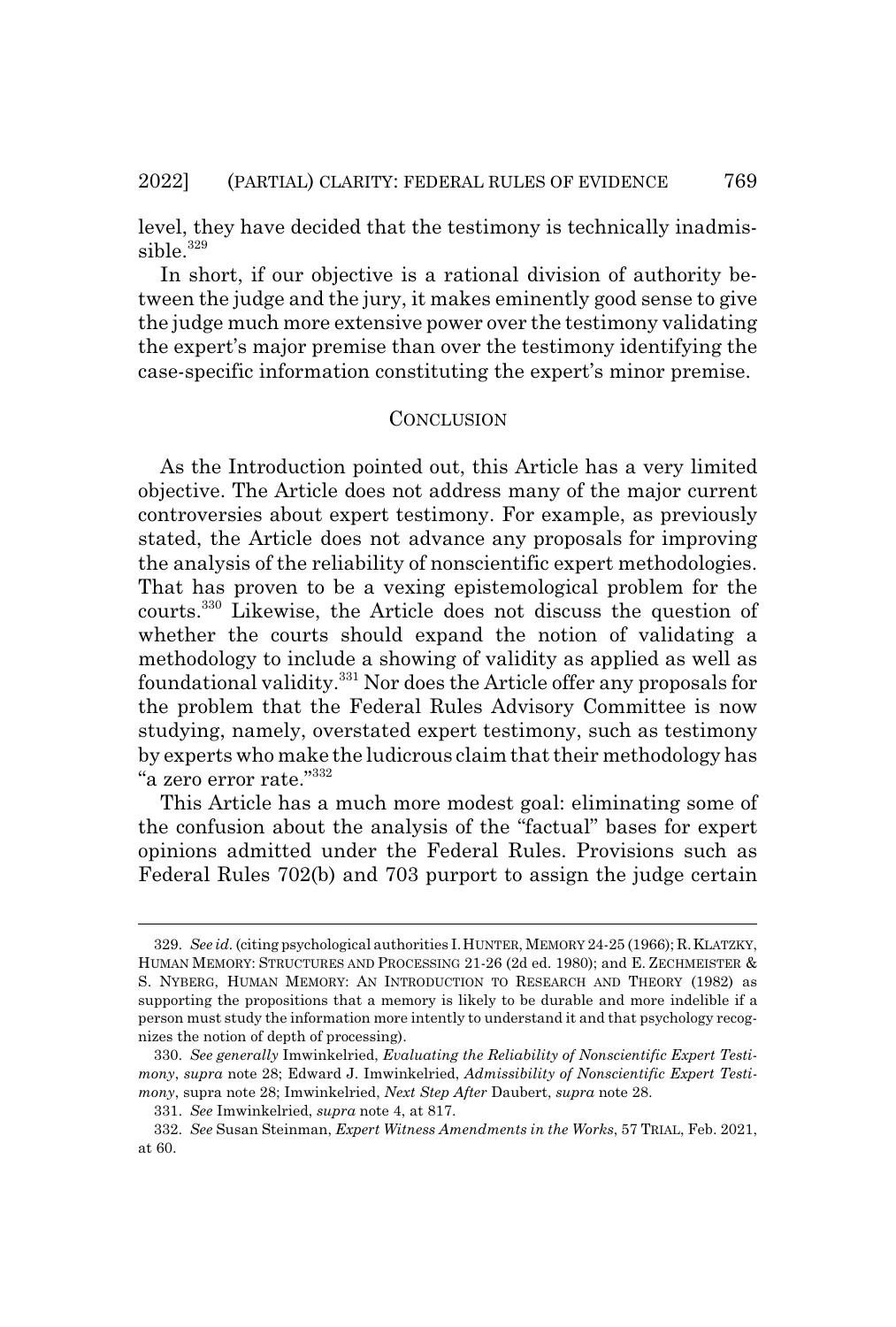level, they have decided that the testimony is technically inadmissible.[329]

In short, if our objective is a rational division of authority between the judge and the jury, it makes eminently good sense to give the judge much more extensive power over the testimony validating the expert's major premise than over the testimony identifying the case-specific information constituting the expert's minor premise.

## CONCLUSION

As the Introduction pointed out, this Article has a very limited objective. The Article does not address many of the major current controversies about expert testimony. For example, as previously stated, the Article does not advance any proposals for improving the analysis of the reliability of nonscientific expert methodologies. That has proven to be a vexing epistemological problem for the courts.[330] Likewise, the Article does not discuss the question of whether the courts should expand the notion of validating a methodology to include a showing of validity as applied as well as foundational validity.[331] Nor does the Article offer any proposals for the problem that the Federal Rules Advisory Committee is now studying, namely, overstated expert testimony, such as testimony by experts who make the ludicrous claim that their methodology has "a zero error rate."[332]

This Article has a much more modest goal: eliminating some of the confusion about the analysis of the "factual" bases for expert opinions admitted under the Federal Rules. Provisions such as Federal Rules 702(b) and 703 purport to assign the judge certain

---

329. *See id.* (citing psychological authorities I. HUNTER, MEMORY 24-25 (1966); R. KLATZKY, HUMAN MEMORY: STRUCTURES AND PROCESSING 21-26 (2d ed. 1980); and E. ZECHMEISTER & S. NYBERG, HUMAN MEMORY: AN INTRODUCTION TO RESEARCH AND THEORY (1982) as supporting the propositions that a memory is likely to be durable and more indelible if a person must study the information more intently to understand it and that psychology recognizes the notion of depth of processing).

330. *See generally* Imwinkelried, *Evaluating the Reliability of Nonscientific Expert Testimony*, *supra* note 28; Edward J. Imwinkelried, *Admissibility of Nonscientific Expert Testimony*, supra note 28; Imwinkelried, *Next Step After* Daubert, *supra* note 28.

331. *See* Imwinkelried, *supra* note 4, at 817.

332. *See* Susan Steinman, *Expert Witness Amendments in the Works*, 57 TRIAL, Feb. 2021, at 60.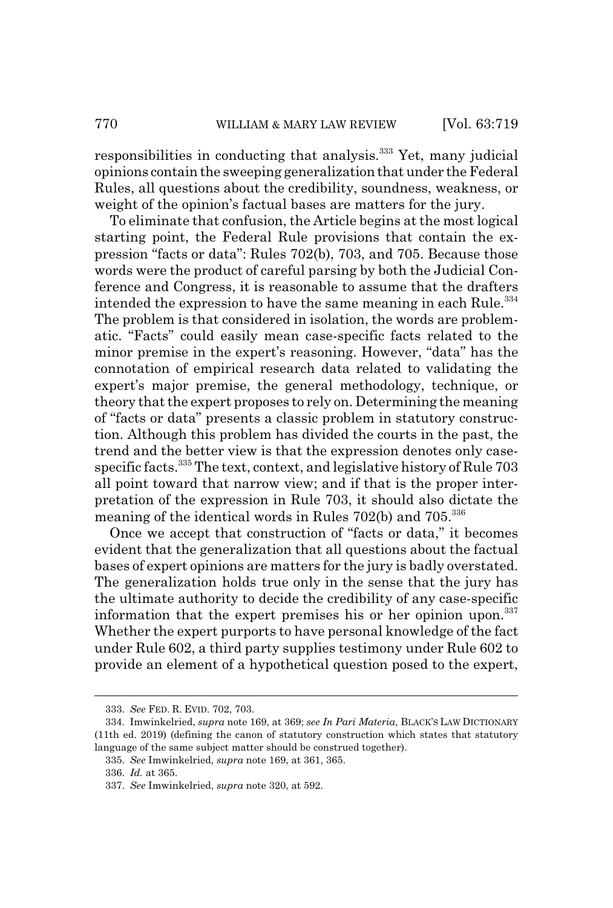responsibilities in conducting that analysis.[333] Yet, many judicial opinions contain the sweeping generalization that under the Federal Rules, all questions about the credibility, soundness, weakness, or weight of the opinion's factual bases are matters for the jury.

To eliminate that confusion, the Article begins at the most logical starting point, the Federal Rule provisions that contain the expression "facts or data": Rules 702(b), 703, and 705. Because those words were the product of careful parsing by both the Judicial Conference and Congress, it is reasonable to assume that the drafters intended the expression to have the same meaning in each Rule.[334] The problem is that considered in isolation, the words are problematic. "Facts" could easily mean case-specific facts related to the minor premise in the expert's reasoning. However, "data" has the connotation of empirical research data related to validating the expert's major premise, the general methodology, technique, or theory that the expert proposes to rely on. Determining the meaning of "facts or data" presents a classic problem in statutory construction. Although this problem has divided the courts in the past, the trend and the better view is that the expression denotes only case-specific facts.[335] The text, context, and legislative history of Rule 703 all point toward that narrow view; and if that is the proper interpretation of the expression in Rule 703, it should also dictate the meaning of the identical words in Rules 702(b) and 705.[336]

Once we accept that construction of "facts or data," it becomes evident that the generalization that all questions about the factual bases of expert opinions are matters for the jury is badly overstated. The generalization holds true only in the sense that the jury has the ultimate authority to decide the credibility of any case-specific information that the expert premises his or her opinion upon.[337] Whether the expert purports to have personal knowledge of the fact under Rule 602, a third party supplies testimony under Rule 602 to provide an element of a hypothetical question posed to the expert,

---

333. *See* FED. R. EVID. 702, 703.

334. Imwinkelried, *supra* note 169, at 369; *see In Pari Materia*, BLACK'S LAW DICTIONARY (11th ed. 2019) (defining the canon of statutory construction which states that statutory language of the same subject matter should be construed together).

335. *See* Imwinkelried, *supra* note 169, at 361, 365.

336. *Id.* at 365.

337. *See* Imwinkelried, *supra* note 320, at 592.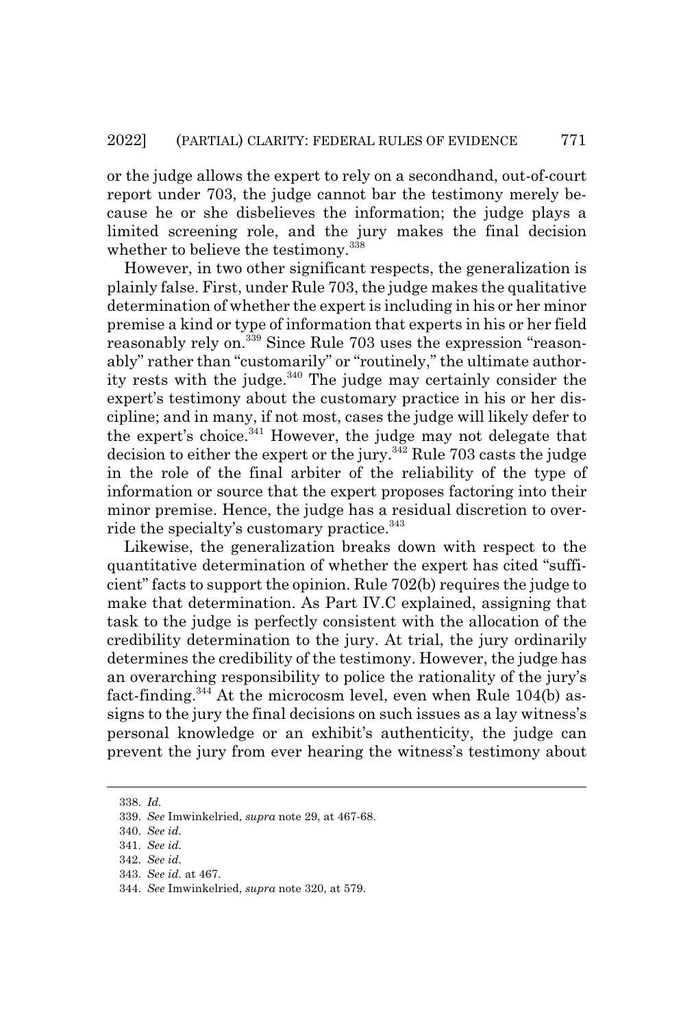or the judge allows the expert to rely on a secondhand, out-of-court report under 703, the judge cannot bar the testimony merely because he or she disbelieves the information; the judge plays a limited screening role, and the jury makes the final decision whether to believe the testimony.[338]

However, in two other significant respects, the generalization is plainly false. First, under Rule 703, the judge makes the qualitative determination of whether the expert is including in his or her minor premise a kind or type of information that experts in his or her field reasonably rely on.[339] Since Rule 703 uses the expression "reasonably" rather than "customarily" or "routinely," the ultimate authority rests with the judge.[340] The judge may certainly consider the expert's testimony about the customary practice in his or her discipline; and in many, if not most, cases the judge will likely defer to the expert's choice.[341] However, the judge may not delegate that decision to either the expert or the jury.[342] Rule 703 casts the judge in the role of the final arbiter of the reliability of the type of information or source that the expert proposes factoring into their minor premise. Hence, the judge has a residual discretion to override the specialty's customary practice.[343]

Likewise, the generalization breaks down with respect to the quantitative determination of whether the expert has cited "sufficient" facts to support the opinion. Rule 702(b) requires the judge to make that determination. As Part IV.C explained, assigning that task to the judge is perfectly consistent with the allocation of the credibility determination to the jury. At trial, the jury ordinarily determines the credibility of the testimony. However, the judge has an overarching responsibility to police the rationality of the jury's fact-finding.[344] At the microcosm level, even when Rule 104(b) assigns to the jury the final decisions on such issues as a lay witness's personal knowledge or an exhibit's authenticity, the judge can prevent the jury from ever hearing the witness's testimony about

---

338. *Id.*

339. *See* Imwinkelried, *supra* note 29, at 467-68.

340. *See id.*

341. *See id.*

342. *See id.*

343. *See id.* at 467.

344. *See* Imwinkelried, *supra* note 320, at 579.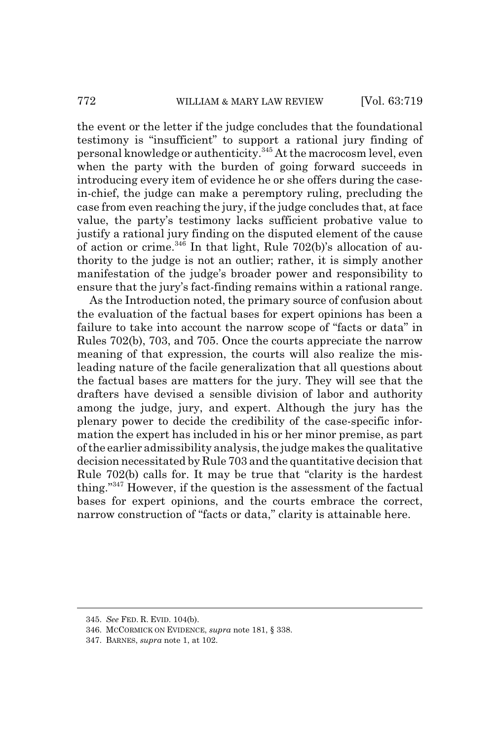the event or the letter if the judge concludes that the foundational testimony is "insufficient" to support a rational jury finding of personal knowledge or authenticity.[345] At the macrocosm level, even when the party with the burden of going forward succeeds in introducing every item of evidence he or she offers during the case-in-chief, the judge can make a peremptory ruling, precluding the case from even reaching the jury, if the judge concludes that, at face value, the party's testimony lacks sufficient probative value to justify a rational jury finding on the disputed element of the cause of action or crime.[346] In that light, Rule 702(b)'s allocation of authority to the judge is not an outlier; rather, it is simply another manifestation of the judge's broader power and responsibility to ensure that the jury's fact-finding remains within a rational range.

As the Introduction noted, the primary source of confusion about the evaluation of the factual bases for expert opinions has been a failure to take into account the narrow scope of "facts or data" in Rules 702(b), 703, and 705. Once the courts appreciate the narrow meaning of that expression, the courts will also realize the misleading nature of the facile generalization that all questions about the factual bases are matters for the jury. They will see that the drafters have devised a sensible division of labor and authority among the judge, jury, and expert. Although the jury has the plenary power to decide the credibility of the case-specific information the expert has included in his or her minor premise, as part of the earlier admissibility analysis, the judge makes the qualitative decision necessitated by Rule 703 and the quantitative decision that Rule 702(b) calls for. It may be true that "clarity is the hardest thing."[347] However, if the question is the assessment of the factual bases for expert opinions, and the courts embrace the correct, narrow construction of "facts or data," clarity is attainable here.

---

345. *See* FED. R. EVID. 104(b).

346. MCCORMICK ON EVIDENCE, *supra* note 181, § 338.

347. BARNES, *supra* note 1, at 102.